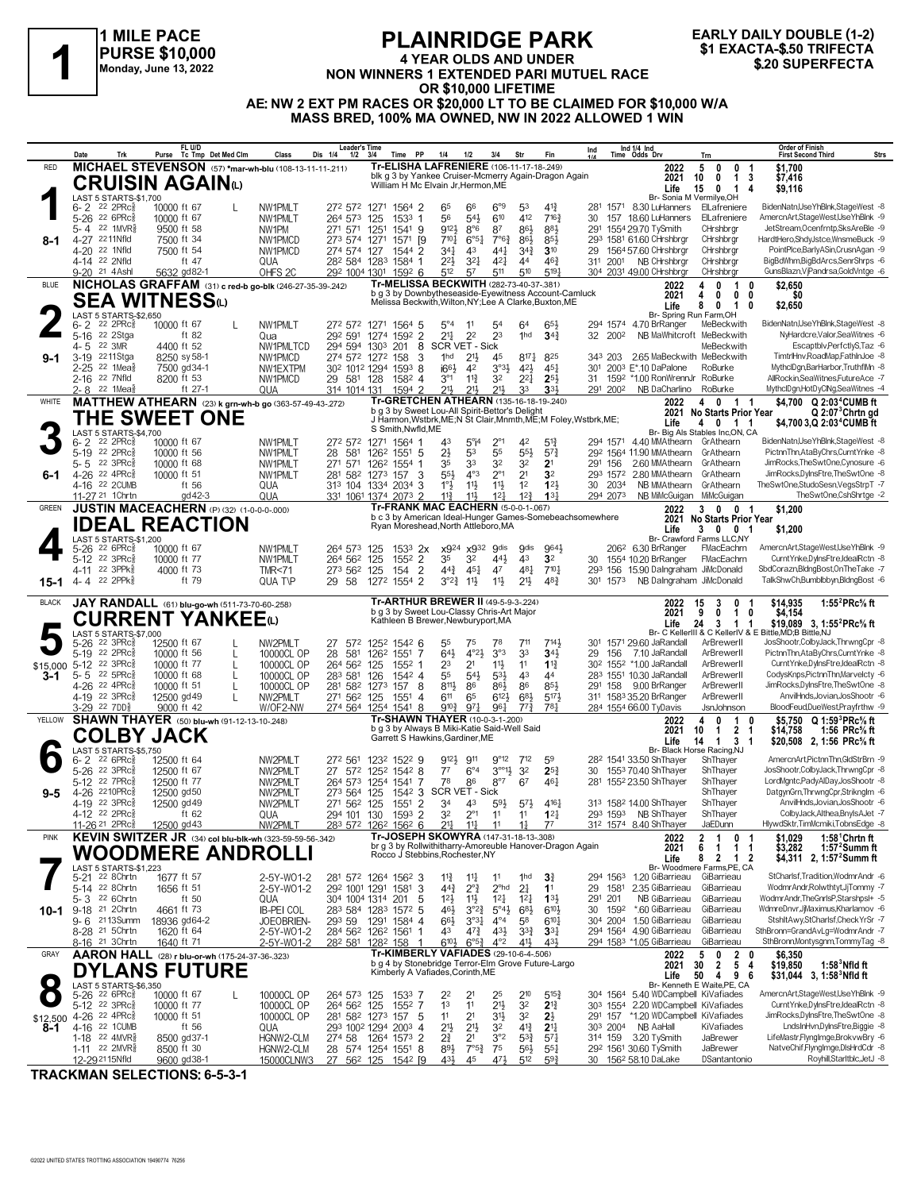# 1 MILE PACE
**PURSE $10,000**
**Monday, June 13, 2022**

# PLAINRIDGE PARK
## 4 YEAR OLDS AND UNDER
### NON WINNERS 1 EXTENDED PARI MUTUEL RACE OR $10,000 LIFETIME
### AE: NW 2 EXT PM RACES OR $20,000 LT TO BE CLAIMED FOR $10,000 W/A MASS BRED, 100% MA OWNED, NW IN 2022 ALLOWED 1 WIN

**EARLY DAILY DOUBLE (1-2)**
**$1 EXACTA-$.50 TRIFECTA**
**$.20 SUPERFECTA**

---

## 1 — RED — 8-1
**MICHAEL STEVENSON** (57) *mar-wh-blu (108-13-11-11-.211)
**CRUISIN AGAIN(L)**
Tr-ELISHA LAFRENIERE (106-11-17-18-.249)
blk g 3 by Yankee Cruiser-Mcmerry Again-Dragon Again
William H Mc Elvain Jr,Hermon,ME
Br- Sonia M Vermilye,OH

| 2022 | 5 | 0 | 0 | 1 | $1,700 |
|---|---|---|---|---|---|
| 2021 | 10 | 0 | 1 | 3 | $7,416 |
| Life | 15 | 0 | 1 | 4 | $9,116 |

LAST 5 STARTS-$1,700

| Date | Trk | Purse | Tc Tmp | Class | 1/4 | 1/2 | 3/4 | Time | PP | 1/4 | 1/2 | 3/4 | Str | Fin | Ind | Odds Drv | Trn | Order of Finish |
|---|---|---|---|---|---|---|---|---|---|---|---|---|---|---|---|---|---|---|
| 6-2 22 | 2PRc⅝ | 10000 | ft 67 L | NW1PMLT | 27² | 57² | 127¹ | 156⁴ | 2 | 6⁵ | 6⁶ | 6°⁹ | 5³ | 4 1¾ | 28¹ 157¹ | 8.30 LuHanners | ElLafreniere | BidenNatn,UseYhBlnk,StageWest -8 |
| 5-26 22 | 6PRc⅝ | 10000 | ft 67 | NW1PMLT | 26⁴ | 57³ | 125 | 153³ | 1 | 5⁶ | 5 4½ | 6¹⁰ | 4¹² | 7 16¾ | 30 157 | 18.60 LuHanners | ElLafreniere | AmercnArt,StageWest,UseYhBlnk -9 |
| 5-4 22 | 1MVR⅝ | 9500 | ft 58 | NW1PM | 27¹ | 57¹ | 125¹ | 154¹ | 9 | 9 12½ | 8°⁶ | 8⁷ | 8 6½ | 8 8½ | 29¹ 155⁴ | 29.70 TySmith | CHrshbrgr | JetStream,Ocenfrntp,SksAreBle -9 |
| 4-27 22 | 11Nfld | 7500 | ft 34 | NW1PMCD | 27³ | 57⁴ | 127¹ | 157¹ | [9 | 7 10½ | 6°5¼ | 7°6¾ | 8 6½ | 8 5½ | 29³ 158¹ | 61.60 CHrshbrgr | CHrshbrgr | HardtHero,ShdyJstce,WnsmeBuck -9 |
| 4-20 22 | 1Nfld | 7500 | ft 54 | NW1PMCD | 27⁴ | 57⁴ | 127 | 154⁴ | 2 | 3 4½ | 4³ | 4 4½ | 3 4¾ | 3¹⁰ | 29 156⁴ | 57.60 CHrshbrgr | CHrshbrgr | PointPlce,BarlyASin,CrusnAgan -9 |
| 4-14 22 | 2Nfld | | ft 47 | QUA | 28² | 58⁴ | 128³ | 158⁴ | 1 | 2 2½ | 3 2½ | 4 2¼ | 4⁴ | 4 6¾ | 31¹ 200¹ | NB CHrshbrgr | CHrshbrgr | BigBdWhm,BigBdArcs,SenrShrps -6 |
| 9-20 21 | 4Ashl | 5632 | gd 82-1 | OHFS 2C | 29² | 100⁴ | 130¹ | 159² | 6 | 5¹² | 5⁷ | 5¹¹ | 5¹⁰ | 5 19½ | 30⁴ 203¹ | 49.00 CHrshbrgr | CHrshbrgr | GunsBlazn,VJPandrsa,GoldVntge -6 |

## 2 — BLUE — 9-1
**NICHOLAS GRAFFAM** (31) c red-b go-blk (246-27-35-39-.242)
**SEA WITNESS(L)**
Tr-MELISSA BECKWITH (282-73-40-37-.381)
b g 3 by Downbytheseaside-Eyewitness Account-Camluck
Melissa Beckwith,Wilton,NY;Lee A Clarke,Buxton,ME
Br- Spring Run Farm,OH

| 2022 | 4 | 0 | 1 | 0 | $2,650 |
|---|---|---|---|---|---|
| 2021 | 4 | 0 | 0 | 0 | $0 |
| Life | 8 | 0 | 1 | 0 | $2,650 |

LAST 5 STARTS-$2,650

| Date | Trk | Purse | Tc Tmp | Class | 1/4 | 1/2 | 3/4 | Time | PP | 1/4 | 1/2 | 3/4 | Str | Fin | Ind | Odds Drv | Trn | Order of Finish |
|---|---|---|---|---|---|---|---|---|---|---|---|---|---|---|---|---|---|---|
| 6-2 22 | 2PRc⅝ | 10000 | ft 67 L | NW1PMLT | 27² | 57² | 127¹ | 156⁴ | 5 | 5°⁴ | 1¹ | 5⁴ | 6⁴ | 6 5½ | 29⁴ 157⁴ | 4.70 BrRanger | MeBeckwith | BidenNatn,UseYhBlnk,StageWest -8 |
| 5-16 22 | 2Stga | | ft 82 | Qua | 29² | 59¹ | 127⁴ | 159² | 2 | 2 1½ | 2² | 2³ | 1hd | 3 4¾ | 32 200² | NB MaWhitcroft | MeBeckwith | NyHardcre,Valor,SeaWitnes -6 |
| 4-5 22 | 3MR | 4400 | ft 52 | NW1PMLTCD | 29⁴ | 59⁴ | 130³ | 201 | 8 | SCR VET - Sick | | | | | | | MeBeckwith | Escaptblv,PerfctlyS,Taz -6 |
| 3-19 22 | 11Stga | 8250 | sy 58-1 | NW1PMCD | 27⁴ | 57⁴ | 127² | 158 | 3 | 1hd | 2 1½ | 4⁵ | 8 17¼ | 8²⁵ | 34³ 203 | 2.65 MaBeckwith | MeBeckwith | TimtrHnv,RoadMap,FathInJoe -8 |
| 2-25 22 | 1Mea⅝ | 7500 | gd 34-1 | NW1EXTPM | 30² | 101² | 129⁴ | 159³ | 8 | i6 6½ | 4² | 3°3¾ | 4 2½ | 4 5½ | 30¹ 200³ | E*.10 DaPalone | RoBurke | MythclDgn,BarHarbor,TruthfMn -8 |
| 2-16 22 | 7Nfld | 8200 | ft 53 | NW1PMCD | 29 | 58¹ | 128 | 158² | 4 | 3°¹ | 1 1½ | 3² | 2 2¼ | 2 5½ | 31 159² | *1.00 RonWrennJr | RoBurke | AllRockin,SeaWitnes,FutureAce -7 |
| 2-8 22 | 1Mea⅝ | | ft 27-1 | QUA | 31⁴ | 101⁴ | 131 | 159⁴ | 2 | 2 1½ | 2 1½ | 2 1½ | 3³ | 3 3½ | 29¹ 200² | NB DaCharlino | RoBurke | MythclDgn,HotDyClNg,SeaWitnes -4 |

## 3 — WHITE — 6-1
**MATTHEW ATHEARN** (23) k grn-wh-b go (363-57-49-43-.272)
**THE SWEET ONE**
Tr-GRETCHEN ATHEARN (135-16-18-19-.240)
b g 3 by Sweet Lou-All Spirit-Bettor's Delight
J Harmon,Wstbrk,ME;N St Clair,Mnmth,ME;M Foley,Wstbrk,ME;
S Smith,Nwfld,ME
Br- Big Als Stables Inc,ON, CA

| 2022 | 4 | 0 | 1 | 1 | $4,700 Q 2:03⁴CUMB ft |
|---|---|---|---|---|---|
| 2021 | No Starts Prior Year | | | | Q 2:07³Chrtn gd |
| Life | 4 | 0 | 1 | 1 | $4,700 3,Q 2:03⁴CUMB ft |

LAST 5 STARTS-$4,700

| Date | Trk | Purse | Tc Tmp | Class | 1/4 | 1/2 | 3/4 | Time | PP | 1/4 | 1/2 | 3/4 | Str | Fin | Ind | Odds Drv | Trn | Order of Finish |
|---|---|---|---|---|---|---|---|---|---|---|---|---|---|---|---|---|---|---|
| 6-2 22 | 2PRc⅝ | 10000 | ft 67 | NW1PMLT | 27² | 57² | 127¹ | 156⁴ | 1 | 4³ | 5°1¼ | 2°¹ | 4² | 5 1¾ | 29⁴ 157¹ | 4.40 MMAthearn | GrAthearn | BidenNatn,UseYhBlnk,StageWest -8 |
| 5-19 22 | 2PRc⅝ | 10000 | ft 56 | NW1PMLT | 28 | 58¹ | 126² | 155¹ | 5 | 2½ | 5³ | 5⁵ | 5 5½ | 5 7¾ | 29² 156⁴ | 11.90 MMAthearn | GrAthearn | PictnnThn,AtaByChrs,CurntYnke -8 |
| 5-5 22 | 3PRc⅝ | 10000 | ft 68 | NW1PMLT | 27¹ | 57¹ | 126² | 155⁴ | 1 | 3⁵ | 3³ | 3² | 3² | 2¹ | 29¹ 156 | 2.60 MMAthearn | GrAthearn | JimRocks,TheSwtOne,Cynosure -6 |
| 4-26 22 | 4PRc⅝ | 10000 | ft 51 | NW1PMLT | 28¹ | 58² | 127³ | 157 | 3 | 5 5½ | 4°³ | 2°¹ | 2¹ | 3² | 29³ 157² | 2.80 MMAthearn | GrAthearn | JimRocks,DylnsFtre,TheSwtOne -8 |
| 4-16 22 | 2CUMB | | ft 56 | QUA | 31³ | 104 | 133⁴ | 203⁴ | 3 | 1°½ | 1 1½ | 1 1½ | 1² | 1 2½ | 30 203⁴ | NB MMAthearn | GrAthearn | TheSwtOne,StudoSesn,VegsStrpT -7 |
| 11-27 21 | 1Chrtn | | gd 42-3 | QUA | 33¹ | 106¹ | 137⁴ | 207³ | 2 | 1 1½ | 1 1½ | 1 2½ | 1 2¾ | 1 3½ | 29⁴ 207³ | NB MiMcGuigan | MiMcGuigan | TheSwtOne,CshShrtge -2 |

## 4 — GREEN — 15-1
**JUSTIN MACEACHERN** (P) (32) (1-0-0-0-.000)
**IDEAL REACTION**
Tr-FRANK MAC EACHERN (5-0-0-1-.067)
b c 3 by American Ideal-Hunger Games-Somebeachsomewhere
Ryan Moreshead,North Attleboro,MA
Br- Crawford Farms LLC,NY

| 2022 | 3 | 0 | 0 | 1 | $1,200 |
|---|---|---|---|---|---|
| 2021 | No Starts Prior Year | | | | |
| Life | 3 | 0 | 0 | 1 | $1,200 |

LAST 5 STARTS-$1,200

| Date | Trk | Purse | Tc Tmp | Class | 1/4 | 1/2 | 3/4 | Time | PP | 1/4 | 1/2 | 3/4 | Str | Fin | Ind | Odds Drv | Trn | Order of Finish |
|---|---|---|---|---|---|---|---|---|---|---|---|---|---|---|---|---|---|---|
| 5-26 22 | 6PRc⅝ | 10000 | ft 67 | NW1PMLT | 26⁴ | 57³ | 125 | 153³ | 2x | x9²⁴ | x9³² | 9dis | 9dis | 9 64½ | 206² | 6.30 BrRanger | FMacEachrn | AmercnArt,StageWest,UseYhBlnk -9 |
| 5-12 22 | 3PRc⅝ | 10000 | ft 77 | NW1PMLT | 26⁴ | 56² | 125 | 155² | 2 | 3⁵ | 3² | 4 4½ | 4³ | 3² | 30 155⁴ | 10.20 BrRanger | FMacEachrn | CurntYnke,DylnsFtre,IdealRctn -8 |
| 4-11 22 | 3PPk⅝ | 4000 | ft 73 | TMR<71 | 27³ | 56² | 125 | 154 | 2 | 4 4¾ | 4 5½ | 4⁷ | 4 8½ | 7 10¼ | 29³ 156 | 15.90 DaIngraham | JiMcDonald | SbdCorazn,BldngBost,OnTheTake -7 |
| 4-4 22 | 2PPk⅝ | | ft 79 | QUA T\P | 29 | 58 | 127² | 155⁴ | 2 | 3°2½ | 1 1½ | 1 1½ | 2 1½ | 4 8¾ | 30¹ 157³ | NB DaIngraham | JiMcDonald | TalkShwCh,Bumblbbyn,BldngBost -6 |

## 5 — BLACK — 3-1 ($15,000)
**JAY RANDALL** (61) blu-go-wh (511-73-70-60-.258)
**CURRENT YANKEE(L)**
Tr-ARTHUR BREWER II (49-5-9-3-.224)
b g 3 by Sweet Lou-Classy Chris-Art Major
Kathleen B Brewer,Newburyport,MA
Br- C Keller III & C Keller IV & E Bittle,MD;B Bittle,NJ

| 2022 | 15 | 3 | 0 | 1 | $14,935 1:55²PRc⅝ ft |
|---|---|---|---|---|---|
| 2021 | 9 | 0 | 1 | 0 | $4,154 |
| Life | 24 | 3 | 1 | 1 | $19,089 3, 1:55²PRc⅝ ft |

LAST 5 STARTS-$7,000

| Date | Trk | Purse | Tc Tmp | Class | 1/4 | 1/2 | 3/4 | Time | PP | 1/4 | 1/2 | 3/4 | Str | Fin | Ind | Odds Drv | Trn | Order of Finish |
|---|---|---|---|---|---|---|---|---|---|---|---|---|---|---|---|---|---|---|
| 5-26 22 | 3PRc⅝ | 12500 | ft 67 L | NW2PMLT | 27 | 57² | 125² | 154² | 6 | 5⁵ | 7⁵ | 7⁸ | 7¹¹ | 7 14½ | 30¹ 157¹ | 29.60 JaRandall | ArBrewerII | JosShootr,ColbyJack,ThrwngCpr -8 |
| 5-19 22 | 2PRc⅝ | 10000 | ft 56 L | 10000CL OP | 28 | 58¹ | 126² | 155¹ | 7 | 6 4½ | 4°2½ | 3°³ | 3³ | 3 4½ | 29 156 | 7.10 JaRandall | ArBrewerII | PictnnThn,AtaByChrs,CurntYnke -8 |
| 5-12 22 | 3PRc⅝ | 10000 | ft 77 L | 10000CL OP | 26⁴ | 56² | 125 | 155² | 1 | 2³ | 2¹ | 1 1½ | 1¹ | 1 1¾ | 30² 155² | *1.00 JaRandall | ArBrewerII | CurntYnke,DylnsFtre,IdealRctn -8 |
| 5-5 22 | 5PRc⅝ | 10000 | ft 68 L | 10000CL OP | 28³ | 58¹ | 126 | 154² | 4 | 5⁵ | 5 4½ | 5 3½ | 4³ | 4⁴ | 28¹ 155¹ | 10.30 JaRandall | ArBrewerII | CodysKnps,PictnnThn,Marvelcty -6 |
| 4-26 22 | 4PRc⅝ | 10000 | ft 51 L | 10000CL OP | 28¹ | 58² | 127³ | 157 | 8 | 8 11½ | 8⁶ | 8 6½ | 8⁶ | 8 5½ | 29¹ 158 | 9.00 BrRanger | ArBrewerII | JimRocks,DylnsFtre,TheSwtOne -8 |
| 4-19 22 | 3PRc⅝ | 12500 | gd 49 L | NW2PMLT | 27¹ | 56² | 125 | 155¹ | 4 | 6¹¹ | 6⁵ | 6 12½ | 6 8¾ | 5 17½ | 31¹ 158³ | 35.20 BrRanger | ArBrewerII | AnvilHnds,Jovian,JosShootr -6 |
| 3-29 22 | 7DD⅝ | 9000 | ft 42 | W/OF2-NW | 27⁴ | 56⁴ | 125⁴ | 154¹ | 8 | 9 10¾ | 9 7½ | 9 6¼ | 7 7¾ | 7 8¾ | 28⁴ 155⁴ | 66.00 TyDavis | JsnJohnson | BloodFeud,DueWest,Prayfrthw -9 |

## 6 — YELLOW — 9-5
**SHAWN THAYER** (50) blu-wh (91-12-13-10-.248)
**COLBY JACK**
Tr-SHAWN THAYER (10-0-3-1-.200)
b g 3 by Always B Miki-Katie Said-Well Said
Garrett S Hawkins,Gardiner,ME
Br- Black Horse Racing,NJ

| 2022 | 4 | 0 | 1 | 0 | $5,750 Q 1:59³PRc⅝ ft |
|---|---|---|---|---|---|
| 2021 | 10 | 1 | 2 | 1 | $14,758 1:56 PRc⅝ ft |
| Life | 14 | 1 | 3 | 1 | $20,508 2, 1:56 PRc⅝ ft |

LAST 5 STARTS-$5,750

| Date | Trk | Purse | Tc Tmp | Class | 1/4 | 1/2 | 3/4 | Time | PP | 1/4 | 1/2 | 3/4 | Str | Fin | Ind | Odds Drv | Trn | Order of Finish |
|---|---|---|---|---|---|---|---|---|---|---|---|---|---|---|---|---|---|---|
| 6-2 22 | 6PRc⅝ | 12500 | ft 64 | NW2PMLT | 27² | 56¹ | 123² | 152² | 9 | 9 12½ | 9¹¹ | 9°¹² | 7¹² | 5⁹ | 28² 154¹ | 33.50 ShThayer | ShThayer | AmercnArt,PictnnThn,GldStrBrn -9 |
| 5-26 22 | 3PRc⅝ | 12500 | ft 67 | NW2PMLT | 27 | 57² | 125² | 154² | 8 | 7⁷ | 6°⁴ | 3°°1½ | 3² | 2 5¾ | 30 155³ | 70.40 ShThayer | ShThayer | JosShootr,ColbyJack,ThrwngCpr -8 |
| 5-12 22 | 7PRc⅝ | 12500 | ft 77 | NW2PMLT | 26⁴ | 57³ | 125⁴ | 154¹ | 7 | 7⁸ | 8⁶ | 8°⁷ | 6⁷ | 4 6½ | 28¹ 155² | 23.50 ShThayer | ShThayer | LordMgntc,PadyAlDay,JosShootr -8 |
| 4-26 22 | 10PRc⅝ | 12500 | gd 50 | NW2PMLT | 27³ | 56⁴ | 125 | 154² | 3 | SCR VET - Sick | | | | | | | ShThayer | DatgynGrn,ThrwngCpr,Strikngln -6 |
| 4-19 22 | 3PRc⅝ | 12500 | gd 49 | NW2PMLT | 27¹ | 56² | 125 | 155¹ | 2 | 3⁴ | 4³ | 5 9½ | 5 7½ | 4 16¼ | 31³ 158² | 14.00 ShThayer | ShThayer | AnvilHnds,Jovian,JosShootr -6 |
| 4-12 22 | 2PRc⅝ | | ft 62 | QUA | 29⁴ | 101 | 130 | 159³ | 2 | 3² | 2°¹ | 1¹ | 1¹ | 1 2½ | 29³ 159³ | NB ShThayer | ShThayer | ColbyJack,Althea,BnylsAJet -7 |
| 11-26 21 | 2PRc⅝ | 12500 | gd 43 | NW2PMLT | 28³ | 57² | 126² | 156² | 8 | 2 1¼ | 1 1½ | 1¹ | 1¾ | 7⁷ | 31² 157⁴ | 8.40 ShThayer | JaEDunn | HlywdSktr,TimMcmiki,TobnsEdge -8 |

## 7 — PINK — 10-1
**KEVIN SWITZER JR** (34) col blu-blk-wh (323-59-59-56-.342)
**WOODMERE ANDROLLI**
Tr-JOSEPH SKOWYRA (147-31-18-13-.308)
br g 3 by Rollwithitharry-Amoreuble Hanover-Dragon Again
Rocco J Stebbins,Rochester,NY
Br- Woodmere Farms,PE, CA

| 2022 | 2 | 1 | 0 | 1 | $1,029 1:58¹Chrtn ft |
|---|---|---|---|---|---|
| 2021 | 6 | 1 | 1 | 1 | $3,282 1:57²Summ ft |
| Life | 8 | 2 | 1 | 2 | $4,311 2, 1:57²Summ ft |

LAST 5 STARTS-$1,223

| Date | Trk | Purse | Tc Tmp | Class | 1/4 | 1/2 | 3/4 | Time | PP | 1/4 | 1/2 | 3/4 | Str | Fin | Ind | Odds Drv | Trn | Order of Finish |
|---|---|---|---|---|---|---|---|---|---|---|---|---|---|---|---|---|---|---|
| 5-21 22 | 8Chrtn | 1677 | ft 57 | 2-5Y-WO1-2 | 28¹ | 57² | 126⁴ | 156² | 3 | 1 1¾ | 1 1½ | 1¹ | 1hd | 3¾ | 29⁴ 156³ | 1.20 GiBarrieau | GiBarrieau | StCharlsf,Tradition,WodmrAndr -6 |
| 5-14 22 | 8Chrtn | 1656 | ft 51 | 2-5Y-WO1-2 | 29² | 100¹ | 129¹ | 158¹ | 3 | 4 4¾ | 2°¾ | 2°hd | 2¾ | 1¹ | 29 158¹ | 2.35 GiBarrieau | GiBarrieau | WodmrAndr,Rolwthtyt,JjTommy -7 |
| 5-3 22 | 6Chrtn | | ft 50 | QUA | 30⁴ | 100⁴ | 131⁴ | 201 | 5 | 1 2½ | 1 1½ | 1 2½ | 1 2¼ | 1 3½ | 29¹ 201 | NB GiBarrieau | GiBarrieau | WodmrAndr,TheGrnlsP,Starshpsl+ -5 |
| 9-18 21 | 2Chrtn | 4661 | ft 73 | IB-PEI COL | 28³ | 58⁴ | 128³ | 157² | 5 | 4 6½ | 3°2¾ | 5°4½ | 6 8½ | 6 10½ | 30 159² | *.60 GiBarrieau | GiBarrieau | WdmreDnvr,JjMaximus,Kharlamov -6 |
| 9-6 21 | 13Summ | 18936 | gd 64-2 | JOEOBRIEN- | 29³ | 59 | 129¹ | 158⁴ | 3 | 6 6½ | 3°3½ | 4°⁴ | 5⁸ | 6 10¼ | 30⁴ 200⁴ | 1.50 GiBarrieau | GiBarrieau | StshltAwy,StCharlsf,CheckYrSr -7 |
| 8-28 21 | 5Chrtn | 1620 | ft 64 | 2-5Y-WO1-2 | 28⁴ | 56² | 126² | 156¹ | 1 | 4³ | 4 7¾ | 4 3½ | 3 3¾ | 3 3¼ | 29⁴ 156⁴ | 4.90 GiBarrieau | GiBarrieau | SthBronn+GrandAvLg+WodmrAndr -7 |
| 8-16 21 | 3Chrtn | 1640 | ft 71 | 2-5Y-WO1-2 | 28² | 58¹ | 128² | 158 | 1 | 6 10½ | 6°5¾ | 4°² | 4 1½ | 4 3½ | 29⁴ 158³ | *1.05 GiBarrieau | GiBarrieau | SthBronn,Montysgnm,TommyTag -8 |

## 8 — GRAY — 8-1 ($12,500)
**AARON HALL** (28) r blu-or-wh (175-24-37-36-.323)
**DYLANS FUTURE**
Tr-KIMBERLY VAFIADES (29-10-6-4-.506)
b g 4 by Stonebridge Terror-Elm Grove Future-Largo
Kimberly A Vafiades,Corinth,ME
Br- Kenneth E Waite,PE, CA

| 2022 | 5 | 0 | 2 | 0 | $6,350 |
|---|---|---|---|---|---|
| 2021 | 30 | 2 | 5 | 4 | $19,850 1:58³Nfld ft |
| Life | 50 | 4 | 9 | 6 | $31,044 3, 1:58³Nfld ft |

LAST 5 STARTS-$6,350

| Date | Trk | Purse | Tc Tmp | Class | 1/4 | 1/2 | 3/4 | Time | PP | 1/4 | 1/2 | 3/4 | Str | Fin | Ind | Odds Drv | Trn | Order of Finish |
|---|---|---|---|---|---|---|---|---|---|---|---|---|---|---|---|---|---|---|
| 5-26 22 | 6PRc⅝ | 10000 | ft 67 L | 10000CL OP | 26⁴ | 57³ | 125 | 153³ | 7 | 2² | 2¹ | 2⁵ | 2¹⁰ | 5 15¾ | 30⁴ 156⁴ | 5.40 WDCampbell | KiVafiades | AmercnArt,StageWest,UseYhBlnk -9 |
| 5-12 22 | 3PRc⅝ | 10000 | ft 77 | 10000CL OP | 26⁴ | 56² | 125 | 155² | 7 | 1³ | 1¹ | 2 1½ | 3² | 2 1¾ | 30³ 155⁴ | 2.20 WDCampbell | KiVafiades | CurntYnke,DylnsFtre,IdealRctn -8 |
| 4-26 22 | 4PRc⅝ | 10000 | ft 51 | 10000CL OP | 28¹ | 58² | 127³ | 157 | 5 | 1¹ | 2¹ | 3 1½ | 3² | 2½ | 29¹ 157 | *1.20 WDCampbell | KiVafiades | JimRocks,DylnsFtre,TheSwtOne -8 |
| 4-16 22 | 1CUMB | | ft 56 | QUA | 29³ | 100² | 129⁴ | 200³ | 4 | 2 1½ | 2 1½ | 3² | 4 1¾ | 2 1½ | 30³ 200⁴ | NB AaHall | KiVafiades | LndsInHvn,DylnsFtre,Biggie -8 |
| 1-18 22 | 4MVR⅝ | 8500 | gd 37-1 | HGNW2-CLM | 27⁴ | 58 | 126⁴ | 157³ | 2 | 2¾ | 2¹ | 3°² | 5 3¾ | 5 7¼ | 31⁴ 159 | 3.20 TySmith | JaBrewer | LifeMastr,FlynglmgeBrokvwBry -6 |
| 1-11 22 | 2MVR⅝ | 8500 | ft 30 | HGNW2-CLM | 28 | 57⁴ | 126⁴ | 155¹ | 8 | 8 9½ | 7°5¾ | 7⁵ | 5 6½ | 5 5½ | 29² 156¹ | 30.60 TySmith | JaBrewer | NatveChif,FlyngImge,DlsHrdCdr -8 |
| 12-29 21 | 15Nfld | 9600 | gd 38-1 | 15000CLNW3 | 27 | 56² | 125 | 154² | [9 | 4 3½ | 4⁵ | 4 7½ | 5¹² | 5 9¾ | 30 156² | 58.10 DaLake | DSantantonio | Royhill,Starltblc,JetJ -8 |

**TRACKMAN SELECTIONS: 6-5-3-1**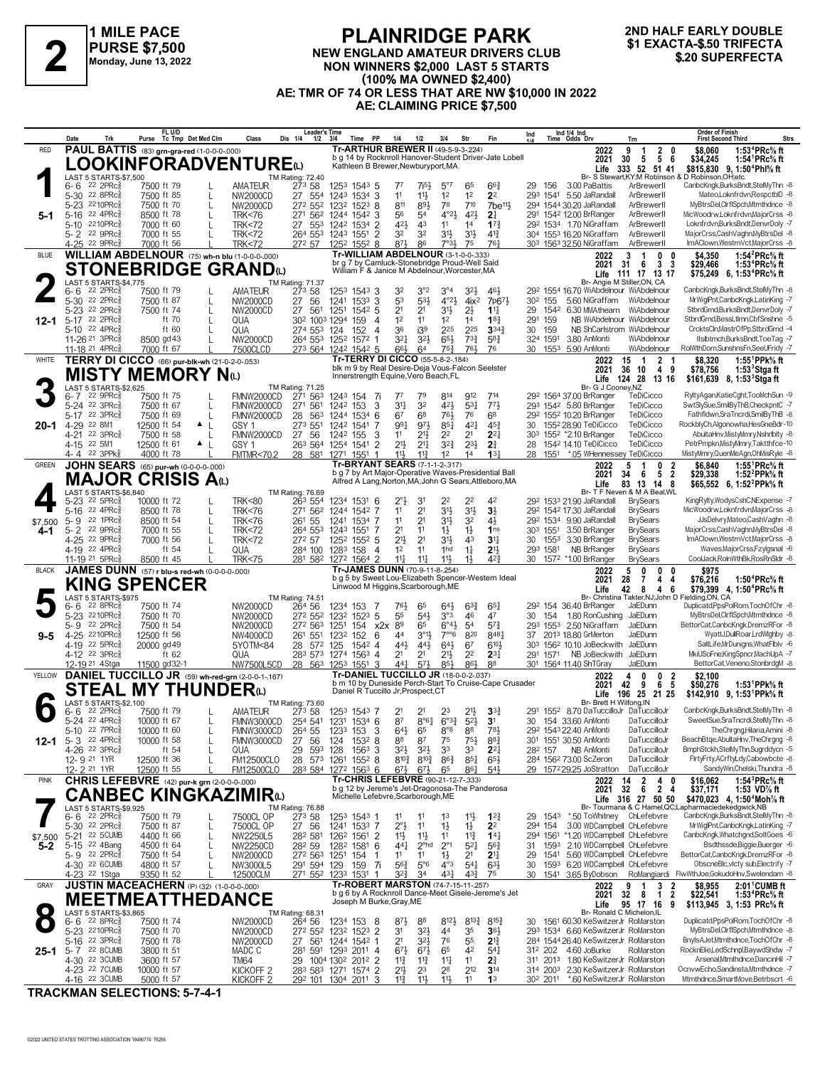# 2

**1 MILE PACE**
**PURSE $7,500**
**Monday, June 13, 2022**

## PLAINRIDGE PARK

**NEW ENGLAND AMATEUR DRIVERS CLUB**
**NON WINNERS $2,000 LAST 5 STARTS**
**(100% MA OWNED $2,400)**
**AE: TMR OF 74 OR LESS THAT ARE NW $10,000 IN 2022**
**AE: CLAIMING PRICE $7,500**

**2ND HALF EARLY DOUBLE**
**$1 EXACTA-$.50 TRIFECTA**
**$.20 SUPERFECTA**

---

### 1 — RED — 5-1

**PAUL BATTIS** (83) grn-gra-red (1-0-0-0-.000)

**LOOKINFORADVENTURE(L)**

Tr-ARTHUR BREWER II (49-5-9-3-.224)
b g 14 by Rocknroll Hanover-Student Driver-Jate Lobell
Kathleen B Brewer,Newburyport,MA

2022: 9 1 2 0 $8,060 1:53⁴PRc⅝ ft
2021: 30 5 5 6 $34,245 1:54¹PRc⅝ ft
Life: 333 52 51 41 $815,830 9, 1:50⁴Phl⅝ ft
Br- S Stewart,KY;M Robinson & D Robinson,OH;etc.

LAST 5 STARTS-$7,500 — TM Rating: 72.40

| Date | Trk | Purse | Class | 1/4 | 1/2 | 3/4 | Time | PP | 1/4 | 1/2 | 3/4 | Str | Fin | Ind 1/4 | Ind Time | Odds | Drv | Trn | Order of Finish | Strs |
|---|---|---|---|---|---|---|---|---|---|---|---|---|---|---|---|---|---|---|---|---|
| 6-6 | 22 2PRc⅝ | 7500 ft 79 L | AMATEUR | 27³ | 58 | 125³ | 154³ | 5 | 7⁷ | 7⁶½ | 5°⁷ | 6⁵ | 6⁶¾ | 29 | 156 | 3.00 | PaBattis | ArBrewerII | CanbcKngk,BurksBndt,StelMyThn | -8 |
| 5-30 | 22 8PRc⅝ | 7500 ft 85 L | NW2000CD | 27 | 55⁴ | 124³ | 153⁴ | 3 | 1¹ | 1¹½ | 1² | 1² | 2² | 29³ | 154¹ | 5.50 | JaRandall | ArBrewerII | Mateo,Loknfrdvn,ResepctblD | -8 |
| 5-23 | 2210PRc⅝ | 7500 ft 70 L | NW2000CD | 27² | 55² | 123² | 152³ | 8 | 8¹¹ | 8⁹½ | 7⁸ | 7¹⁰ | 7be¹¹½ | 29⁴ | 154⁴ | 30.20 | JaRandall | ArBrewerII | MyBtrsDel,ClrflSpch,Mtmthdnce | -8 |
| 5-16 | 22 4PRc⅝ | 8500 ft 78 L | TRK<76 | 27¹ | 56² | 124⁴ | 154² | 3 | 5⁶ | 5⁴ | 4°²½ | 4²½ | 2½ | 29¹ | 154² | 12.00 | BrRanger | ArBrewerII | MicWoodrw,Loknfrdvn,MajorCrss | -8 |
| 5-10 | 2210PRc⅝ | 7000 ft 60 L | TRK<72 | 27 | 55³ | 124² | 153⁴ | 2 | 4²½ | 4³ | 1¹ | 1⁴ | 1⁷¾ | 29² | 153⁴ | 1.70 | NiGraffam | ArBrewerII | Loknfrdvn,BurksBndt,DenvrDoly | -7 |
| 5-2 | 22 9PRc⅝ | 7000 ft 55 L | TRK<72 | 26⁴ | 55³ | 124³ | 155¹ | 2 | 3² | 3² | 3¹½ | 3¹½ | 4¹¾ | 30⁴ | 155³ | 16.30 | NiGraffam | ArBrewerII | MajorCrss,CashVaghn,MyBtrsDel | -8 |
| 4-25 | 22 9PRc⅝ | 7000 ft 56 L | TRK<72 | 27² | 57 | 125² | 155² | 8 | 8⁷½ | 8⁶ | 7°³½ | 7⁵ | 7⁶½ | 30³ | 156³ | 32.50 | NiGraffam | ArBrewerII | ImAClown,WestrnVct,MajorCrss | -8 |

### 2 — BLUE — 12-1

**WILLIAM ABDELNOUR** (75) wh-n blu (1-0-0-0-.000)

**STONEBRIDGE GRAND(L)**

Tr-WILLIAM ABDELNOUR (3-1-0-0-.333)
br g 7 by Camluck-Stonebridge Proud-Well Said
William F & Janice M Abdelnour,Worcester,MA

2022: 3 1 0 0 $4,350 1:54²PRc⅝ ft
2021: 31 6 3 3 $29,466 1:53⁴PRc⅝ ft
Life: 111 17 13 17 $75,249 6, 1:53⁴PRc⅝ ft
Br- Angie M Stiller,ON, CA

LAST 5 STARTS-$4,775 — TM Rating: 71.37

| Date | Trk | Purse | Class | 1/4 | 1/2 | 3/4 | Time | PP | 1/4 | 1/2 | 3/4 | Str | Fin | Ind 1/4 | Ind Time | Odds | Drv | Trn | Order of Finish | Strs |
|---|---|---|---|---|---|---|---|---|---|---|---|---|---|---|---|---|---|---|---|---|
| 6-6 | 22 2PRc⅝ | 7500 ft 79 L | AMATEUR | 27³ | 58 | 125³ | 154³ | 3 | 3² | 3°² | 3°⁴ | 3²½ | 4⁶½ | 29² | 155⁴ | 16.70 | WiAbdelnour | WiAbdelnour | CanbcKngk,BurksBndt,StelMyThn | -8 |
| 5-30 | 22 2PRc⅝ | 7500 ft 87 L | NW2000CD | 27 | 56 | 124¹ | 153³ | 3 | 5³ | 5³½ | 4°²½ | 4ix² | 7p6⁷½ | 30² | 155 | 5.60 | NiGraffam | WiAbdelnour | MrWiglPnt,CanbcKngk,LatinKing | -7 |
| 5-23 | 22 2PRc⅝ | 7500 ft 74 L | NW2000CD | 27 | 56¹ | 125¹ | 154² | 5 | 2¹ | 2¹ | 3¹½ | 2½ | 1¹¾ | 29 | 154² | 6.30 | MMAthearn | WiAbdelnour | StbrdGrnd,BurksBndt,DenvrDoly | -7 |
| 5-17 | 22 2PRc⅝ | ft 70 L | QUA | 30² | 100³ | 129⁴ | 159 | 4 | 1² | 1¹ | 1² | 1⁴ | 1⁸¾ | 29¹ | 159 | NB | WiAbdelnour | WiAbdelnour | StbrdGrnd,BessLtlmn,CbfSnshne | -5 |
| 5-10 | 22 4PRc⅝ | ft 60 L | QUA | 27⁴ | 55³ | 124 | 152 | 4 | 3⁶ | i3⁹ | 2²⁵ | 2²⁵ | 3³⁴¾ | 30 | 159 | NB | ShCarlstrom | WiAbdelnour | CrcktsCln,MastrOfPp,StbrdGrnd | -4 |
| 11-26 | 21 3PRc⅝ | 8500 gd43 L | NW2000CD | 26⁴ | 55³ | 125² | 157² | 1 | 3²½ | 3²½ | 6⁵½ | 7³¾ | 5⁸¾ | 32⁴ | 159¹ | 3.80 | AnMonti | WiAbdelnour | Itslbtmch,BurksBndt,ToeTag | -7 |
| 11-18 | 21 4PRc⅝ | 7000 ft 67 L | 7500LCD | 27³ | 56⁴ | 124² | 154² | 5 | 6⁶½ | 6⁴ | 7⁵¾ | 7⁶½ | 7⁶ | 30 | 155³ | 5.90 | AnMonti | WiAbdelnour | RolWthDom,SunshnsFn,SeeUFridy | -7 |

### 3 — WHITE — 20-1

**TERRY DI CICCO** (66) pur-blk-wh (21-0-2-0-.053)

**MISTY MEMORY N(L)**

Tr-TERRY DI CICCO (55-5-8-2-.184)
blk m 9 by Real Desire-Deja Vous-Falcon Seelster
Innerstrength Equine,Vero Beach,FL

2022: 15 1 2 1 $8,320 1:55¹PPk⅝ ft
2021: 36 10 4 9 $78,756 1:53³Stga ft
Life: 124 28 13 16 $161,639 8, 1:53³Stga ft
Br- G J Cooney,NZ

LAST 5 STARTS-$2,625 — TM Rating: 71.25

| Date | Trk | Purse | Class | 1/4 | 1/2 | 3/4 | Time | PP | 1/4 | 1/2 | 3/4 | Str | Fin | Ind 1/4 | Ind Time | Odds | Drv | Trn | Order of Finish | Strs |
|---|---|---|---|---|---|---|---|---|---|---|---|---|---|---|---|---|---|---|---|---|
| 6-7 | 22 9PRc⅝ | 7500 ft 75 L | FMNW2000CD | 27¹ | 56³ | 124³ | 154 | 7i | 7⁷ | 7⁹ | 8¹⁴ | 9¹² | 7¹⁴ | 29² | 156⁴ | 37.00 | BrRanger | TeDiCicco | RyltyAgan,KatieCght,TooMchSun | -9 |
| 5-24 | 22 3PRc⅝ | 7500 ft 67 L | FMNW2000CD | 27¹ | 56¹ | 124² | 153 | 3 | 3¹½ | 3² | 4²½ | 5³¼ | 7⁷½ | 29³ | 154² | 5.80 | BrRanger | TeDiCicco | SwtSlySue,SmilByThB,CheckpntC | -7 |
| 5-17 | 22 3PRc⅝ | 7500 ft 69 L | FMNW2000CD | 28 | 56³ | 124⁴ | 153⁴ | 6 | 6⁷ | 6⁸ | 7⁶½ | 7⁶ | 6⁸ | 29² | 155² | 10.20 | BrRanger | TeDiCicco | Fathfldwn,SraTncrdi,SmilByThB | -8 |
| 4-29 | 22 8M1 | 12500 ft 54 ▲ L | GSY 1 | 27³ | 55¹ | 124² | 154¹ | 7 | 9⁹½ | 9⁷½ | 8⁵¼ | 4²½ | 4⁵¾ | 30 | 155² | 28.90 | TeDiCicco | TeDiCicco | RockblyCh,Algonowha,HesGneBdr | -10 |
| 4-21 | 22 3PRc⅝ | 7500 ft 58 L | FMNW2000CD | 27 | 56 | 124² | 155 | 3 | 1¹ | 2¹½ | 2² | 2¹ | 2²¼ | 30³ | 155² | *2.10 | BrRanger | TeDiCicco | AbultaHnv,MistyMmry,Nshrlbty | -8 |
| 4-15 | 22 5M1 | 12500 ft 61 ▲ L | GSY 1 | 26³ | 56⁴ | 125⁴ | 154¹ | 2 | 2¹½ | 2¹ | 3²¾ | 2³½ | 2¾ | 28 | 154² | 14.10 | TeDiCicco | TeDiCicco | PetrPmpkn,MistyMmry,Taktthfce | -10 |
| 4-4 | 22 3PPk⅝ | 4000 ft 78 L | FMTMR<70.2 | 28 | 58¹ | 127¹ | 155¹ | 1 | 1¹½ | 1¹¾ | 1² | 1⁴ | 1³¼ | 28 | 155¹ | *.05 | WHennessey | TeDiCicco | MistyMmry,QuenMeAgn,OhMisRyle | -8 |

### 4 — GREEN — 4-1 — $7,500

**JOHN SEARS** (65) pur-wh (0-0-0-0-.000)

**MAJOR CRISIS A(L)**

Tr-BRYANT SEARS (7-1-1-2-.317)
b g 7 by Art Major-Operative Waves-Presidential Ball
Alfred A Lang,Norton,MA;John G Sears,Attleboro,MA

2022: 5 1 0 2 $6,840 1:55¹PRc⅝ ft
2021: 34 6 5 2 $29,338 1:52²PPk⅝ ft
Life: 83 13 14 8 $65,552 6, 1:52²PPk⅝ ft
Br- T F Neven & M A Beal,WL

LAST 5 STARTS-$6,840 — TM Rating: 76.69

| Date | Trk | Purse | Class | 1/4 | 1/2 | 3/4 | Time | PP | 1/4 | 1/2 | 3/4 | Str | Fin | Ind 1/4 | Ind Time | Odds | Drv | Trn | Order of Finish | Strs |
|---|---|---|---|---|---|---|---|---|---|---|---|---|---|---|---|---|---|---|---|---|
| 5-23 | 22 7PRc⅝ | 10000 ft 72 L | TRK<80 | 26³ | 55⁴ | 123⁴ | 153¹ | 6 | 2°½ | 3¹ | 2² | 2² | 4² | 29² | 153³ | 21.90 | JaRandall | BrySears | KingRylty,WodysCshC,NExpense | -7 |
| 5-16 | 22 4PRc⅝ | 8500 ft 78 L | TRK<76 | 27¹ | 56² | 124⁴ | 154² | 7 | 1¹ | 2¹ | 3¹½ | 3¹½ | 3½ | 29² | 154² | 17.30 | JaRandall | BrySears | MicWoodrw,Loknfrdvn,MajorCrss | -8 |
| 5-9 | 22 1PRc⅝ | 8500 ft 54 L | TRK<76 | 26¹ | 55 | 124¹ | 153⁴ | 7 | 1¹ | 2¹ | 3¹½ | 3² | 4½ | 29² | 153⁴ | 9.90 | JaRandall | BrySears | JJsDelvry,Mateo,CashVaghn | -8 |
| 5-2 | 22 9PRc⅝ | 7000 ft 55 L | TRK<72 | 26⁴ | 55³ | 124³ | 155¹ | 7 | 2¹ | 1¹ | 1½ | 1½ | 1ns | 30³ | 155¹ | 3.50 | BrRanger | BrySears | MajorCrss,CashVaghn,MyBtrsDel | -8 |
| 4-25 | 22 9PRc⅝ | 7000 ft 56 L | TRK<72 | 27² | 57 | 125² | 155² | 5 | 2¹½ | 2¹ | 3¹½ | 4³ | 3¹¾ | 30 | 155³ | 3.30 | BrRanger | BrySears | ImAClown,WestrnVct,MajorCrss | -8 |
| 4-19 | 22 4PRc⅝ | ft 54 L | QUA | 28⁴ | 100 | 128³ | 158 | 4 | 1² | 1¹ | 1hd | 1¾ | 2¹½ | 29³ | 158¹ | NB | BrRanger | BrySears | Waves,MajorCrss,Fzylgsnal | -6 |
| 11-19 | 21 5PRc⅝ | 8500 ft 45 L | TRK<75 | 28¹ | 58² | 127² | 156⁴ | 2 | 1¹½ | 1¹½ | 1¹½ | 1½ | 4²¾ | 30 | 157² | *1.00 | BrRanger | BrySears | CoolJack,RolnWthBk,RosRnSldr | -8 |

### 5 — BLACK — 9-5

**JAMES DUNN** (57) r blu-s red-wh (0-0-0-0-.000)

**KING SPENCER**

Tr-JAMES DUNN (70-9-11-8-.254)
b g 5 by Sweet Lou-Elizabeth Spencer-Western Ideal
Linwood M Higgins,Scarborough,ME

2022: 5 0 0 0 $975
2021: 28 7 4 4 $76,216 1:50⁴PRc⅝ ft
Life: 42 8 4 6 $79,399 4, 1:50⁴PRc⅝ ft
Br- Christina Takter,NJ;John D Fielding,ON, CA

LAST 5 STARTS-$975 — TM Rating: 74.51

| Date | Trk | Purse | Class | 1/4 | 1/2 | 3/4 | Time | PP | 1/4 | 1/2 | 3/4 | Str | Fin | Ind 1/4 | Ind Time | Odds | Drv | Trn | Order of Finish | Strs |
|---|---|---|---|---|---|---|---|---|---|---|---|---|---|---|---|---|---|---|---|---|
| 6-6 | 22 8PRc⅝ | 7500 ft 74 | NW2000CD | 26⁴ | 56 | 123⁴ | 153 | 7 | 7⁶½ | 6⁵ | 6⁴½ | 6³¾ | 6⁵½ | 29² | 154 | 36.40 | BrRanger | JaEDunn | Duplicatd,PpsPolRom,TochOfChr | -8 |
| 5-23 | 2210PRc⅝ | 7500 ft 70 | NW2000CD | 27² | 55² | 123² | 152³ | 5 | 5⁵ | 5⁴½ | 3°³ | 4⁶ | 4⁷ | 30 | 154 | 1.80 | RonCushing | JaEDunn | MyBtrsDel,ClrflSpch,Mtmthdnce | -8 |
| 5-9 | 22 2PRc⅝ | 7500 ft 54 | NW2000CD | 27² | 56³ | 125¹ | 154 | x2x 8⁹ | 6⁵ | 6°⁴½ | 5⁴ | 5⁷¾ | | 29³ | 155³ | 2.50 | NiGraffam | JaEDunn | BettorCat,CanbcKngk,DremzRFor | -8 |
| 4-25 | 2210PRc⅝ | 12500 ft 56 | NW4000CD | 26¹ | 55¹ | 123² | 152 | 6 | 4⁴ | 3°¹½ | 7°°⁶ | 8²⁰ | 8⁴⁸¼ | 37 | 201³ | 18.80 | GrMerton | JaEDunn | WyattJDul,Roar,LrdWghby | -8 |
| 4-19 | 22 5PRc⅝ | 20000 gd49 | 5YOTM<84 | 28 | 57² | 125 | 154² | 4 | 4⁴½ | 4⁴½ | 6⁴½ | 6⁷ | 6¹⁰½ | 30³ | 156² | 10.10 | JeBeckwith | JaEDunn | SaltLife,MrDunigns,WhatFlblv | -6 |
| 4-12 | 22 3PRc⅝ | ft 62 | QUA | 28³ | 57³ | 127⁴ | 156³ | 4 | 2¹ | 2¹ | 2¹½ | 2² | 2³¼ | 29¹ | 157¹ | NB | JeBeckwith | JaEDunn | MkiUSoFne,KingSpncr,MachUpA | -7 |
| 12-19 | 21 4Stga | 11500 gd32-1 | NW7500L5CD | 28 | 56³ | 125³ | 155¹ | 3 | 4⁴½ | 5⁷½ | 8⁵½ | 8⁶½ | 8⁸ | 30¹ | 156⁴ | 11.40 | ShTGray | JaEDunn | BettorCat,Veneno,StonbrdgM | -8 |

### 6 — YELLOW — 12-1

**DANIEL TUCCILLO JR** (59) wh-red-grn (2-0-0-1-.167)

**STEAL MY THUNDER(L)**

Tr-DANIEL TUCCILLO JR (18-0-0-2-.037)
b m 10 by Duneside Perch-Start To Cruise-Cape Crusader
Daniel R Tuccillo Jr,Prospect,CT

2022: 4 0 0 2 $2,100
2021: 42 9 6 5 $50,276 1:53¹PPk⅝ ft
Life: 196 25 21 25 $142,910 9, 1:53¹PPk⅝ ft
Br- Brett H Wilfong,IN

LAST 5 STARTS-$2,100 — TM Rating: 73.60

| Date | Trk | Purse | Class | 1/4 | 1/2 | 3/4 | Time | PP | 1/4 | 1/2 | 3/4 | Str | Fin | Ind 1/4 | Ind Time | Odds | Drv | Trn | Order of Finish | Strs |
|---|---|---|---|---|---|---|---|---|---|---|---|---|---|---|---|---|---|---|---|---|
| 6-6 | 22 2PRc⅝ | 7500 ft 79 L | AMATEUR | 27³ | 58 | 125³ | 154³ | 7 | 2¹ | 2¹ | 2³ | 2¹½ | 3³¾ | 29¹ | 155² | 8.70 | DaTuccilloJr | DaTuccilloJr | CanbcKngk,BurksBndt,StelMyThn | -8 |
| 5-24 | 22 4PRc⅝ | 10000 ft 67 L | FMNW3000CD | 25⁴ | 54¹ | 123¹ | 153⁴ | 6 | 8⁷ | 8°⁶¼ | 6°³¾ | 5²½ | 3¹ | 30 | 154 | 33.60 | AnMonti | DaTuccilloJr | SweetSue,SraTncrdi,StelMyThn | -8 |
| 5-10 | 22 7PRc⅝ | 10000 ft 60 L | FMNW3000CD | 26⁴ | 55 | 123³ | 153 | 3 | 6⁴½ | 6⁵ | 8°⁸ | 8⁸ | 7⁸½ | 29² | 154³ | 22.40 | AnMonti | DaTuccilloJr | TheChrgng,Hilaria,Amini | -8 |
| 5-3 | 22 4PRc⅝ | 10000 ft 58 L | FMNW3000CD | 27 | 56 | 124 | 153² | 8 | 8⁸ | 8⁷ | 7⁵ | 7⁵½ | 8⁸¾ | 30¹ | 155¹ | 30.50 | AnMonti | DaTuccilloJr | BeachBtqe,AbultaHnv,TheChrgng | -8 |
| 4-26 | 22 3PRc⅝ | ft 54 L | QUA | 29 | 59³ | 128 | 156³ | 3 | 3²½ | 3²½ | 3³ | 3³ | 2²¼ | 28² | 157 | NB | AnMonti | DaTuccilloJr | BmphStckh,StelMyThn,Sugrddycn | -5 |
| 12-9 | 21 1YR | 12500 ft 36 L | FM12500CLO | 28 | 57³ | 126¹ | 155² | 8 | 8¹⁰¾ | 8¹⁰¾ | 8⁶¾ | 8⁵½ | 6⁵½ | 28⁴ | 156² | 73.00 | ScZeron | DaTuccilloJr | FlrtyFrty,ACrftyLdy,Cabowbcte | -8 |
| 12-2 | 21 1YR | 12500 ft 55 L | FM12500CLO | 28³ | 58⁴ | 127² | 156³ | 6 | 6⁷½ | 6⁷½ | 6⁵ | 8⁶½ | 5⁴½ | 29 | 157² | 29.25 | JoStratton | DaTuccilloJr | SandyWin,Chelski,Thundra | -8 |

### 7 — PINK — 5-2 — $7,500

**CHRIS LEFEBVRE** (42) pur-k grn (2-0-0-0-.000)

**CANBEC KINGKAZIMIR(L)**

Tr-CHRIS LEFEBVRE (90-21-12-7-.333)
b g 12 by Jereme's Jet-Dragonosa-The Panderosa
Michelle Lefebvre,Scarborough,ME

2022: 14 2 4 0 $16,062 1:54³PRc⅝ ft
2021: 32 6 2 4 $37,171 1:53 VD⅞ ft
Life: 316 27 50 50 $470,023 4, 1:50⁴Moh⅞ ft
Br- Tourmana & C Hamel,QC;Lapharmaciedekedgwick,NB

LAST 5 STARTS-$9,925 — TM Rating: 76.88

| Date | Trk | Purse | Class | 1/4 | 1/2 | 3/4 | Time | PP | 1/4 | 1/2 | 3/4 | Str | Fin | Ind 1/4 | Ind Time | Odds | Drv | Trn | Order of Finish | Strs |
|---|---|---|---|---|---|---|---|---|---|---|---|---|---|---|---|---|---|---|---|---|
| 6-6 | 22 2PRc⅝ | 7500 ft 79 L | 7500CL OP | 27³ | 58 | 125³ | 154³ | 1 | 1¹ | 1¹ | 1³ | 1¹½ | 1²¾ | 29 | 154³ | *.50 | ToWhitney | ChLefebvre | CanbcKngk,BurksBndt,StelMyThn | -8 |
| 5-30 | 22 2PRc⅝ | 7500 ft 87 L | 7500CL OP | 27 | 56 | 124¹ | 153³ | 7 | 2°½ | 1¹ | 1½ | 1½ | 2² | 29⁴ | 154 | 3.00 | WDCampbell | ChLefebvre | MrWiglPnt,CanbcKngk,LatinKing | -7 |
| 5-21 | 22 5CUMB | 4400 ft 66 L | NW2250L5 | 28² | 58¹ | 126² | 156¹ | 2 | 1¹½ | 1¹½ | 1¹ | 1¹¾ | 1⁴¼ | 29⁴ | 156¹ | *1.20 | WDCampbell | ChLefebvre | CanbcKngk,Whatchgnd,SoltGoes | -6 |
| 5-15 | 22 4Bang | 4500 ft 64 L | NW2250CD | 28² | 59 | 128² | 158¹ | 6 | 4⁴½ | 2°hd | 2°¹ | 5²½ | 5⁶¾ | 31 | 159³ | 2.10 | WDCampbell | ChLefebvre | Bsdthssde,Biggie,Buerger | -6 |
| 5-9 | 22 2PRc⅝ | 7500 ft 54 L | NW2000CD | 27² | 56³ | 125¹ | 154 | 1 | 1¹ | 1¹ | 1½ | 2¹ | 2¹¾ | 29 | 154¹ | 5.60 | WDCampbell | ChLefebvre | BettorCat,CanbcKngk,DremzRFor | -8 |
| 4-30 | 22 6CUMB | 4800 ft 57 L | NW3000L5 | 29¹ | 59⁴ | 129 | 159 | 7i | 5⁶½ | 5°⁶ | 4°³ | 5⁴½ | 6³½ | 30 | 159³ | 6.20 | WDCampbell | ChLefebvre | ObscneBlc,vlcty sub,Electrify | -7 |
| 4-23 | 22 1Stga | 9350 ft 52 L | 12500CLM | 27¹ | 55² | 123³ | 153¹ | 1 | 3²¾ | 3⁴ | 4³½ | 4³¾ | 7⁵ | 30 | 154¹ | 3.65 | ByDobson | RoMangiardi | FlwWthJoe,GokudoHnv,Sweelendam | -8 |

### 8 — GRAY — 25-1

**JUSTIN MACEACHERN** (P) (32) (1-0-0-0-.000)

**MEETMEATTHEDANCE**

Tr-ROBERT MARSTON (74-7-15-11-.257)
b g 6 by A Rocknroll Dance-Meet Gisele-Jereme's Jet
Joseph M Burke,Gray,ME

2022: 9 1 3 2 $8,955 2:01¹CUMB ft
2021: 32 8 1 2 $22,541 1:54³PRc⅝ ft
Life: 95 17 16 9 $113,945 3, 1:53 PRc⅝ ft
Br- Ronald C Michelon,IL

LAST 5 STARTS-$3,865 — TM Rating: 68.31

| Date | Trk | Purse | Class | 1/4 | 1/2 | 3/4 | Time | PP | 1/4 | 1/2 | 3/4 | Str | Fin | Ind 1/4 | Ind Time | Odds | Drv | Trn | Order of Finish | Strs |
|---|---|---|---|---|---|---|---|---|---|---|---|---|---|---|---|---|---|---|---|---|
| 6-6 | 22 8PRc⅝ | 7500 ft 74 | NW2000CD | 26⁴ | 56 | 123⁴ | 153 | 8 | 8⁷½ | 8⁸ | 8¹²½ | 8¹³¾ | 8¹⁵¾ | 30 | 156¹ | 60.30 | KeSwitzerJr | RoMarston | Duplicatd,PpsPolRom,TochOfChr | -8 |
| 5-23 | 2210PRc⅝ | 7500 ft 70 | NW2000CD | 27² | 55² | 123² | 152³ | 2 | 3¹ | 3²½ | 4⁴ | 3⁵ | 3⁶½ | 29³ | 153⁴ | 6.60 | KeSwitzerJr | RoMarston | MyBtrsDel,ClrflSpch,Mtmthdnce | -8 |
| 5-16 | 22 3PRc⅝ | 7500 ft 78 | NW2000CD | 27 | 56¹ | 124⁴ | 154² | 1 | 2¹ | 3²½ | 7⁶ | 5⁵ | 2¹¾ | 28⁴ | 154⁴ | 26.40 | KeSwitzerJr | RoMarston | BnylsAJet,Mtmthdnce,TochOfChr | -8 |
| 5-7 | 22 8CUMB | 3800 ft 51 | MADC C | 28¹ | 59¹ | 129³ | 201¹ | 4 | 6⁷½ | 6⁷½ | 6⁵ | 4² | 5⁴¼ | 31² | 202 | 4.60 | JoBurke | RoMarston | RocknElie,LedSchnpl,BaywdShdw | -7 |
| 4-30 | 22 3CUMB | 3600 ft 57 | TM64 | 29 | 100⁴ | 130² | 201² | 2 | 1¹¾ | 1¹½ | 1¹½ | 1¹ | 2¾ | 31¹ | 201³ | 1.80 | KeSwitzerJr | RoMarston | Arsenal,Mtmthdnce,DancinHil | -7 |
| 4-23 | 22 7CUMB | 10000 ft 57 | KICKOFF 2 | 28³ | 58³ | 127¹ | 157⁴ | 2 | 2¹½ | 2³ | 2⁸ | 2¹² | 3¹⁴ | 31⁴ | 200³ | 2.30 | KeSwitzerJr | RoMarston | OcnvwEcho,Sandinsta,Mtmthdnce | -7 |
| 4-16 | 22 3CUMB | 5000 ft 57 | KICKOFF 2 | 29² | 101 | 130⁴ | 201¹ | 3 | 1¹½ | 1¹½ | 1¹½ | 1¹ | 1³ | 30² | 201¹ | *.60 | KeSwitzerJr | RoMarston | Mtmthdnce,SmartMove,Betrbscrt | -6 |

**TRACKMAN SELECTIONS: 5-7-4-1**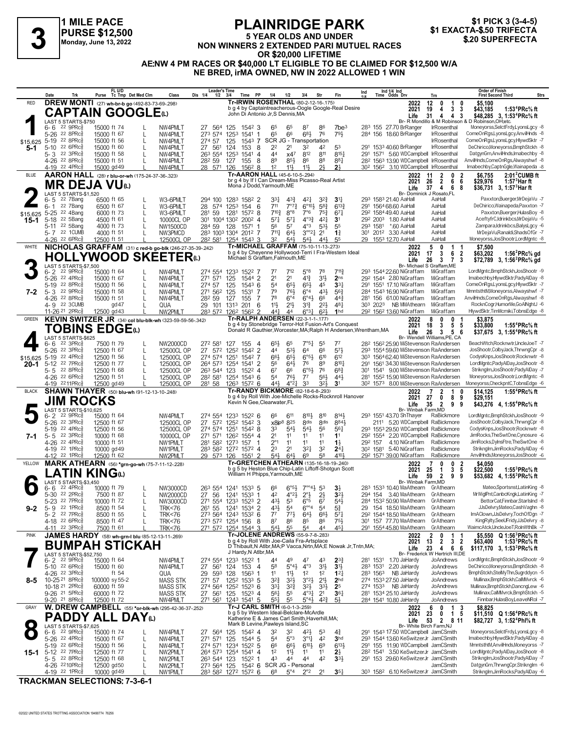# 3

**1 MILE PACE**
**PURSE $12,500**
**Monday, June 13, 2022**

# PLAINRIDGE PARK

**5 YEAR OLDS AND UNDER**
**NON WINNERS 2 EXTENDED PARI MUTUEL RACES OR $20,000 LIFETIME**
**AE:NW 4 PM RACES OR $40,000 LT ELIGIBLE TO BE CLAIMED FOR $12,500 W/A NE BRED, irMA OWNED, NW IN 2022 ALLOWED 1 WIN**

**$1 PICK 3 (3-4-5)**
**$1 EXACTA-$.50 TRIFECTA**
**$.20 SUPERFECTA**

---

## 1 — RED — CAPTAIN GOOGLE(L) — 5-1

**DREW MONTI** (27) wh-br-b go (492-83-73-69-.298)
Tr-IRWIN ROSENTHAL (80-2-12-16-.175)
b g 4 by Captaintreacherous-Oogle Google-Real Desire
John Di Antonio Jr,S Dennis,MA
Br- R Mondillo & M Robinson & D Robinson,OH;etc.

| Year | Starts | 1st | 2nd | 3rd | Earnings | Record |
|---|---|---|---|---|---|---|
| 2022 | 12 | 0 | 1 | 0 | $5,100 | |
| 2021 | 19 | 4 | 3 | 3 | $43,185 | 1:53⁴PRc⅝ ft |
| Life | 31 | 4 | 4 | 3 | $48,285 | 3, 1:53⁴PRc⅝ ft |

LAST 5 STARTS-$750 — $15,625

| Date | Trk | Purse | Cond | Class | 1/4 | 1/2 | 3/4 | Time | PP | 1/4 | 1/2 | 3/4 | Str | Fin | Ind | Odds Drv | Trn | Order of Finish |
|---|---|---|---|---|---|---|---|---|---|---|---|---|---|---|---|---|---|---|
| 6-6 22 9PRc⅝ | | 15000 | ft 74 | NW4PMLT | 27 | 56⁴ | 125 | 154² | 3 | 6⁵ | 6⁵ | 8⁷ | 8⁶ | 7be³ | 28³ 155 | 27.70 BrRanger | IrRosenthal | Moneyorss,SelctFrdy,LyonsLgcy -8 |
| 5-26 22 8PRc⅝ | | 15000 | ft 67 | NW4PMLT | 27³ | 57⁴ | 125³ | 154¹ | 1 | 6⁵ | 6⁶ | 6⁸½ | 7⁶ | 7⁹½ | 28⁴ 156 | 18.60 BrRanger | IrRosenthal | ComeOnRgs,LyonsLgcy,AnvilHnds -8 |
| 5-19 22 8PRc⅝ | | 15000 | ft 56 | NW4PMLT | 27⁴ | 57 | 125 | 154³ | 7 | SCR JG - Transportation | | | | | | | IrRosenthal | ComeOnRgs,LyonsLgcy,HlywdSktr -7 |
| 5-10 22 6PRc⅝ | | 15000 | ft 60 | NW4PMLT | 27 | 56¹ | 124 | 153 | 8 | 2² | 2¹ | 3² | 4² | 5³ | 29¹ 153³ | 40.60 BrRanger | IrRosenthal | DeChirico,Moneyorss,BmphStckh -8 |
| 5-3 22 3PRc⅝ | | 15000 | ft 58 | NW4PMLT | 26³ | 55⁴ | 125³ | 153¹ | 4 | 4⁴ | x4⁷ | 8¹² | 8¹¹ | 8¹⁵¾ | 29¹ 157¹ | 5.60 WDCampbell | IrRosenthal | DatgynGrn,AnvilHnds,Imabechby -8 |
| 4-26 22 8PRc⅝ | | 15000 | ft 51 | NW4PMLT | 28² | 59 | 127 | 155 | 8 | 8⁹ | 8⁵½ | 8⁶ | 8⁸ | 8⁸¾ | 28² 156³ | 13.90 WDCampbell | IrRosenthal | AnvilHnds,ComeOnRgs,Alwayshwf -8 |
| 4-19 22 4PRc⅝ | | 15000 | gd 49 | NW4PMLT | 28 | 57¹ | 126 | 156² | 8 | 1² | 1½ | 1½ | 2½ | 2½ | 30² 156² | 3.10 WDCampbell | IrRosenthal | Imabechby,CaptnGgle,Wainapeda -8 |

---

## 2 — BLUE — MR DEJA VU(L) — 15-1

**AARON HALL** (28) r blu-or-wh (175-24-37-36-.323)
Tr-AARON HALL (45-6-10-5-.294)
br g 4 by If I Can Dream-Miss Picasso-Real Artist
Mona J Dodd,Yarmouth,ME
Br- Dominick J Rosato,FL

| Year | Starts | 1st | 2nd | 3rd | Earnings | Record |
|---|---|---|---|---|---|---|
| 2022 | 11 | 2 | 0 | 2 | $6,755 | 2:01²CUMB ft |
| 2021 | 26 | 2 | 6 | 6 | $29,976 | 1:57³Har ft |
| Life | 37 | 4 | 6 | 8 | $36,731 | 3, 1:57³Har ft |

LAST 5 STARTS-$1,520 — $15,625

| Date | Trk | Purse | Cond | Class | 1/4 | 1/2 | 3/4 | Time | PP | 1/4 | 1/2 | 3/4 | Str | Fin | Ind | Odds Drv | Trn | Order of Finish |
|---|---|---|---|---|---|---|---|---|---|---|---|---|---|---|---|---|---|---|
| 6-5 22 7Bang | | 6500 | ft 65 | W3-6PMLT | 29⁴ | 100 | 128³ | 158² | 2 | 3³½ | 4³¾ | 4²¼ | 3²¾ | 3¹¾ | 29³ 158³ | 21.40 AaHall | AaHall | Paxxton,Buerger,MrDejaVu -7 |
| 6-1 22 7Bang | | 6500 | ft 67 | W3-6PMLT | 28 | 57⁴ | 125³ | 154 | 6 | 7¹¹ | 7°⁷¾ | 6°¹⁰½ | 5⁸¾ | 6¹³¾ | 29¹ 156⁴ | 68.60 AaHall | AaHall | DeChirico,Wainapeda,Paxxton -7 |
| 5-25 22 4Bang | | 6000 | ft 73 | W3-6PMLT | 28¹ | 59 | 128¹ | 157² | 8 | 7¹⁰¾ | 8°⁸ | 7°⁶ | 7⁵¾ | 6⁷¼ | 29² 158⁴ | 49.40 AaHall | AaHall | Paxxton,Buerger,HulasBoy -8 |
| 5-18 22 5Bang | | 4500 | ft 61 | 10000CL OP | 30¹ | 100⁴ | 130² | 200² | 4 | 5⁷¼ | 5⁷¼ | 4°³¾ | 4²¼ | 3¹ | 29² 200³ | 1.80 AaHall | AaHall | AceftyfrC,Idrinkbcs,MrDejaVu -5 |
| 5-11 22 5Bang | | 4000 | ft 73 | NW1500CD | 28⁴ | 59 | 128 | 157¹ | 1 | 5⁶ | 5⁷ | 4°³ | 5³½ | 5⁵ | 29³ 158¹ | *.60 AaHall | AaHall | Zampara,Idrinkbcs,BalysLgcy -6 |
| 5-7 22 1CUMB | | 4000 | ft 51 | NW3PMCD | 28³ | 100³ | 130⁴ | 201² | 7 | 7¹¹¾ | 6⁴½ | 3°°²¼ | 2¹ | 1¾ | 30¹ 201² | 3.30 AaHall | AaHall | MrDejaVu,Ranaldi,ShadsOfGr -7 |
| 4-26 22 6PRc⅝ | | 12500 | ft 51 | 12500CL OP | 28² | 58¹ | 125⁴ | 154³ | 3 | 3² | 5⁴½ | 5⁴½ | 4⁴½ | 5⁵ | 29 155³ | 12.70 AaHall | AaHall | Moneyorss,JosShootr,LordMgntc -8 |

---

## 3 — WHITE — HOLLYWOOD SKEETER(L) — 7-2

**NICHOLAS GRAFFAM** (31) c red-b go-blk (246-27-35-39-.242)
Tr-MICHAEL GRAFFAM (75-10-11-13-.273)
b g 4 by Cheyenne Hollywood-Terri I Fra-Western Ideal
Michael S Graffam,Falmouth,ME
Br- Michael S Graffam,ME

| Year | Starts | 1st | 2nd | 3rd | Earnings | Record |
|---|---|---|---|---|---|---|
| 2022 | 5 | 0 | 1 | 1 | $7,500 | |
| 2021 | 17 | 3 | 6 | 2 | $63,202 | 1:56²PRc⅝ gd |
| Life | 26 | 3 | 7 | 3 | $72,789 | 3, 1:56²PRc⅝ gd |

LAST 5 STARTS-$7,500

| Date | Trk | Purse | Cond | Class | 1/4 | 1/2 | 3/4 | Time | PP | 1/4 | 1/2 | 3/4 | Str | Fin | Ind | Odds Drv | Trn | Order of Finish |
|---|---|---|---|---|---|---|---|---|---|---|---|---|---|---|---|---|---|---|
| 6-2 22 9PRc⅝ | | 15000 | ft 64 | NW4PMLT | 27⁴ | 55⁴ | 123³ | 152² | 7 | 7⁷ | 7¹² | 5°⁸ | 7⁸ | 7¹¹¾ | 29³ 154⁴ | 22.60 NiGraffam | MiGraffam | LordMgntc,BmphStckh,JosShootr -9 |
| 5-26 22 4PRc⅝ | | 15000 | ft 67 | NW4PMLT | 27¹ | 57¹ | 125 | 154⁴ | 2 | 2¹ | 2¹ | 4¹¾ | 3¹½ | 2ns | 29² 154⁴ | 2.80 NiGraffam | MiGraffam | Imabechby,HlywdSktr,PadyAlDay -8 |
| 5-19 22 8PRc⅝ | | 15000 | ft 56 | NW4PMLT | 27⁴ | 57 | 125 | 154³ | 6 | 5⁴ | 6⁵½ | 6⁵½ | 4⁵ | 3³¼ | 29¹ 155¹ | 17.10 NiGraffam | MiGraffam | ComeOnRgs,LyonsLgcy,HlywdSktr -7 |
| 5-3 22 9PRc⅝ | | 15000 | ft 58 | NW4PMLT | 27¹ | 56² | 125 | 153¹ | 7 | 7⁹ | 7⁶½ | 6°⁴ | 4³½ | 5⁶¾ | 28⁴ 154³ | 16.90 NiGraffam | MiGraffam | MmntsthtM,Moneyorss,Alwayshwf -7 |
| 4-26 22 8PRc⅝ | | 15000 | ft 51 | NW4PMLT | 28² | 59 | 127 | 155 | 7 | 7⁸ | 6°⁴ | 6°⁴½ | 6⁶ | 4⁴¾ | 28¹ 156 | 61.00 NiGraffam | MiGraffam | AnvilHnds,ComeOnRgs,Alwayshwf -8 |
| 4-19 22 3CUMB | | | gd 47 | QUA | 29 | 101 | 131³ | 201 | 6 | 1½ | 2½ | 3¹¾ | 2²½ | 4⁸¼ | 30³ 202³ | NB MiMAthearn | MiGraffam | RocknGogr,HumorMe,GoANghtJ -6 |
| 11-26 21 2PRc⅝ | | 12500 | gd 43 | NW2PMLT | 28³ | 57² | 126² | 156² | 2 | 4⁴½ | 4⁴ | 6°³½ | 6²½ | 1hd | 29² 156² | 13.60 NiGraffam | MiGraffam | HlywdSktr,TimMcmiki,TobnsEdge -8 |

---

## 4 — GREEN — TOBINS EDGE(L) — 20-1

**KEVIN SWITZER JR** (34) col blu-blk-wh (323-59-59-56-.342)
Tr-RALPH ANDERSEN (22-3-1-1-.177)
b g 4 by Stonebridge Terror-Hot Fusion-Art's Conquest
Donald R Gauthier,Worcester,MA;Ralph H Andersen,Wrentham,MA
Br- Wendell Williams,PE, CA

| Year | Starts | 1st | 2nd | 3rd | Earnings | Record |
|---|---|---|---|---|---|---|
| 2022 | 8 | 0 | 0 | 1 | $3,875 | |
| 2021 | 18 | 3 | 5 | 5 | $33,800 | 1:55⁴PRc⅝ ft |
| Life | 26 | 3 | 5 | 6 | $37,675 | 3, 1:55⁴PRc⅝ ft |

LAST 5 STARTS-$625 — $15,625

| Date | Trk | Purse | Cond | Class | 1/4 | 1/2 | 3/4 | Time | PP | 1/4 | 1/2 | 3/4 | Str | Fin | Ind | Odds Drv | Trn | Order of Finish |
|---|---|---|---|---|---|---|---|---|---|---|---|---|---|---|---|---|---|---|
| 6-6 22 3PRc⅝ | | 7500 | ft 79 | NW2000CD | 27² | 58¹ | 127 | 155 | 4 | 6⁵½ | 6⁵ | 7°⁵¼ | 5⁵ | 7⁷ | 28² 156² | 25.90 MiStevenson | RaAndersen | BeachWtch,Rocknwtr,UncleJoeT -7 |
| 5-26 22 3PRc⅝ | | 12500 | ft 67 | 12500CL OP | 27 | 57² | 125² | 154² | 2 | 4⁴ | 5³½ | 6⁴ | 6⁶ | 5⁷½ | 29³ 155⁴ | 59.60 MiStevenson | RaAndersen | JosShootr,ColbyJack,ThrwngCpr -8 |
| 5-19 22 4PRc⅝ | | 12500 | ft 56 | 12500CL OP | 27⁴ | 57⁴ | 125¹ | 154² | 7 | 6⁶½ | 6⁵½ | 6°⁵¾ | 6¹⁰ | 6¹² | 30³ 156⁴ | 62.40 MiStevenson | RaAndersen | CodysKnps,JosShootr,Rocknwtr -8 |
| 5-12 22 7PRc⅝ | | 12500 | ft 77 | 12500CL OP | 26⁴ | 57³ | 125⁴ | 154¹ | 2 | 5⁶ | 6⁴½ | 7⁶ | 8⁹ | 8¹⁰¼ | 29¹ 156¹ | 34.30 MiStevenson | RaAndersen | LordMgntc,PadyAlDay,JosShootr -8 |
| 5-5 22 8PRc⅝ | | 12500 | ft 68 | 12500CL OP | 26³ | 54⁴ | 123 | 152² | 4 | 6⁷ | 6⁶ | 6°⁵½ | 7⁶ | 6⁸¾ | 30¹ 154¹ | 9.00 MiStevenson | RaAndersen | StrkngIm,JosShootr,PadyAlDay -7 |
| 4-26 22 6PRc⅝ | | 12500 | ft 51 | 12500CL OP | 28² | 58¹ | 125⁴ | 154³ | 6 | 5⁴ | 7⁶½ | 7⁷ | 5⁶½ | 4⁴½ | 28¹ 155² | 18.20 MiStevenson | RaAndersen | Moneyorss,JosShootr,LordMgntc -8 |
| 4-19 22 11PRc⅝ | | 12500 | gd 49 | 12500CL OP | 28¹ | 58 | 126³ | 157² | 6 | 4⁴½ | 4°²½ | 3³ | 3²½ | 3¹ | 30² 157³ | 8.00 MiStevenson | RaAndersen | Moneyorss,CheckpntC,TobnsEdge -6 |

---

## 5 — BLACK — JIM ROCKS — 7-1

**SHAWN THAYER** (50) blu-wh (91-12-13-10-.248)
Tr-RANDY BICKMORE (82-18-6-8-.293)
b g 4 by Roll With Joe-Michelle Rocks-Rocknroll Hanover
Kevin N Gee,Clearwater,FL
Br- Winbak Farm,MD

| Year | Starts | 1st | 2nd | 3rd | Earnings | Record |
|---|---|---|---|---|---|---|
| 2022 | 7 | 2 | 1 | 0 | $14,125 | 1:55⁴PRc⅝ ft |
| 2021 | 27 | 0 | 8 | 9 | $29,151 | |
| Life | 35 | 2 | 9 | 9 | $43,276 | 4, 1:55⁴PRc⅝ ft |

LAST 5 STARTS-$10,625

| Date | Trk | Purse | Cond | Class | 1/4 | 1/2 | 3/4 | Time | PP | 1/4 | 1/2 | 3/4 | Str | Fin | Ind | Odds Drv | Trn | Order of Finish |
|---|---|---|---|---|---|---|---|---|---|---|---|---|---|---|---|---|---|---|
| 6-2 22 9PRc⅝ | | 15000 | ft 64 | NW4PMLT | 27⁴ | 55⁴ | 123³ | 152² | 6 | 6⁶ | 6¹¹ | 8¹⁰½ | 8¹⁰ | 8¹⁴¾ | 29³ 155¹ | 43.70 ShThayer | RaBickmore | LordMgntc,BmphStckh,JosShootr -9 |
| 5-26 22 3PRc⅝ | | 12500 | ft 67 | 12500CL OP | 27 | 57² | 125² | 154² | 3 | x8ip⁸ | 8²⁵ | 8dis | 8dis | 8⁸⁴¾ | 211¹ | 5.20 WDCampbell | RaBickmore | JosShootr,ColbyJack,ThrwngCpr -8 |
| 5-19 22 4PRc⅝ | | 12500 | ft 56 | 12500CL OP | 27⁴ | 57⁴ | 125¹ | 154² | 8 | 3³ | 5⁴½ | 5⁴½ | 5⁶ | 5⁶¼ | 29³ 155³ | 29.50 WDCampbell | RaBickmore | CodysKnps,JosShootr,Rocknwtr -8 |
| 5-5 22 3PRc⅝ | | 10000 | ft 68 | 10000CL OP | 27¹ | 57¹ | 126² | 155⁴ | 4 | 2¹ | 1¹ | 1¹ | 1¹ | 1¹ | 29² 155⁴ | 2.20 WDCampbell | RaBickmore | JimRocks,TheSwtOne,Cynosure -6 |
| 4-26 22 4PRc⅝ | | 10000 | ft 51 | NW1PMLT | 28¹ | 58² | 127³ | 157 | 1 | 2°¹ | 1¹ | 1¹ | 1¹ | 1½ | 29² 157 | 4.10 NiGraffam | RaBickmore | JimRocks,DylnsFtre,TheSwtOne -8 |
| 4-19 22 1PRc⅝ | | 10000 | gd 49 | NW1PMLT | 28³ | 58² | 127² | 157² | 4 | 2³ | 2¹ | 3²¼ | 3² | 2⁴¼ | 30² 158¹ | 5.40 NiGraffam | RaBickmore | StrkngIm,JimRocks,PadyAlDay -6 |
| 4-12 22 1PRc⅝ | | 12500 | ft 62 | NW2PMLT | 29 | 57³ | 126 | 155¹ | 2 | 5⁴½ | 6⁴½ | 6⁹ | 5⁸ | 4¹⁰½ | 29² 157¹ | 39.00 NiGraffam | RaBickmore | AnvilHnds,Moneyorss,JosShootr -6 |

---

## 6 — YELLOW — LATIN KING(L) — 9-2

**MARK ATHEARN** (56) *grn-go-wh (75-7-11-12-.228)
Tr-GRETCHEN ATHEARN (135-16-18-19-.240)
b g 5 by Heston Blue Chip-Latin Liftoff-Shotgun Scott
William H Phipps,Yarmouth,ME
Br- Winbak Farm,MD

| Year | Starts | 1st | 2nd | 3rd | Earnings | Record |
|---|---|---|---|---|---|---|
| 2022 | 7 | 0 | 0 | 2 | $4,050 | |
| 2021 | 25 | 1 | 3 | 5 | $22,500 | 1:55³PRc⅝ ft |
| Life | 59 | 2 | 9 | 9 | $53,682 | 4, 1:55³PRc⅝ ft |

LAST 5 STARTS-$3,450

| Date | Trk | Purse | Cond | Class | 1/4 | 1/2 | 3/4 | Time | PP | 1/4 | 1/2 | 3/4 | Str | Fin | Ind | Odds Drv | Trn | Order of Finish |
|---|---|---|---|---|---|---|---|---|---|---|---|---|---|---|---|---|---|---|
| 6-6 22 4PRc⅝ | | 10000 | ft 79 | NW3000CD | 26³ | 55⁴ | 124¹ | 153³ | 5 | 6⁶ | 6°⁵¼ | 7°°⁴½ | 5³ | 3½ | 28³ 153³ | 10.40 MaAthearn | GrAthearn | Mateo,Sportsnst,LatinKing -8 |
| 5-30 22 2PRc⅝ | | 7500 | ft 87 | NW2000CD | 27 | 56 | 124¹ | 153³ | 1 | 4² | 4°²½ | 2°½ | 2½ | 3²½ | 29⁴ 154 | 3.40 MaAthearn | GrAthearn | MrWiglPnt,CanbcKngk,LatinKing -7 |
| 5-23 22 7PRc⅝ | | 10000 | ft 72 | NW3000CD | 27¹ | 55⁴ | 123³ | 152³ | 2 | 4³½ | 5³ | 6°⁵ | 6⁷ | 5⁴½ | 28⁴ 153² | 50.90 MaAthearn | GrAthearn | BettorCat,Finnbar,StarIsInd -8 |
| 5-9 22 1PRc⅝ | | 8500 | ft 54 | TRK<76 | 26¹ | 55 | 124¹ | 153⁴ | 2 | 4³½ | 5⁴ | 6°°⁴ | 5⁴ | 5¾ | 29 154 | 18.50 MaAthearn | GrAthearn | JJsDelvry,Mateo,CashVaghn -8 |
| 5-2 22 7PRc⅝ | | 8500 | ft 55 | TRK<76 | 27³ | 56⁴ | 124³ | 153² | 6 | 7⁷ | 7⁷½ | 6⁴¾ | 6⁶½ | 5⁷¼ | 29² 154⁴ | 18.50 MaAthearn | GrAthearn | ImAClown,JJsDelvry,TochOfDgn -7 |
| 4-18 22 6PRc⅝ | | 8500 | ft 47 | TRK<76 | 27³ | 57² | 125⁴ | 156 | 8 | 8⁷ | 8⁶ | 8⁵ | 8⁶ | 7⁵½ | 30¹ 157 | 77.70 MaAthearn | GrAthearn | KingRyltv,SeeUFridy,JJsDelvry -8 |
| 4-11 22 3PRc⅝ | | 7500 | ft 61 | TRK<76 | 27¹ | 57² | 125⁴ | 154⁴ | 3 | 5⁴½ | 5⁵ | 5⁴ | 4⁴ | 4⁵½ | 29¹ 155⁴ | 45.80 MaAthearn | GrAthearn | WaimcAtck,UncleJoeT,RolnWthBk -7 |

---

## 7 — PINK — BUMPAH STICKAH — 8-5

**JAMES HARDY** (58) wh-grn-l blu (85-12-13-11-.269)
Tr-JOLENE ANDREWS (55-9-7-8-.283)
b g 4 by Roll With Joe-Caila Fra-Artsplace
D Thibault,N Atlbr,MA;P Vacca,Nrtn,MA;E Nowak Jr,Tntn,MA;
J Hardy,N Atlbr,MA
Br- Frederick W Hertrich III,DE

| Year | Starts | 1st | 2nd | 3rd | Earnings | Record |
|---|---|---|---|---|---|---|
| 2022 | 2 | 0 | 1 | 1 | $5,550 | Q 1:56³PRc⅝ ft |
| 2021 | 13 | 2 | 3 | 2 | $63,400 | 1:53³PRc⅝ ft |
| Life | 23 | 4 | 6 | 6 | $117,170 | 3, 1:53³PRc⅝ ft |

LAST 5 STARTS-$52,750

| Date | Trk | Purse | Cond | Class | 1/4 | 1/2 | 3/4 | Time | PP | 1/4 | 1/2 | 3/4 | Str | Fin | Ind | Odds Drv | Trn | Order of Finish |
|---|---|---|---|---|---|---|---|---|---|---|---|---|---|---|---|---|---|---|
| 6-2 22 9PRc⅝ | | 15000 | ft 64 | NW4PMLT | 27⁴ | 55⁴ | 123³ | 152² | 1 | 4⁴ | 4⁹ | 4⁷ | 4³ | 2³¾ | 28¹ 153¹ | 1.70 JaHardy | JoAndrews | LordMgntc,BmphStckh,JosShootr -9 |
| 5-10 22 6PRc⅝ | | 15000 | ft 60 | NW4PMLT | 27 | 56¹ | 124 | 153 | 4 | 5⁸ | 5°⁴½ | 4°³ | 3¹½ | 3¹½ | 28³ 153¹ | 2.20 JaHardy | JoAndrews | DeChirico,Moneyorss,BmphStckh -8 |
| 4-26 22 3PRc⅝ | | | ft 54 | QUA | 29 | 59³ | 128 | 156³ | 1 | 1¹ | 1½ | 1² | 1² | 1²½ | 28³ 156³ | NB JaHardy | JoAndrews | BmphStckh,StelMyThn,Sugrddycn -5 |
| 10-25 21 8PRc⅝ | | 100000 | sy 55-2 | MASS STK | 27¹ | 57 | 125² | 153³ | 5 | 3²¾ | 3²½ | 3°²½ | 2¹½ | 2hd | 27⁴ 153³ | 27.50 JaHardy | JoAndrews | Mullinax,BmphStckh,CalMvrck -6 |
| 10-18 21 2PRc⅝ | | 60000 | ft 59 | MASS STK | 27⁴ | 56⁴ | 125² | 152³ | 6 | 3³½ | 3²¾ | 3²½ | 3³½ | 2⁵ | 27⁴ 153³ | NB JaHardy | JoAndrews | Mullinax,BmphStckh,DancngLew -6 |
| 9-26 21 5PRc⅝ | | 60000 | ft 72 | MASS STK | 27 | 56¹ | 125 | 153⁴ | 2 | 5⁶½ | 5⁵ | 4°³½ | 2¹ | 3⁶¾ | 28¹ 153⁴ | 25.10 JaHardy | JoAndrews | Mullinax,CalMMvrck,BmphStckh -5 |
| 9-20 21 8PRc⅝ | | 12500 | ft 72 | NW2PMLT | 27¹ | 56¹ | 124³ | 154¹ | 5 | 5⁵½ | 5⁵ | 5°⁴½ | 4²¾ | 5½ | 28⁴ 154¹ | 10.80 JaHardy | JoAndrews | Finnbar,HulasBoy,LeaveNRol -7 |

---

## 8 — GRAY — PADDY ALL DAY(L) — 15-1

**W. DREW CAMPBELL** (55) *or-blk-wh (295-42-36-37-.252)
Tr-J CARL SMITH (6-0-1-3-.259)
b g 5 by Western Ideal-Belclare-McArdle
Katherine E & James Carl Smith,Haverhill,MA;
Mark B Levine,Pawleys Island,SC
Br- White Birch Farm,NJ

| Year | Starts | 1st | 2nd | 3rd | Earnings | Record |
|---|---|---|---|---|---|---|
| 2022 | 6 | 0 | 1 | 3 | $8,825 | |
| 2021 | 23 | 0 | 1 | 5 | $11,510 | Q 1:56⁴PRc⅝ ft |
| Life | 53 | 2 | 8 | 11 | $82,727 | 3, 1:52⁴Phl⅝ ft |

LAST 5 STARTS-$7,625

| Date | Trk | Purse | Cond | Class | 1/4 | 1/2 | 3/4 | Time | PP | 1/4 | 1/2 | 3/4 | Str | Fin | Ind | Odds Drv | Trn | Order of Finish |
|---|---|---|---|---|---|---|---|---|---|---|---|---|---|---|---|---|---|---|
| 6-6 22 9PRc⅝ | | 15000 | ft 74 | NW4PMLT | 27 | 56⁴ | 125 | 154² | 4 | 3² | 3² | 4²½ | 5³ | 4¾ | 29¹ 154³ | 17.50 WDCampbell | JamCSmith | Moneyorss,SelctFrdy,LyonsLgcy -8 |
| 5-26 22 4PRc⅝ | | 15000 | ft 67 | NW4PMLT | 27¹ | 57¹ | 125 | 154⁴ | 5 | 5⁴ | 5°³ | 3°¹¾ | 4² | 3hd | 29³ 154⁴ | 13.60 KeSwitzerJr | JamCSmith | Imabechby,HlywdSktr,PadyAlDay -8 |
| 5-19 22 6PRc⅝ | | 15000 | ft 56 | NW4PMLT | 27⁴ | 57¹ | 123⁴ | 152³ | 5 | 6⁶ | 6⁶½ | 6¹⁰½ | 6⁹ | 6¹³¾ | 29¹ 155 | 11.90 WDCampbell | JamCSmith | MmntsthtM,AnvilHnds,Moneyorss -7 |
| 5-12 22 7PRc⅝ | | 12500 | ft 77 | NW2PMLT | 26⁴ | 57³ | 125⁴ | 154¹ | 4 | 1² | 1½ | 1¹ | 1¹ | 2½ | 28² 154¹ | 3.50 KeSwitzerJr | JamCSmith | LordMgntc,PadyAlDay,JosShootr -8 |
| 5-5 22 8PRc⅝ | | 12500 | ft 68 | NW2PMLT | 26³ | 54⁴ | 123 | 152² | 1 | 4³ | 4⁴ | 4⁴ | 4² | 3³½ | 29¹ 153 | 29.60 KeSwitzerJr | JamCSmith | StrkngIm,JosShootr,PadyAlDay -7 |
| 4-26 22 10PRc⅝ | | 12500 | gd 50 | NW2PMLT | 27³ | 56⁴ | 125 | 154² | 6 | SCR JG - Personal | | | | | | | JamCSmith | DatgynGrn,ThrwngCpr,StrkngIm -6 |
| 4-19 22 1PRc⅝ | | 10000 | gd 49 | NW1PMLT | 28³ | 58² | 127² | 157² | 6 | 6⁸ | 5°⁴ | 2°² | 2¹ | 3⁵¼ | 30³ 158² | 6.10 KeSwitzerJr | JamCSmith | StrkngIm,JimRocks,PadyAlDay -6 |

---

**TRACKMAN SELECTIONS: 7-3-6-1**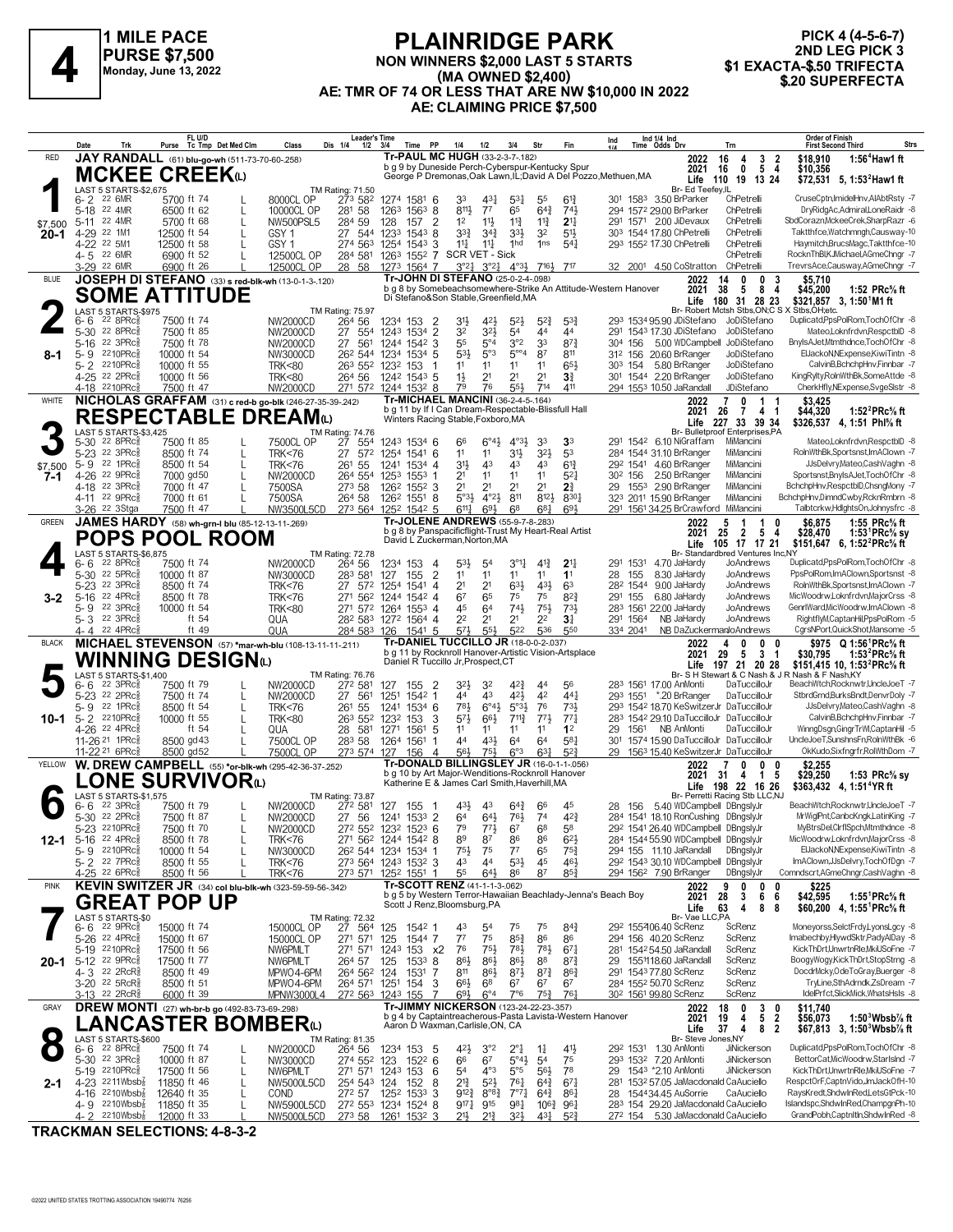# 4

**1 MILE PACE**
**PURSE $7,500**
**Monday, June 13, 2022**

## PLAINRIDGE PARK

**NON WINNERS $2,000 LAST 5 STARTS**
**(MA OWNED $2,400)**
**AE: TMR OF 74 OR LESS THAT ARE NW $10,000 IN 2022**
**AE: CLAIMING PRICE $7,500**

**PICK 4 (4-5-6-7)**
**2ND LEG PICK 3**
**$1 EXACTA-$.50 TRIFECTA**
**$.20 SUPERFECTA**

---

### 1 — RED — MCKEE CREEK(L) — $7,500 — 20-1

**JAY RANDALL** (61) blu-go-wh (511-73-70-60-.258)
Tr-PAUL MC HUGH (33-2-3-7-.182)
b g 9 by Duneside Perch-Cyberspur-Kentucky Spur
George P Dremonas,Oak Lawn,IL;David A Del Pozzo,Methuen,MA
Br- Ed Teefey,IL

| Year | Starts | 1st | 2nd | 3rd | Earnings | Record |
|---|---|---|---|---|---|---|
| 2022 | 16 | 4 | 3 | 2 | $18,910 | 1:56⁴Haw1 ft |
| 2021 | 16 | 0 | 5 | 4 | $10,356 | |
| Life | 110 | 19 | 13 | 24 | $72,531 | 5, 1:53²Haw1 ft |

LAST 5 STARTS-$2,675 — TM Rating: 71.50

| Date | Trk | Purse | Cond | Class | 1/4 | 1/2 | 3/4 | Time | PP | 1/4 | 1/2 | 3/4 | Str | Fin | Ind Time | Odds | Drv | Trn | Order of Finish |
|---|---|---|---|---|---|---|---|---|---|---|---|---|---|---|---|---|---|---|---|
| 6- 2 22 6MR | | 5700 | ft 74 L | 8000CL OP | 27³ | 58² | 127⁴ | 158¹ | 6 | 3³ | 4³¼ | 5³¼ | 5⁵ | 6¹¾ | 30¹ 158³ | 3.50 | BrParker | ChPetrelli | CruseCptn,ImidelHnv,AlAbtRsty -7 |
| 5-18 22 4MR | | 6500 | ft 62 L | 10000CL OP | 28¹ | 58 | 126³ | 156³ | 8 | 8¹¹½ | 7⁷ | 6⁵ | 6⁴¾ | 7⁴½ | 29⁴ 157² | 29.00 | BrParker | ChPetrelli | DryRidgAc,Admiral,LoneRaidr -8 |
| 5-11 22 4MR | | 5700 | ft 68 L | NW500PSL5 | 28⁴ | 59 | 128 | 157 | 2 | 1² | 1¹½ | 1¹¾ | 1¹¾ | 2¹¼ | 29¹ 157¹ | 2.00 | JiDevaux | ChPetrelli | SbdCorazn,MckeeCrek,SharpRazr -6 |
| 4-29 22 1M1 | | 12500 | ft 54 L | GSY 1 | 27 | 54⁴ | 123³ | 154³ | 8 | 3³¾ | 3⁴¾ | 3³½ | 3² | 5¹½ | 30³ 154⁴ | 17.80 | ChPetrelli | ChPetrelli | Taktthfce,Watchmngh,Causway-10 |
| 4-22 22 5M1 | | 12500 | ft 58 L | GSY 1 | 27⁴ | 56³ | 125⁴ | 154³ | 3 | 1¹½ | 1¹½ | 1hd | 1ns | 5⁴½ | 29³ 155² | 17.30 | ChPetrelli | ChPetrelli | Haymitch,BrucsMagc,Taktthfce-10 |
| 4- 5 22 6MR | | 6900 | ft 52 L | 12500CL OP | 28⁴ | 58¹ | 126³ | 155² | 7 | SCR VET - Sick | | | | | | | | ChPetrelli | RocknThBK,Michael,AGmeChngr -7 |
| 3-29 22 6MR | | 6900 | ft 26 L | 12500CL OP | 28 | 58 | 127³ | 156⁴ | 7 | 3°²¼ | 3°²¼ | 4°³½ | 7¹⁶½ | 7¹⁷ | 32 200¹ | 4.50 | CoStratton | ChPetrelli | TrevrsAce,Causway,AGmeChngr -7 |

### 2 — BLUE — SOME ATTITUDE — 8-1

**JOSEPH DI STEFANO** (33) s red-blk-wh (13-0-1-3-.120)
Tr-JOHN DI STEFANO (25-0-2-4-.098)
b g 8 by Somebeachsomewhere-Strike An Attitude-Western Hanover
Di Stefano&Son Stable,Greenfield,MA
Br- Robert Mctsh Stbs,ON;C S X Stbs,OH;etc.

| Year | Starts | 1st | 2nd | 3rd | Earnings | Record |
|---|---|---|---|---|---|---|
| 2022 | 14 | 0 | 0 | 3 | $5,710 | |
| 2021 | 38 | 5 | 8 | 4 | $45,200 | 1:52 PRc⅝ ft |
| Life | 180 | 31 | 28 | 23 | $321,857 | 3, 1:50¹M1 ft |

LAST 5 STARTS-$975 — TM Rating: 75.97

| Date | Trk | Purse | Cond | Class | 1/4 | 1/2 | 3/4 | Time | PP | 1/4 | 1/2 | 3/4 | Str | Fin | Ind Time | Odds | Drv | Trn | Order of Finish |
|---|---|---|---|---|---|---|---|---|---|---|---|---|---|---|---|---|---|---|---|
| 6- 6 22 8PRc⅝ | | 7500 | ft 74 | NW2000CD | 26⁴ | 56 | 123⁴ | 153 | 2 | 3¹½ | 4²½ | 5²½ | 5²¾ | 5³¾ | 29³ 153⁴ | 95.90 | JDiStefano | JoDiStefano | Duplicatd,PpsPolRom,TochOfChr -8 |
| 5-30 22 8PRc⅝ | | 7500 | ft 85 | NW2000CD | 27 | 55⁴ | 124³ | 153⁴ | 2 | 3² | 3²½ | 5⁴ | 4⁴ | 4⁴ | 29¹ 154³ | 17.30 | JDiStefano | JoDiStefano | Mateo,Loknfrdvn,RespctblD -8 |
| 5-16 22 3PRc⅝ | | 7500 | ft 78 | NW2000CD | 27 | 56¹ | 124⁴ | 154² | 3 | 5⁵ | 5°⁴ | 3°² | 3³ | 8⁷¾ | 30⁴ 156 | 5.00 | WDCampbell | JoDiStefano | BnylsAJet,Mtmthdnce,TochOfChr -8 |
| 5- 9 22 10PRc⅝ | | 10000 | ft 54 | NW3000CD | 26² | 54⁴ | 123⁴ | 153⁴ | 5 | 5³½ | 5°³ | 5°°⁴ | 8⁷ | 8¹¹ | 31² 156 | 20.60 | BrRanger | JoDiStefano | ElJackoN,NExpense,KiwiTintn -8 |
| 5- 2 22 10PRc⅝ | | 10000 | ft 55 | TRK<80 | 26³ | 55² | 123² | 153 | 1 | 1¹ | 1¹ | 1¹ | 1¹ | 6⁵½ | 30³ 154 | 5.80 | BrRanger | JoDiStefano | CalvinB,BchchpHnv,Finnbar -7 |
| 4-25 22 2PRc⅝ | | 10000 | ft 56 | TRK<80 | 26⁴ | 56 | 124² | 154³ | 1 | 1½ | 2¹ | 2¹ | 2¹ | 3¾ | 30¹ 154⁴ | 2.20 | BrRanger | JoDiStefano | KingRylty,RolnWthBk,SomeAttde -8 |
| 4-18 22 10PRc⅝ | | 7500 | ft 47 | NW2000CD | 27¹ | 57² | 124⁴ | 153² | 8 | 7⁹ | 7⁶ | 5⁵½ | 7¹⁴ | 4¹¹ | 29⁴ 155³ | 10.50 | JaRandall | JDiStefano | CherkHfly,NExpense,SvgeSlstr -8 |

### 3 — WHITE — RESPECTABLE DREAM(L) — $7,500 — 7-1

**NICHOLAS GRAFFAM** (31) c red-b go-blk (246-27-35-39-.242)
Tr-MICHAEL MANCINI (36-2-4-5-.164)
b g 11 by If I Can Dream-Respectable-Blissfull Hall
Winters Racing Stable,Foxboro,MA
Br- Bulletproof Enterprises,PA

| Year | Starts | 1st | 2nd | 3rd | Earnings | Record |
|---|---|---|---|---|---|---|
| 2022 | 7 | 0 | 1 | 1 | $3,425 | |
| 2021 | 26 | 7 | 4 | 1 | $44,320 | 1:52²PRc⅝ ft |
| Life | 227 | 33 | 39 | 34 | $326,537 | 4, 1:51 Phl⅝ ft |

LAST 5 STARTS-$3,425 — TM Rating: 74.76

| Date | Trk | Purse | Cond | Class | 1/4 | 1/2 | 3/4 | Time | PP | 1/4 | 1/2 | 3/4 | Str | Fin | Ind Time | Odds | Drv | Trn | Order of Finish |
|---|---|---|---|---|---|---|---|---|---|---|---|---|---|---|---|---|---|---|---|
| 5-30 22 8PRc⅝ | | 7500 | ft 85 L | 7500CL OP | 27 | 55⁴ | 124³ | 153⁴ | 6 | 6⁶ | 6°⁴¼ | 4°³½ | 3³ | 3³ | 29¹ 154² | 6.10 | NiGraffam | MiMancini | Mateo,Loknfrdvn,RespctblD -8 |
| 5-23 22 3PRc⅝ | | 8500 | ft 74 L | TRK<76 | 27 | 57² | 125⁴ | 154¹ | 6 | 1¹ | 1¹ | 3¹½ | 3²½ | 5³ | 28⁴ 154⁴ | 31.10 | BrRanger | MiMancini | RolnWthBk,Sportsnst,ImAClown -7 |
| 5- 9 22 1PRc⅝ | | 8500 | ft 54 L | TRK<76 | 26¹ | 55 | 124¹ | 153⁴ | 4 | 3¹½ | 4³ | 4³ | 4³ | 6¹¾ | 29² 154¹ | 4.60 | BrRanger | MiMancini | JJsDelvry,Mateo,CashVaghn -8 |
| 4-26 22 9PRc⅝ | | 7000 | gd 50 L | NW2000CD | 26⁴ | 55⁴ | 125³ | 155³ | 1 | 2¹ | 1¹ | 1¹ | 1¹ | 5²¼ | 30² 156 | 2.50 | BrRanger | MiMancini | Sportsnst,BnylsAJet,TochOfChr -8 |
| 4-18 22 3PRc⅝ | | 7000 | ft 47 L | 7500SA | 27³ | 58 | 126² | 155² | 3 | 2¹ | 2¹ | 2¹ | 2¹ | 2¾ | 29 155³ | 2.90 | BrRanger | MiMancini | BchchpHnv,RespctblD,ChsngMony -7 |
| 4-11 22 9PRc⅝ | | 7000 | ft 61 L | 7500SA | 26⁴ | 58 | 126² | 155¹ | 8 | 5°³½ | 4°²½ | 8¹¹ | 8¹²½ | 8³⁰¼ | 32³ 201¹ | 15.90 | BrRanger | MiMancini | BchchpHnv,DimndCwby,RcknRmbrn -8 |
| 3-26 22 3Stga | | 7500 | ft 47 L | NW3500L5CD | 27³ | 56⁴ | 125² | 154² | 7 | 6¹¹¼ | 6⁹½ | 6⁸ | 6⁸¼ | 6⁹½ | 29¹ 156¹ | 34.25 | BrCrawford | MiMancini | Talbtcrkw,Hdlghts On,Johnysfrc -8 |

### 4 — GREEN — POPS POOL ROOM — 3-2

**JAMES HARDY** (58) wh-grn-l blu (85-12-13-11-.269)
Tr-JOLENE ANDREWS (55-9-7-8-.283)
b g 8 by Panspacificflight-Trust My Heart-Real Artist
David L Zuckerman,Norton,MA
Br- Standardbred Ventures Inc,NY

| Year | Starts | 1st | 2nd | 3rd | Earnings | Record |
|---|---|---|---|---|---|---|
| 2022 | 5 | 1 | 1 | 0 | $6,875 | 1:55 PRc⅝ ft |
| 2021 | 25 | 2 | 5 | 4 | $28,470 | 1:53¹PRc⅝ sy |
| Life | 105 | 17 | 17 | 21 | $151,647 | 6, 1:52²PRc⅝ ft |

LAST 5 STARTS-$6,875 — TM Rating: 72.78

| Date | Trk | Purse | Cond | Class | 1/4 | 1/2 | 3/4 | Time | PP | 1/4 | 1/2 | 3/4 | Str | Fin | Ind Time | Odds | Drv | Trn | Order of Finish |
|---|---|---|---|---|---|---|---|---|---|---|---|---|---|---|---|---|---|---|---|
| 6- 6 22 8PRc⅝ | | 7500 | ft 74 | NW2000CD | 26⁴ | 56 | 123⁴ | 153 | 4 | 5³½ | 5⁴ | 3°¹¼ | 4¹¾ | 2¹½ | 29¹ 153¹ | 4.70 | JaHardy | JoAndrews | Duplicatd,PpsPolRom,TochOfChr -8 |
| 5-30 22 5PRc⅝ | | 10000 | ft 87 | NW3000CD | 28³ | 58¹ | 127 | 155 | 2 | 1¹ | 1¹ | 1¹ | 1¹ | 1¹ | 28 155 | 8.30 | JaHardy | JoAndrews | PpsPolRom,ImAClown,Sportsnst -8 |
| 5-23 22 3PRc⅝ | | 8500 | ft 74 | TRK<76 | 27 | 57² | 125⁴ | 154¹ | 4 | 2¹ | 2¹ | 6³½ | 4³½ | 6³ | 28² 154⁴ | 9.00 | JaHardy | JoAndrews | RolnWthBk,Sportsnst,ImAClown -7 |
| 5-16 22 4PRc⅝ | | 8500 | ft 78 | TRK<76 | 27¹ | 56² | 124⁴ | 154² | 4 | 6⁷ | 6⁵ | 7⁵ | 7⁵ | 8²¾ | 29¹ 155 | 6.80 | JaHardy | JoAndrews | MicWoodrw,Loknfrdvn,MajorCrss -8 |
| 5- 9 22 3PRc⅝ | | 10000 | ft 54 | TRK<80 | 27¹ | 57² | 126⁴ | 155⁴ | 4 | 4⁵ | 6⁴ | 7⁴½ | 7⁵½ | 7³½ | 28³ 156¹ | 22.00 | JaHardy | JoAndrews | GenrlWard,MicWoodrw,ImAClown -7 |
| 5- 3 22 3PRc⅝ | | | ft 54 | QUA | 28² | 58³ | 127² | 156⁴ | 2 | 2² | 2¹ | 2¹ | 2² | 3¾ | 29¹ 156⁴ | NB | JaHardy | JoAndrews | RightflyM,CaptanHil,PpsPolRom -5 |
| 4- 4 22 4PRc⅝ | | | ft 49 | QUA | 28⁴ | 58³ | 126 | 154¹ | 5 | 5⁷½ | 5⁵½ | 5²² | 5³⁶ | 5⁵⁰ | 33⁴ 204¹ | NB | DaZuckerman | JoAndrews | CgrsNPort,QuickShot,Mansome -5 |

### 5 — BLACK — WINNING DESIGN(L) — 10-1

**MICHAEL STEVENSON** (57) *mar-wh-blu (108-13-11-11-.211)
Tr-DANIEL TUCCILLO JR (18-0-0-2-.037)
b g 11 by Rocknroll Hanover-Artistic Vision-Artsplace
Daniel R Tuccillo Jr,Prospect,CT
Br- S H Stewart & C Nash & J R Nash & F Nash,KY

| Year | Starts | 1st | 2nd | 3rd | Earnings | Record |
|---|---|---|---|---|---|---|
| 2022 | 4 | 0 | 0 | 0 | $975 | Q 1:56¹PRc⅝ ft |
| 2021 | 29 | 5 | 3 | 1 | $30,795 | 1:53²PRc⅝ ft |
| Life | 197 | 21 | 20 | 28 | $151,415 | 10, 1:53²PRc⅝ ft |

LAST 5 STARTS-$1,400 — TM Rating: 76.76

| Date | Trk | Purse | Cond | Class | 1/4 | 1/2 | 3/4 | Time | PP | 1/4 | 1/2 | 3/4 | Str | Fin | Ind Time | Odds | Drv | Trn | Order of Finish |
|---|---|---|---|---|---|---|---|---|---|---|---|---|---|---|---|---|---|---|---|
| 6- 6 22 3PRc⅝ | | 7500 | ft 79 L | NW2000CD | 27² | 58¹ | 127 | 155 | 2 | 3²½ | 3² | 4²¾ | 4⁴ | 5⁶ | 28³ 156¹ | 17.00 | AnMonti | DaTuccilloJr | BeachWtch,Rocknwtr,UncleJoeT -7 |
| 5-23 22 2PRc⅝ | | 7500 | ft 74 L | NW2000CD | 27 | 56¹ | 125¹ | 154² | 1 | 4⁴ | 4³ | 4²½ | 4² | 4⁴¼ | 29³ 155¹ | *.20 | BrRanger | DaTuccilloJr | StbrdGmd,BurksBndt,DenvrDoly -7 |
| 5- 9 22 1PRc⅝ | | 8500 | ft 54 L | TRK<76 | 26¹ | 55 | 124¹ | 153⁴ | 6 | 7⁸½ | 6°⁴¼ | 5°³½ | 7⁶ | 7³½ | 29³ 154² | 18.70 | KeSwitzerJr | DaTuccilloJr | JJsDelvry,Mateo,CashVaghn -8 |
| 5- 2 22 10PRc⅝ | | 10000 | ft 55 L | TRK<80 | 26³ | 55² | 123² | 153 | 3 | 5⁷½ | 6⁶½ | 7¹¹¾ | 7⁷½ | 7⁷¼ | 28³ 154² | 29.10 | DaTuccilloJr | DaTuccilloJr | CalvinB,BchchpHnv,Finnbar -7 |
| 4-26 22 4PRc⅝ | | | ft 54 L | QUA | 28 | 58¹ | 127¹ | 156¹ | 5 | 1¹ | 1¹ | 1¹ | 1¹ | 1² | 29 156¹ | NB | AnMonti | DaTuccilloJr | WinngDsgn,GingrTrWl,CaptanHil -5 |
| 11-26 21 1PRc⅝ | | 8500 | gd 43 L | 7500CL OP | 28³ | 58 | 126⁴ | 156¹ | 1 | 4⁴ | 4³¾ | 6⁴ | 6⁴ | 5⁸¼ | 30¹ 157⁴ | 15.90 | DaTuccilloJr | DaTuccilloJr | UncleJoeT,SunshnsFn,RolnWthBk -6 |
| 11-22 21 6PRc⅝ | | 8500 | gd 52 L | 7500CL OP | 27³ | 57⁴ | 127 | 156 | 4 | 5⁶½ | 7⁵½ | 6°³ | 6³¼ | 5²¾ | 29 156³ | 15.40 | KeSwitzerJr | DaTuccilloJr | OkKudo,Sixfngrfr,RolWthDom -7 |

### 6 — YELLOW — LONE SURVIVOR(L) — 12-1

**W. DREW CAMPBELL** (55) *or-blk-wh (295-42-36-37-.252)
Tr-DONALD BILLINGSLEY JR (16-0-1-1-.056)
b g 10 by Art Major-Wenditions-Rocknroll Hanover
Katherine E & James Carl Smith,Haverhill,MA
Br- Perretti Racing Stb LLC,NJ

| Year | Starts | 1st | 2nd | 3rd | Earnings | Record |
|---|---|---|---|---|---|---|
| 2022 | 7 | 0 | 0 | 0 | $2,255 | |
| 2021 | 31 | 4 | 1 | 5 | $29,250 | 1:53 PRc⅝ sy |
| Life | 198 | 22 | 16 | 26 | $363,432 | 4, 1:51⁴YR ft |

LAST 5 STARTS-$1,575 — TM Rating: 73.87

| Date | Trk | Purse | Cond | Class | 1/4 | 1/2 | 3/4 | Time | PP | 1/4 | 1/2 | 3/4 | Str | Fin | Ind Time | Odds | Drv | Trn | Order of Finish |
|---|---|---|---|---|---|---|---|---|---|---|---|---|---|---|---|---|---|---|---|
| 6- 6 22 3PRc⅝ | | 7500 | ft 79 L | NW2000CD | 27² | 58¹ | 127 | 155 | 1 | 4³½ | 4³ | 6⁴¾ | 6⁶ | 4⁵ | 28 156 | 5.40 | WDCampbell | DBngslyJr | BeachWtch,Rocknwtr,UncleJoeT -7 |
| 5-30 22 2PRc⅝ | | 7500 | ft 87 L | NW2000CD | 27 | 56 | 124¹ | 153³ | 2 | 6⁴ | 6⁴½ | 7⁶½ | 7⁴ | 4²¾ | 28⁴ 154¹ | 18.10 | RonCushing | DBngslyJr | MrWiglPnt,CanbcKngk,LatinKing -7 |
| 5-23 22 10PRc⅝ | | 7500 | ft 70 L | NW2000CD | 27² | 55² | 123² | 152³ | 6 | 7⁹ | 7⁷½ | 6⁷ | 6⁸ | 5⁸ | 29² 154¹ | 26.40 | WDCampbell | DBngslyJr | MyBtrsDel,ClrflSpch,Mtmthdnce -8 |
| 5-16 22 4PRc⅝ | | 8500 | ft 78 L | TRK<76 | 27¹ | 56² | 124⁴ | 154² | 8 | 8⁹ | 8⁷ | 8⁶ | 8⁶ | 6²½ | 28⁴ 154⁴ | 55.90 | WDCampbell | DBngslyJr | MicWoodrw,Loknfrdvn,MajorCrss -8 |
| 5- 9 22 10PRc⅝ | | 10000 | ft 54 L | NW3000CD | 26² | 54⁴ | 123⁴ | 153⁴ | 1 | 7⁵½ | 7⁵ | 7⁷ | 6⁵ | 7⁵¾ | 29⁴ 155 | 11.10 | JaRandall | DBngslyJr | ElJackoN,NExpense,KiwiTintn -8 |
| 5- 2 22 7PRc⅝ | | 8500 | ft 55 L | TRK<76 | 27³ | 56⁴ | 124³ | 153² | 3 | 4³ | 4⁴ | 5³½ | 4⁵ | 4⁶½ | 29² 154³ | 30.10 | WDCampbell | DBngslyJr | ImAClown,JJsDelvry,TochOfDgn -7 |
| 4-25 22 6PRc⅝ | | 8500 | ft 56 L | TRK<76 | 27³ | 57¹ | 125² | 155¹ | 1 | 5⁵ | 6⁴½ | 8⁶ | 8⁷ | 8⁵¾ | 29⁴ 156² | 7.90 | BrRanger | DBngslyJr | Comndscrt,AGmeChngr,CashVaghn -8 |

### 7 — PINK — GREAT POP UP — 20-1

**KEVIN SWITZER JR** (34) col blu-blk-wh (323-59-59-56-.342)
Tr-SCOTT RENZ (41-1-1-3-.062)
b g 5 by Western Terror-Hawaiian Beachlady-Jenna's Beach Boy
Scott J Renz,Bloomsburg,PA
Br- Vae LLC,PA

| Year | Starts | 1st | 2nd | 3rd | Earnings | Record |
|---|---|---|---|---|---|---|
| 2022 | 9 | 0 | 0 | 0 | $225 | |
| 2021 | 28 | 3 | 6 | 6 | $42,595 | 1:55¹PRc⅝ ft |
| Life | 63 | 4 | 8 | 8 | $60,200 | 4, 1:55¹PRc⅝ ft |

LAST 5 STARTS-$0 — TM Rating: 72.32

| Date | Trk | Purse | Cond | Class | 1/4 | 1/2 | 3/4 | Time | PP | 1/4 | 1/2 | 3/4 | Str | Fin | Ind Time | Odds | Drv | Trn | Order of Finish |
|---|---|---|---|---|---|---|---|---|---|---|---|---|---|---|---|---|---|---|---|
| 6- 6 22 9PRc⅝ | | 15000 | ft 74 | 15000CL OP | 27 | 56⁴ | 125 | 154² | 1 | 4³ | 5⁴ | 7⁵ | 7⁵ | 8⁴¾ | 29² 155 | 106.40 | ScRenz | ScRenz | Moneyorss,SelctFrdy,LyonsLgcy -8 |
| 5-26 22 4PRc⅝ | | 15000 | ft 67 | 15000CL OP | 27¹ | 57¹ | 125 | 154⁴ | 7 | 7⁷ | 7⁵ | 8⁵¾ | 8⁶ | 8⁶ | 29⁴ 156 | 40.20 | ScRenz | ScRenz | Imabechby,HlywdSktr,PadyAlDay -8 |
| 5-19 22 10PRc⅝ | | 17500 | ft 56 | NW6PMLT | 27¹ | 57¹ | 124³ | 153 | x2 | 7⁶ | 7⁵½ | 7⁸½ | 7⁸½ | 6⁷¼ | 28¹ 154² | 54.50 | JaRandall | ScRenz | KickThDrt,UnwrtnRle,MkiUSoFne -7 |
| 5-12 22 9PRc⅝ | | 17500 | ft 77 | NW6PMLT | 26⁴ | 57 | 125 | 153³ | 8 | 8⁶½ | 8⁶½ | 8⁶½ | 8⁸ | 8⁷¾ | 29 155¹ | 118.60 | JaRandall | ScRenz | BoogyWogy,KickThDrt,StopStrng -8 |
| 4- 3 22 2RcR⅝ | | 8500 | ft 49 | MPWO4-6PM | 26⁴ | 56² | 124 | 153¹ | 7 | 8¹¹ | 8⁶½ | 8⁷½ | 8⁷¾ | 8⁶¾ | 29¹ 154³ | 77.80 | ScRenz | ScRenz | DocdrMcky,OdeToGray,Buerger -8 |
| 3-20 22 5RcR⅝ | | 8500 | ft 51 | MPWO4-6PM | 26⁴ | 57¹ | 125¹ | 154 | 3 | 6⁶½ | 6⁸ | 6⁷ | 6⁷ | 6⁷ | 28⁴ 155² | 50.70 | ScRenz | ScRenz | TryLine,SthAdrndk,ZsDream -7 |
| 3-13 22 2RcR⅝ | | 6000 | ft 39 | MPNW3000L4 | 27² | 56³ | 124³ | 155 | 7 | 6⁹½ | 6°⁴ | 7°⁶ | 7⁵¾ | 7⁶½ | 30² 156¹ | 99.80 | ScRenz | ScRenz | IdelPrfct,SlickMick,WhatsHsls -8 |

### 8 — GRAY — LANCASTER BOMBER(L) — 2-1

**DREW MONTI** (27) wh-br-b go (492-83-73-69-.298)
Tr-JIMMY NICKERSON (123-24-22-23-.357)
b g 4 by Captaintreacherous-Pasta Lavista-Western Hanover
Aaron D Waxman,Carlisle,ON, CA
Br- Steve Jones,NY

| Year | Starts | 1st | 2nd | 3rd | Earnings | Record |
|---|---|---|---|---|---|---|
| 2022 | 18 | 0 | 3 | 0 | $11,740 | |
| 2021 | 19 | 4 | 5 | 2 | $56,073 | 1:50³Wbsb⅞ ft |
| Life | 37 | 4 | 8 | 2 | $67,813 | 3, 1:50³Wbsb⅞ ft |

LAST 5 STARTS-$600 — TM Rating: 81.35

| Date | Trk | Purse | Cond | Class | 1/4 | 1/2 | 3/4 | Time | PP | 1/4 | 1/2 | 3/4 | Str | Fin | Ind Time | Odds | Drv | Trn | Order of Finish |
|---|---|---|---|---|---|---|---|---|---|---|---|---|---|---|---|---|---|---|---|
| 6- 6 22 8PRc⅝ | | 7500 | ft 74 L | NW2000CD | 26⁴ | 56 | 123⁴ | 153 | 5 | 4²½ | 3°² | 2°¾ | 1¾ | 4¹½ | 29² 153¹ | 1.30 | AnMonti | JiNickerson | Duplicatd,PpsPolRom,TochOfChr -8 |
| 5-30 22 3PRc⅝ | | 10000 | ft 87 L | NW3000CD | 27⁴ | 55² | 123 | 152² | 6 | 6⁶ | 6⁷ | 5°⁴½ | 5⁴ | 7⁵ | 29³ 153² | 7.20 | AnMonti | JiNickerson | BettorCat,MicWoodrw,StarIsInd -7 |
| 5-19 22 10PRc⅝ | | 17500 | ft 56 L | NW6PMLT | 27¹ | 57¹ | 124³ | 153 | 6 | 5⁴ | 4°³ | 5°⁵ | 5⁶½ | 7⁸ | 29 154³ | *2.10 | AnMonti | JiNickerson | KickThDrt,UnwrtnRle,MkiUSoFne -7 |
| 4-23 22 11Wbsb⅞ | | 11850 | ft 46 L | NW5000L5CD | 25⁴ | 54³ | 124 | 152 | 8 | 2¹¾ | 5²½ | 7⁶½ | 6⁴¾ | 6⁷¼ | 28¹ 153² | 57.05 | JaMacdonald | CaAuciello | RespctOrF,CaptnVido,JmJackOfH-10 |
| 4-16 22 10Wbsb⅞ | | 12640 | ft 35 L | COND | 27² | 57 | 125² | 153³ | 3 | 9¹²¾ | 8°⁸¾ | 7°⁷¼ | 6⁴¾ | 8⁶¼ | 28 154 | 34.25 | AuSorrie | CaAuciello | RaysKredt,ShdwlnRed,LetsGtPck-10 |
| 4- 9 22 10Wbsb⅞ | | 11850 | ft 35 L | NW5900L5CD | 27² | 55³ | 123⁴ | 152⁴ | 8 | 9¹⁷½ | 9¹⁵ | 9⁸¾ | 10⁶¾ | 9⁶¼ | 28³ 154 | 29.20 | JaMacdonald | CaAuciello | Islandspc,ShdwlnRed,ChampgnPh-10 |
| 4- 2 22 10Wbsb⅞ | | 12000 | ft 33 L | NW5000L5CD | 27³ | 58 | 126¹ | 153² | 5 | 2¹½ | 2¹¾ | 3²½ | 4³½ | 5²¾ | 27² 154 | 5.30 | JaMacdonald | CaAuciello | GrandPobh,Captnltln,ShdwlnRed -8 |

**TRACKMAN SELECTIONS: 4-8-3-2**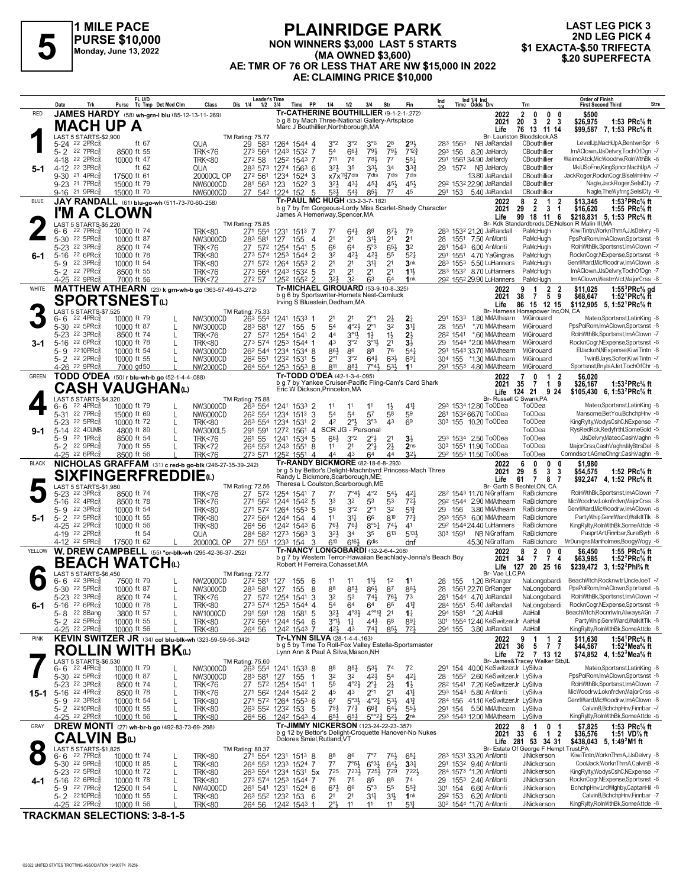# 5

**1 MILE PACE**
**PURSE $10,000**
**Monday, June 13, 2022**

## PLAINRIDGE PARK
**NON WINNERS $3,000 LAST 5 STARTS**
**(MA OWNED $3,600)**
**AE: TMR OF 76 OR LESS THAT ARE NW $15,000 IN 2022**
**AE: CLAIMING PRICE $10,000**

**LAST LEG PICK 3**
**2ND LEG PICK 4**
**$1 EXACTA-$.50 TRIFECTA**
**$.20 SUPERFECTA**

---

### RED — 1 — MACH UP A (5-1)
**JAMES HARDY** (58) wh-grn-l blu (85-12-13-11-.269)
Tr-CATHERINE BOUTHILLIER (9-1-2-1-.272)
b g 8 by Mach Three-National Gallery-Artsplace
Marc J Bouthillier,Northborough,MA
Br- Lauriston Bloodstock,AS
TM Rating: 75.77 — LAST 5 STARTS-$2,900

| Year | Starts | 1st | 2nd | 3rd | Earnings | Record |
|---|---|---|---|---|---|---|
| 2022 | 2 | 0 | 0 | 0 | $500 | |
| 2021 | 20 | 3 | 2 | 3 | $26,975 | 1:53 PRc⅝ ft |
| Life | 76 | 13 | 11 | 14 | $99,587 | 7, 1:53 PRc⅝ ft |

| Date | Trk | Purse | Class | Leader's Time | Time PP | 1/4 | 1/2 | 3/4 | Str | Fin | Ind Time | Odds Drv | Trn | Order of Finish |
|---|---|---|---|---|---|---|---|---|---|---|---|---|---|---|
| 5-24 22 2PRc⅝ | ft 67 | | QUA | 29 58³ 126⁴ | 154⁴ 4 | 3°² | 3°² | 3°⁶ | 2⁸ | 2⁹½ | 28³ 156³ | NB JaRandall | CBouthillier | LevelUp,MachUpA,BentwnSpr -6 |
| 5-2 22 7PRc⅝ | ft 55 | 8500 | TRK<76 | 27³ 56⁴ 124³ | 153² 7 | 5⁴ | 6⁶½ | 7⁹½ | 7⁹½ | 7¹²¾ | 29³ 156 | 8.20 JaHardy | CBouthillier | ImAClown,JJsDelvry,TochOfDgn -7 |
| 4-18 22 2PRc⅝ | ft 47 | 10000 | TRK<80 | 27² 58 125² | 154³ 7 | 7¹¹ | 7⁸ | 7⁸½ | 7⁷ | 5⁸¼ | 29¹ 156¹ | 34.90 JaHardy | CBouthillier | WaimcAtck,MicWoodrw,RolnWthBk -8 |
| 4-12 22 3PRc⅝ | ft 62 | | QUA | 28³ 57³ 127⁴ | 156³ 6 | 3²½ | 3⁵ | 3³½ | 3⁴ | 3³¾ | 29 157² | NB JaHardy | CBouthillier | MkiUSoFne,KingSpncr,MachUpA -7 |
| 9-30 21 4PRc⅝ | ft 61 | 17500 | 20000CL OP | 27² 56¹ 123⁴ | 152⁴ 3 | x7x¹¹¾ dis | 7dis | 7dis | 7dis | 7dis | | 13.80 JaRandall | CBouthillier | JackRoger,RocknCogr,BlseMmHnv -7 |
| 9-23 21 7PRc⅝ | ft 79 | 15000 | NW6000CD | 28¹ 56³ 123 | 152² 3 | 3²½ | 4³½ | 4⁵¼ | 4⁵¼ | 4⁵½ | 29² 153² | 22.90 JaRandall | CBouthillier | Nagle,JackRoger,SelslCty -7 |
| 9-16 21 9PRc⅝ | ft 70 | 15000 | NW6000CD | 27 54² 122⁴ | 152 5 | 5³½ | 5⁴¾ | 8⁵½ | 7⁷ | 4⁵ | 29¹ 153 | 5.40 JaRandall | CBouthillier | Nagle,TheWyfrng,SelslCty -8 |

### BLUE — 2 — I'M A CLOWN (6-1)
**JAY RANDALL** (61) blu-go-wh (511-73-70-60-.258)
Tr-PAUL MC HUGH (33-2-3-7-.182)
b g 7 by I'm Gorgeous-Lordy Miss Scarlet-Shady Character
James A Hemenway,Spencer,MA
Br- Kdk Standardbreds,DE;Nelson R Malin III,MA
TM Rating: 75.85 — LAST 5 STARTS-$5,220

| Year | Starts | 1st | 2nd | 3rd | Earnings | Record |
|---|---|---|---|---|---|---|
| 2022 | 8 | 2 | 1 | 2 | $13,345 | 1:53² PRc⅝ ft |
| 2021 | 29 | 2 | 3 | 1 | $16,620 | 1:55 PRc⅝ ft |
| Life | 99 | 18 | 11 | 6 | $218,831 | 5, 1:53 PRc⅝ ft |

| Date | Trk | Purse | Class | Leader's Time | Time PP | 1/4 | 1/2 | 3/4 | Str | Fin | Ind Time | Odds Drv | Trn | Order of Finish |
|---|---|---|---|---|---|---|---|---|---|---|---|---|---|---|
| 6-6 22 7PRc⅝ | ft 74 | 10000 | TRK<80 | 27¹ 55⁴ 123¹ | 151³ 7 | 7⁷ | 6⁴½ | 8⁸ | 8⁷½ | 7⁹ | 28³ 153² | 21.20 JaRandall | PaMcHugh | KiwiTintn,WorknThmA,JJsDelvry -8 |
| 5-30 22 5PRc⅝ | ft 87 | 10000 | NW3000CD | 28³ 58¹ 127 | 155 4 | 2¹ | 2¹ | 3¹½ | 2¹ | 2¹ | 28 155¹ | 7.50 AnMonti | PaMcHugh | PpsPolRom,ImAClown,Sportsnst -8 |
| 5-23 22 3PRc⅝ | ft 74 | 8500 | TRK<76 | 27 57² 125⁴ | 154¹ 5 | 6⁶ | 6⁴ | 5°³ | 6⁵½ | 3² | 28¹ 154³ | 6.00 AnMonti | PaMcHugh | RolnWthBk,Sportsnst,ImAClown -7 |
| 5-16 22 6PRc⅝ | ft 78 | 10000 | TRK<80 | 27³ 57⁴ 125³ | 154⁴ 2 | 3² | 4²½ | 4²½ | 5⁵ | 5²¼ | 29¹ 155¹ | 4.70 YaGingras | PaMcHugh | RocknCogr,NExpense,Sportsnst -8 |
| 5-9 22 3PRc⅝ | ft 54 | 10000 | TRK<80 | 27¹ 57² 126⁴ | 155³ 2 | 2¹ | 2¹ | 3¹¼ | 2¹ | 3nk | 28³ 155³ | 5.50 LuHanners | PaMcHugh | GenrlWard,MicWoodrw,ImAClown -8 |
| 5-2 22 7PRc⅝ | ft 55 | 8500 | TRK<76 | 27³ 56⁴ 124³ | 153² 5 | 2¹ | 2¹ | 2¹ | 2¹ | 1¹½ | 28³ 153² | 8.70 LuHanners | PaMcHugh | ImAClown,JJsDelvry,TochOfDgn -7 |
| 4-25 22 9PRc⅝ | ft 56 | 7000 | TRK<72 | 27² 57 125² | 155² 2 | 3²½ | 3² | 6³ | 6⁴ | 1nk | 29² 155² | 29.90 LuHanners | PaMcHugh | ImAClown,WestrnVct,MajorCrss -8 |

### WHITE — 3 — SPORTSNEST(L) (3-1)
**MATTHEW ATHEARN** (23) k grn-wh-b go (363-57-49-43-.272)
Tr-MICHAEL GIROUARD (53-9-10-8-.325)
b g 6 by Sportswriter-Hornets Nest-Camluck
Irving S Bluestein,Dedham,MA
Br- Harness Horsepower Inc,ON, CA
TM Rating: 75.33 — LAST 5 STARTS-$7,525

| Year | Starts | 1st | 2nd | 3rd | Earnings | Record |
|---|---|---|---|---|---|---|
| 2022 | 9 | 1 | 2 | 2 | $11,025 | 1:55³ PRc⅝ gd |
| 2021 | 38 | 7 | 5 | 9 | $68,647 | 1:52¹ PRc⅝ ft |
| Life | 86 | 15 | 12 | 15 | $112,905 | 5, 1:52¹ PRc⅝ ft |

| Date | Trk | Purse | Class | Leader's Time | Time PP | 1/4 | 1/2 | 3/4 | Str | Fin | Ind Time | Odds Drv | Trn | Order of Finish |
|---|---|---|---|---|---|---|---|---|---|---|---|---|---|---|
| 6-6 22 4PRc⅝ | ft 79 | 10000 L | NW3000CD | 26³ 55⁴ 124¹ | 153³ 1 | 2¹ | 2¹ | 2°¹ | 2½ | 2¾ | 29¹ 153³ | 1.80 MMAthearn | MiGirouard | Mateo,Sportsnst,LatinKing -8 |
| 5-30 22 5PRc⅝ | ft 87 | 10000 L | NW3000CD | 28³ 58¹ 127 | 155 5 | 5⁴ | 4°²½ | 2°¹ | 3² | 3¹½ | 28 155¹ | *.70 MMAthearn | MiGirouard | PpsPolRom,ImAClown,Sportsnst -8 |
| 5-23 22 3PRc⅝ | ft 74 | 8500 L | TRK<76 | 27 57² 125⁴ | 154¹ 2 | 4⁴ | 3°¹½ | 1½ | 1½ | 2½ | 28² 154¹ | *.60 MMAthearn | MiGirouard | RolnWthBk,Sportsnst,ImAClown -7 |
| 5-16 22 6PRc⅝ | ft 78 | 10000 L | TRK<80 | 27³ 57⁴ 125³ | 154⁴ 1 | 4³ | 3°² | 3°¹½ | 2¹ | 3½ | 29 154⁴ | *2.00 MMAthearn | MiGirouard | RocknCogr,NExpense,Sportsnst -8 |
| 5-9 22 10PRc⅝ | ft 54 | 10000 L | NW3000CD | 26² 54⁴ 123⁴ | 153⁴ 8 | 8⁶½ | 8⁶ | 8⁸ | 7⁶ | 5⁴½ | 29¹ 154³ | 33.70 MMAthearn | MiGirouard | ElJackoN,NExpense,KiwiTintn -8 |
| 5-2 22 2PRc⅝ | ft 55 | 10000 L | NW3000CD | 26² 55¹ 123² | 153¹ 5 | 2°¹ | 3°² | 6⁴½ | 6³½ | 6⁹¼ | 30⁴ 155 | *1.30 MMAthearn | MiGirouard | TwinBJays,Sofer,KiwiTintn -7 |
| 4-26 22 9PRc⅝ | gd 50 | 7000 | NW2000CD | 26⁴ 55⁴ 125³ | 155³ 8 | 8¹¹ | 8⁸¹ | 7°⁴½ | 5³½ | 1¹ | 29¹ 155³ | 4.80 MMAthearn | MiGirouard | Sportsnst,BnylsAJet,TochOfChr -8 |

### GREEN — 4 — CASH VAUGHAN(L) (9-1)
**TODD O'DEA** (50) r blu-wh-b go (52-1-4-4-.088)
Tr-TODD O'DEA (42-1-3-4-.095)
b g 7 by Yankee Cruiser-Pacific Fling-Cam's Card Shark
Eric W Dickson,Princeton,MA
Br- Russell C Swank,PA
TM Rating: 75.88 — LAST 5 STARTS-$4,320

| Year | Starts | 1st | 2nd | 3rd | Earnings | Record |
|---|---|---|---|---|---|---|
| 2022 | 7 | 0 | 1 | 2 | $6,020 | |
| 2021 | 35 | 7 | 1 | 9 | $26,167 | 1:53² PRc⅝ ft |
| Life | 124 | 21 | 9 | 24 | $105,430 | 6, 1:53² PRc⅝ ft |

| Date | Trk | Purse | Class | Leader's Time | Time PP | 1/4 | 1/2 | 3/4 | Str | Fin | Ind Time | Odds Drv | Trn | Order of Finish |
|---|---|---|---|---|---|---|---|---|---|---|---|---|---|---|
| 6-6 22 4PRc⅝ | ft 79 | 10000 L | NW3000CD | 26³ 55⁴ 124¹ | 153³ 2 | 1¹ | 1¹ | 1¹ | 1½ | 4¹½ | 29³ 153⁴ | 12.80 ToODea | ToODea | Mateo,Sportsnst,LatinKing -8 |
| 5-31 22 7PRc⅝ | ft 69 | 15000 L | NW6000CD | 26² 55⁴ 123⁴ | 151³ 3 | 5⁴ | 5⁴ | 5⁷ | 5⁸ | 5⁹ | 28¹ 153² | 66.70 ToODea | ToODea | Mansome,BetYou,BchchpHnv -8 |
| 5-23 22 5PRc⅝ | ft 72 | 10000 L | TRK<80 | 26³ 55⁴ 123⁴ | 153¹ 2 | 4² | 2°½ | 3°³ | 4³ | 6⁹ | 30³ 155 | 10.20 ToODea | ToODea | KingRylty,WodysCshC,NExpense -7 |
| 5-14 22 4CUMB | ft 89 | 4800 L | NW3000L5 | 29¹ 59¹ 127² | 156¹ 4 | SCR JG - Personal | | | | | | | ToODea | RysRedRck,Redyfrthl,SomeGold -5 |
| 5-9 22 1PRc⅝ | ft 54 | 8500 L | TRK<76 | 26¹ 55 124¹ | 153⁴ 5 | 6⁶½ | 3°² | 2°½ | 2¹ | 3½ | 29³ 153⁴ | 2.50 ToODea | ToODea | JJsDelvry,Mateo,CashVaghn -8 |
| 5-2 22 9PRc⅝ | ft 55 | 7000 L | TRK<72 | 26⁴ 55³ 124³ | 155¹ 8 | 1¹ | 2¹ | 2°½ | 2½ | 2ns | 30³ 155¹ | 11.90 ToODea | ToODea | MajorCrss,CashVaghn,MyBtrsDel -8 |
| 4-25 22 6PRc⅝ | ft 56 | 8500 L | TRK<76 | 27³ 57¹ 125² | 155¹ 4 | 4⁴ | 4³ | 6⁴ | 4⁴ | 3²½ | 29² 155³ | 11.50 ToODea | ToODea | Comndscrt,AGmeChngr,CashVaghn -8 |

### BLACK — 5 — SIXFINGERFREDDIE(L) (5-1)
**NICHOLAS GRAFFAM** (31) c red-b go-blk (246-27-35-39-.242)
Tr-RANDY BICKMORE (82-18-6-8-.293)
br g 5 by Bettor's Delight-Machnbyrd Princess-Mach Three
Randy L Bickmore,Scarborough,ME;
Theresa L Coulston,Scarborough,ME
Br- Garth S Bechtel,ON, CA
TM Rating: 72.56 — LAST 5 STARTS-$1,980

| Year | Starts | 1st | 2nd | 3rd | Earnings | Record |
|---|---|---|---|---|---|---|
| 2022 | 6 | 0 | 0 | 0 | $1,980 | |
| 2021 | 29 | 5 | 3 | 3 | $54,575 | 1:52 PRc⅝ ft |
| Life | 61 | 7 | 8 | 7 | $92,247 | 4, 1:52 PRc⅝ ft |

| Date | Trk | Purse | Class | Leader's Time | Time PP | 1/4 | 1/2 | 3/4 | Str | Fin | Ind Time | Odds Drv | Trn | Order of Finish |
|---|---|---|---|---|---|---|---|---|---|---|---|---|---|---|
| 5-23 22 3PRc⅝ | ft 74 | 8500 L | TRK<76 | 27 57² 125⁴ | 154¹ 7 | 7⁷ | 7°⁴½ | 4°² | 5⁴½ | 4²½ | 28² 154³ | 11.70 NiGraffam | RaBickmore | RolnWthBk,Sportsnst,ImAClown -7 |
| 5-16 22 4PRc⅝ | ft 78 | 8500 L | TRK<76 | 27¹ 56² 124⁴ | 154² 5 | 3³ | 3² | 5³ | 5³ | 7²½ | 29² 154⁴ | 2.90 MMAthearn | RaBickmore | MicWoodrw,Lokfrdvn,MajorCrss -8 |
| 5-9 22 3PRc⅝ | ft 54 | 10000 L | TRK<80 | 27¹ 57² 126⁴ | 155³ 5 | 5⁶ | 3°² | 2°¹ | 3² | 5¹¾ | 29 156 | 3.80 MMAthearn | RaBickmore | GenrlWard,MicWoodrw,ImAClown -8 |
| 5-2 22 5PRc⅝ | ft 55 | 10000 L | TRK<80 | 27² 56⁴ 124⁴ | 154 4 | 1¹ | 3¹½ | 6² | 8¹⁰ | 7⁷¾ | 29³ 155³ | 6.00 MMAthearn | RaBickmore | PartyWhip,GenrlWard,WalkItTlk -8 |
| 4-25 22 2PRc⅝ | ft 56 | 10000 L | TRK<80 | 26⁴ 56 124² | 154³ 6 | 7⁶½ | 7⁶½ | 8°⁵½ | 7⁴½ | 4¹ | 29² 154⁴ | 24.40 LuHanners | RaBickmore | KingRylty,RolnWthBk,SomeAttde -8 |
| 4-19 22 2PRc⅝ | ft 54 | | QUA | 28⁴ 58² 127³ | 156³ 3 | 3²½ | 3⁴ | 3⁵ | 6¹³ | 5¹³½ | 30³ 159¹ | NB NiGraffam | RaBickmore | PasprtArt,Finnbar,SurelSyrh -6 |
| 4-12 22 5PRc⅝ | ft 62 | 17500 | 20000CL OP | 27¹ 55¹ 123³ | 154 3 | 6¹⁰ | 6¹⁶½ | 6dis | | dnf | | 45.30 NiGraffam | RaBickmore | MrDunigns,Manholmes,BoogyWogy -6 |

### YELLOW — 6 — BEACH WATCH(L) (6-1)
**W. DREW CAMPBELL** (55) *or-blk-wh (295-42-36-37-.252)
Tr-NANCY LONGOBARDI (32-2-6-4-.208)
b g 7 by Western Terror-Hawaiian Beachlady-Jenna's Beach Boy
Robert H Ferreira,Cohasset,MA
Br- Vae LLC,PA
TM Rating: 72.77 — LAST 5 STARTS-$6,450

| Year | Starts | 1st | 2nd | 3rd | Earnings | Record |
|---|---|---|---|---|---|---|
| 2022 | 8 | 2 | 0 | 0 | $6,450 | 1:55 PRc⅝ ft |
| 2021 | 34 | 7 | 7 | 4 | $63,985 | 1:52² PRc⅝ ft |
| Life | 127 | 20 | 25 | 16 | $239,472 | 3, 1:52² Phl⅝ ft |

| Date | Trk | Purse | Class | Leader's Time | Time PP | 1/4 | 1/2 | 3/4 | Str | Fin | Ind Time | Odds Drv | Trn | Order of Finish |
|---|---|---|---|---|---|---|---|---|---|---|---|---|---|---|
| 6-6 22 3PRc⅝ | ft 79 | 7500 L | NW2000CD | 27² 58¹ 127 | 155 6 | 1¹ | 1¹ | 1¹½ | 1² | 1¹ | 28 155 | 1.20 BrRanger | NaLongobardi | BeachWtch,Rocknwtr,UncleJoeT -7 |
| 5-30 22 5PRc⅝ | ft 87 | 10000 L | NW3000CD | 28³ 58¹ 127 | 155 8 | 8⁸ | 8⁵½ | 8⁶½ | 8⁷ | 8⁶½ | 28 156¹ | 22.70 BrRanger | NaLongobardi | PpsPolRom,ImAClown,Sportsnst -8 |
| 5-23 22 3PRc⅝ | ft 74 | 8500 L | TRK<76 | 27 57² 125⁴ | 154¹ 3 | 3² | 5³ | 7⁴½ | 7⁶½ | 7³ | 28¹ 154⁴ | 4.70 NaLongobardi | NaLongobardi | RolnWthBk,Sportsnst,ImAClown -7 |
| 5-16 22 6PRc⅝ | ft 78 | 10000 L | TRK<80 | 27³ 57⁴ 125³ | 154⁴ 4 | 5⁴ | 6⁴ | 6⁴ | 6⁶ | 4¹¾ | 28⁴ 155¹ | 5.40 JaRandall | NaLongobardi | RocknCogr,NExpense,Sportsnst -8 |
| 5-8 22 8Bang | ft 57 | 3800 L | NW1000CD | 29¹ 59¹ 128 | 158¹ 5 | 3²½ | 4°³½ | 4°°¹¾ | 2¹ | 1½ | 29⁴ 158¹ | *.20 AaHall | AaHall | BeachWtch,Rocnrlwln,AlwaysAGn -7 |
| 5-2 22 5PRc⅝ | ft 55 | 10000 L | TRK<80 | 27² 56⁴ 124⁴ | 154 6 | 3°¹½ | 1½ | 4⁴½ | 6⁸ | 8⁹¼ | 30¹ 155⁴ | 12.40 KeSwitzerJr | AaHall | PartyWhip,GenrlWard,WalkItTlk -8 |
| 4-25 22 2PRc⅝ | ft 56 | 10000 L | TRK<80 | 26⁴ 56 124² | 154³ 7 | 4²½ | 4³ | 7⁴¼ | 8⁵½ | 7²½ | 29⁴ 155 | 3.80 JaRandall | AaHall | KingRylty,RolnWthBk,SomeAttde -8 |

### PINK — 7 — ROLLIN WITH BK(L) (15-1)
**KEVIN SWITZER JR** (34) col blu-blk-wh (323-59-59-56-.342)
Tr-LYNN SILVA (28-1-4-4-.163)
b g 5 by Time To Roll-Fox Valley Estella-Sportsmaster
Lynn Ann & Paul A Silva,Mason,NH
Br- James&Tracey Walker Stb,IL
TM Rating: 75.60 — LAST 5 STARTS-$6,530

| Year | Starts | 1st | 2nd | 3rd | Earnings | Record |
|---|---|---|---|---|---|---|
| 2022 | 9 | 1 | 1 | 2 | $11,630 | 1:54¹ PRc⅝ ft |
| 2021 | 36 | 5 | 7 | 7 | $44,567 | 1:52³ Mea⅝ ft |
| Life | 72 | 7 | 13 | 12 | $74,852 | 4, 1:52³ Mea⅝ ft |

| Date | Trk | Purse | Class | Leader's Time | Time PP | 1/4 | 1/2 | 3/4 | Str | Fin | Ind Time | Odds Drv | Trn | Order of Finish |
|---|---|---|---|---|---|---|---|---|---|---|---|---|---|---|
| 6-6 22 4PRc⅝ | ft 79 | 10000 L | NW3000CD | 26³ 55⁴ 124¹ | 153³ 8 | 8⁸ | 8⁸½ | 5³½ | 7⁴ | 7² | 29¹ 154 | 40.00 KeSwitzerJr | LySilva | Mateo,Sportsnst,LatinKing -8 |
| 5-30 22 5PRc⅝ | ft 87 | 10000 L | NW3000CD | 28³ 58¹ 127 | 155 1 | 3² | 3² | 4²½ | 5⁴ | 4²½ | 28 155² | 2.60 KeSwitzerJr | LySilva | PpsPolRom,ImAClown,Sportsnst -8 |
| 5-23 22 3PRc⅝ | ft 74 | 8500 L | TRK<76 | 27 57² 125⁴ | 154¹ 1 | 5⁵ | 4°²½ | 2°½ | 2½ | 1½ | 28² 154¹ | 7.20 KeSwitzerJr | LySilva | RolnWthBk,Sportsnst,ImAClown -7 |
| 5-16 22 4PRc⅝ | ft 78 | 8500 L | TRK<76 | 27¹ 56² 124⁴ | 154² 2 | 4⁵ | 4³ | 2°¹ | 2¹ | 4¹½ | 29³ 154³ | 5.80 AnMonti | LySilva | MicWoodrw,Lokfrdvn,MajorCrss -8 |
| 5-9 22 3PRc⅝ | ft 54 | 10000 L | TRK<80 | 27¹ 57² 126⁴ | 155³ 6 | 6⁷ | 5°³½ | 4°²½ | 5³½ | 4¹¾ | 28⁴ 156 | 41.10 KeSwitzerJr | LySilva | GenrlWard,MicWoodrw,ImAClown -8 |
| 5-2 22 10PRc⅝ | ft 55 | 10000 L | TRK<80 | 26³ 55² 123² | 153 5 | 7⁹½ | 7⁷½ | 6⁶¾ | 6⁴½ | 5⁵½ | 29¹ 154 | 5.50 MMAthearn | LySilva | CalvinB,BchchpHnv,Finnbar -7 |
| 4-25 22 2PRc⅝ | ft 56 | 10000 L | TRK<80 | 26⁴ 56 124² | 154³ 4 | 6⁵½ | 6⁵½ | 5°°²¾ | 5²½ | 2nk | 29³ 154³ | 12.00 MMAthearn | LySilva | KingRylty,RolnWthBk,SomeAttde -8 |

### GRAY — 8 — CALVIN B(L) (4-1)
**DREW MONTI** (27) wh-br-b go (492-83-73-69-.298)
Tr-JIMMY NICKERSON (123-24-22-23-.357)
b g 12 by Bettor's Delight-Croquette Hanover-No Nukes
Dolores Smiel,Rutland,VT
Br- Estate Of George F Hempt Trust,PA
TM Rating: 80.37 — LAST 5 STARTS-$1,825

| Year | Starts | 1st | 2nd | 3rd | Earnings | Record |
|---|---|---|---|---|---|---|
| 2022 | 8 | 1 | 0 | 1 | $7,825 | 1:53 PRc⅝ ft |
| 2021 | 33 | 6 | 1 | 2 | $36,576 | 1:51 VD⅞ ft |
| Life | 281 | 53 | 34 | 31 | $438,043 | 5, 1:49² M1 ft |

| Date | Trk | Purse | Class | Leader's Time | Time PP | 1/4 | 1/2 | 3/4 | Str | Fin | Ind Time | Odds Drv | Trn | Order of Finish |
|---|---|---|---|---|---|---|---|---|---|---|---|---|---|---|
| 6-6 22 7PRc⅝ | ft 74 | 10000 L | TRK<80 | 27¹ 55⁴ 123¹ | 151³ 8 | 8⁸ | 8⁶ | 7°⁷ | 7⁶½ | 6⁸¼ | 28³ 153¹ | 33.20 AnMonti | JiNickerson | KiwiTintn,WorknThmA,JJsDelvry -8 |
| 5-30 22 9PRc⅝ | ft 85 | 10000 L | TRK<80 | 26⁴ 55³ 123³ | 152⁴ 7 | 7⁷ | 7°⁵½ | 6°³½ | 6⁴½ | 3³½ | 29¹ 153² | 9.40 AnMonti | JiNickerson | CoolJack,WorknThmA,CalvinB -8 |
| 5-23 22 5PRc⅝ | ft 72 | 10000 L | TRK<80 | 26³ 55⁴ 123⁴ | 153¹ 5x | 7²⁵ | 7²³½ | 7²⁵½ | 7²⁹ | 7²²½ | 28⁴ 157³ | *1.20 AnMonti | JiNickerson | KingRylty,WodysCshC,NExpense -7 |
| 5-16 22 6PRc⅝ | ft 78 | 10000 L | TRK<80 | 27³ 57⁴ 125³ | 154⁴ 7 | 7⁶ | 7⁵ | 8⁵ | 8⁸ | 7⁴ | 29 155³ | 2.40 AnMonti | JiNickerson | RocknCogr,NExpense,Sportsnst -8 |
| 5-9 22 7PRc⅝ | ft 54 | 12500 L | NW4000CD | 26¹ 54¹ 123¹ | 152⁴ 6 | 6⁷½ | 6⁶ | 5°³ | 5⁵ | 5⁵¾ | 30¹ 154 | 6.60 AnMonti | JiNickerson | BchchpHnv,LrdWlghby,CaptanHil -8 |
| 5-2 22 10PRc⅝ | ft 55 | 10000 L | TRK<80 | 26³ 55² 123² | 153 6 | 2¹ | 2¹ | 3¹½ | 3¹½ | 1nk | 29² 153 | 6.20 AnMonti | JiNickerson | CalvinB,BchchpHnv,Finnbar -7 |
| 4-25 22 2PRc⅝ | ft 56 | 10000 L | TRK<80 | 26⁴ 56 124² | 154³ 1 | 2°½ | 1¹ | 1¹ | 1¹ | 5¹½ | 30² 154⁴ | *1.70 AnMonti | JiNickerson | KingRylty,RolnWthBk,SomeAttde -8 |

**TRACKMAN SELECTIONS: 3-8-1-5**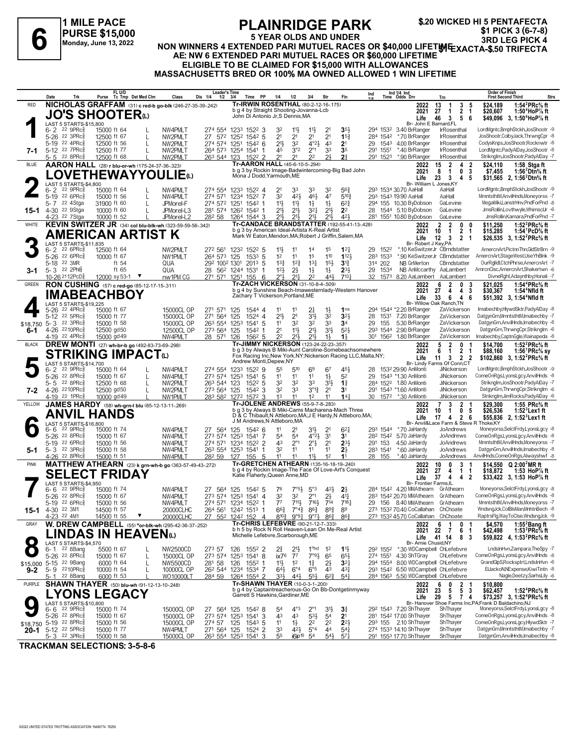# 6

**1 MILE PACE**
**PURSE $15,000**
**Monday, June 13, 2022**

# PLAINRIDGE PARK

**5 YEAR OLDS AND UNDER**
**NON WINNERS 4 EXTENDED PARI MUTUEL RACES OR $40,000 LIFETIME**
**AE: NW 6 EXTENDED PARI MUTUEL RACES OR $60,000 LIFETIME**
**ELIGIBLE TO BE CLAIMED FOR $15,000 WITH ALLOWANCES**
**MASSACHUSETTS BRED OR 100% MA OWNED ALLOWED 1 WIN LIFETIME**

**$.20 WICKED HI 5 PENTAFECTA**
**$1 PICK 3 (6-7-8)**
**3RD LEG PICK 4**
**$1 EXACTA-$.50 TRIFECTA**

---

## 1 — RED — 7-1
**NICHOLAS GRAFFAM** (31) c red-b go-blk (246-27-35-39-.242)
**JO'S SHOOTER(L)**
Tr-IRWIN ROSENTHAL (80-2-12-16-.175)
b g 4 by Straight Shooting-Jovanna-Lcb
John Di Antonio Jr,S Dennis,MA
2022: 13 1 3 5 $24,189 1:54²PRc⅝ ft | 2021: 27 1 2 1 $20,607 1:50⁴HoP⅞ ft | Life: 46 3 5 6 $49,096 3, 1:50⁴HoP⅞ ft
Br- John E Barnard,FL
LAST 5 STARTS-$15,800

| Date | Trk | Purse | Class | Times | PP | 1/4 | 1/2 | 3/4 | Str | Fin | Ind | Odds Drv | Trn | Order of Finish |
|---|---|---|---|---|---|---|---|---|---|---|---|---|---|---|
| 6-2 22 9PRc⅝ | | 15000 ft 64 L | NW4PMLT | 27⁴ 55⁴ 123³ 152² | 3 | 3² | 1½ | 1½ | 2¹ | 3⁵½ | 29⁴ 153² | 3.40 BrRanger | IrRosenthal | LordMgntc,BmphStckh,JosShootr -9 |
| 5-26 22 3PRc⅝ | | 12500 ft 67 L | NW2PMLT | 27 57² 125² 154² | 5 | 2¹ | 2¹ | 2¹ | 2¹ | 1⁵¾ | 28⁴ 154² | *.70 BrRanger | IrRosenthal | JosShootr,ColbyJack,ThrwngCpr -8 |
| 5-19 22 4PRc⅝ | | 12500 ft 56 L | NW2PMLT | 27⁴ 57⁴ 125¹ 154² | 6 | 2½ | 3² | 4°²½ | 4³ | 2¹ | 29 154³ | 4.00 BrRanger | IrRosenthal | CodysKnps,JosShootr,Rocknwtr -8 |
| 5-12 22 7PRc⅝ | | 12500 ft 77 L | NW2PMLT | 26⁴ 57³ 125⁴ 154¹ | 1 | 4⁵ | 3°² | 2°¹ | 3³ | 3⁵ | 29¹ 155¹ | *.40 BrRanger | IrRosenthal | LordMgntc,PadyAlDay,JosShootr -8 |
| 5-5 22 8PRc⅝ | | 12500 ft 68 L | NW2PMLT | 26³ 54⁴ 123 152² | 2 | 2¹ | 2¹ | 2² | 2½ | 2¾ | 29¹ 152³ | *.90 BrRanger | IrRosenthal | StrikngIm,JosShootr,PadyAlDay -7 |

## 2 — BLUE — 15-1
**AARON HALL** (28) r blu-or-wh (175-24-37-36-.323)
**LOVETHEWAYYOULIE(L)**
Tr-AARON HALL (45-6-10-5-.294)
b g 3 by Rockin Image-Badwintercoming-Big Bad John
Mona J Dodd,Yarmouth,ME
2022: 15 2 4 2 $24,110 1:58 Stga ft | 2021: 8 1 0 3 $7,455 1:56²Dtn⅝ ft | Life: 23 3 4 5 $31,565 2, 1:56²Dtn⅝ ft
Br- William L Jones,KY
LAST 5 STARTS-$4,800

| Date | Trk | Purse | Class | Times | PP | 1/4 | 1/2 | 3/4 | Str | Fin | Ind | Odds Drv | Trn | Order of Finish |
|---|---|---|---|---|---|---|---|---|---|---|---|---|---|---|
| 6-2 22 9PRc⅝ | | 15000 ft 64 L | NW4PMLT | 27⁴ 55⁴ 123³ 152² | 4 | 2¹ | 3³ | 3³ | 3² | 5⁶¾ | 29³ 153⁴ | 30.70 AaHall | AaHall | LordMgntc,BmphStckh,JosShootr -9 |
| 5-19 22 6PRc⅝ | | 15000 ft 56 L | NW4PMLT | 27⁴ 57¹ 123⁴ 152² | 7 | 3² | 4²½ | 4⁶½ | 4⁷ | 5¹⁰¾ | 29³ 154³ | 19.90 AaHall | AaHall | MmntsthtM,AnvilHnds,Moneyorss -7 |
| 5-7 22 4Stga | | 31900 ft 60 L | JPMorel-F | 27⁴ 57² 125¹ 154² | 1 | 1½ | 1½ | 1½ | 1½ | 6²¾ | 29⁴ 155 | 10.30 ByDobson | GaLevine | MegaMiki,LanstrHnv,PndForPnd -8 |
| 4-30 22 9Stga | | 10000 ft 60 L | JPMorel-L3 | 28¹ 57⁴ 126² 154² | 1 | 2½ | 2½ | 3²½ | 2½ | 2² | 28 154⁴ | 5.10 ByDobson | GaLevine | JmsRollin,Lovthwyle,WhimscUr -6 |
| 4-23 22 7Stga | | 10000 ft 52 L | JPMorel-L2 | 28² 58 126⁴ 154⁴ | 3 | 2½ | 2½ | 2½ | 2½ | 4²½ | 28¹ 155¹ | 10.80 ByDobson | GaLevine | JmsRollin,Kamara,PndForPnd -7 |

## 3 — WHITE — 3-1
**KEVIN SWITZER JR** (34) col blu-blk-wh (323-59-59-56-.342)
**AMERICAN ARTIST K**
Tr-CANDACE BRANDSTATTER (192-55-41-13-.428)
b g 3 by American Ideal-Artista K-Real Artist
Mark W Eaton,Mendon,MA;Robert J Griffin,Salem,MA
2022: 2 2 0 0 $11,250 1:52²PRc⅝ ft | 2021: 10 1 2 1 $15,285 1:54¹PcD⅝ ft | Life: 12 3 2 1 $26,535 3, 1:52²PRc⅝ ft
Br- Robert J Key,PA
LAST 5 STARTS-$11,835

| Date | Trk | Purse | Class | Times | PP | 1/4 | 1/2 | 3/4 | Str | Fin | Ind | Odds Drv | Trn | Order of Finish |
|---|---|---|---|---|---|---|---|---|---|---|---|---|---|---|
| 6-2 22 6PRc⅝ | | 12500 ft 64 | NW2PMLT | 27² 56¹ 123² 152² | 5 | 1½ | 1¹ | 1⁴ | 1⁵ | 1²¾ | 29 152² | *.10 KeSwitzerJr | CBrndstatter | AmercnArt,PictnnThn,GldStrBrn -9 |
| 5-26 22 6PRc⅝ | | 10000 ft 67 | NW1PMLT | 26⁴ 57³ 125 153³ | 5 | 1² | 1¹ | 1⁵ | 1¹⁰ | 1¹²½ | 28³ 153³ | *.90 KeSwitzerJr | CBrndstatter | AmercnArt,SteepWest,UseYhBlnk -9 |
| 5-18 22 3MR | | ft 54 | QUA | 29² 100² 130¹ 201³ | 5 | 1³½ | 1²¾ | 1³½ | 1⁵½ | 3¹¾ | 31⁴ 202 | NB GrMerton | CBrndstatter | OurRglIdl,CtchPhrse,AmercnArt -7 |
| 5-3 22 2Phl⅝ | | ft 65 | QUA | 28 56² 124⁴ 153¹ | 1 | 1²½ | 2½ | 1½ | 1½ | 2³½ | 29 153⁴ | NB AnMccarthy | AaLambert | AmrcnClsc,AmercnArt,Shakertwn -6 |
| 10-26 21 12PcD⅝ | | 12000 sy 53-1 ▼ | nw1PM CG | 27¹ 57¹ 125¹ 155 | 6 | 2°½ | 2¹½ | 2² | 4⁴½ | 7¹³¼ | 32 157³ | 8.20 AaLambert | AaLambert | DivneRght,Adaynthby,Honali -7 |

## 4 — GREEN — 6-1 — $18,750
**RON CUSHING** (57) c red-go (85-12-17-15-.311)
**IMABEACHBOY**
Tr-ZACHARY VICKERSON (31-10-8-4-.509)
b g 4 by Sunshine Beach-Imawesternlady-Western Hanover
Zachary T Vickerson,Portland,ME
2022: 6 2 0 3 $21,025 1:54⁴PRc⅝ ft | 2021: 27 4 4 3 $30,367 1:54⁴Nfld ft | Life: 33 6 4 6 $51,392 3, 1:54⁴Nfld ft
Br- Willow Oak Ranch,TN
LAST 5 STARTS-$19,225

| Date | Trk | Purse | Class | Times | PP | 1/4 | 1/2 | 3/4 | Str | Fin | Ind | Odds Drv | Trn | Order of Finish |
|---|---|---|---|---|---|---|---|---|---|---|---|---|---|---|
| 5-26 22 4PRc⅝ | | 15000 ft 67 | 15000CL OP | 27¹ 57¹ 125 154⁴ | 4 | 1¹ | 1¹ | 2½ | 1½ | 1ⁿˢ | 29⁴ 154⁴ | *2.20 BrRanger | ZaVickerson | Imabechby,HlywdSktr,PadyAlDay -8 |
| 5-12 22 5PRc⅝ | | 15000 ft 77 | 15000CL OP | 27¹ 56⁴ 125 152⁴ | 3 | 2¹½ | 2¹ | 3¹½ | 3² | 3²½ | 28 153¹ | 7.20 BrRanger | ZaVickerson | DatgynGrn,MmntsthtM,Imabechby -7 |
| 5-3 22 3PRc⅝ | | 15000 ft 58 | 15000CL OP | 26³ 55⁴ 125³ 154¹ | 5 | 1¹ | 3² | 3² | 3³ | 3⁴ | 29 155 | 5.30 BrRanger | ZaVickerson | DatgynGrn,AnvilHnds,Imabechby -8 |
| 4-26 22 10PRc⅝ | | 12500 gd50 | 12500CL OP | 27³ 56⁴ 125 154² | 1 | 2¹ | 1¹½ | 2¹½ | 3¹½ | 5²½ | 29³ 154⁴ | 2.90 BrRanger | ZaVickerson | DatgynGrn,ThrwngCpr,StrikngIm -6 |
| 4-19 22 4PRc⅝ | | 15000 gd49 | NW4PMLT | 28 57¹ 126 156² | 5 | 2² | 2¹½ | 2¹½ | 1½ | 1½ | 30¹ 156² | 1.80 BrRanger | ZaVickerson | Imabechby,CaptnGgle,Wainapeda -8 |

## 5 — BLACK — 7-2
**DREW MONTI** (27) wh-br-b go (492-83-73-69-.298)
**STRIKING IMPACT(L)**
Tr-JIMMY NICKERSON (123-22-22-23-.357)
b g 3 by Always B Miki-Aunt Caroline-Somebeachsomewhere
Fox Racing Inc,New York,NY;Nickerson Racing LLC,Malta,NY;
Andrew Monti,Depew,NY
2022: 5 2 0 1 $14,700 1:52²PRc⅝ ft | 2021: 6 1 2 1 $88,160 1:56¹PRc⅝ sy | Life: 11 3 2 2 $102,860 3, 1:52²PRc⅝ ft
Br- Lindy Farms Of Conn,CT
LAST 5 STARTS-$14,700

| Date | Trk | Purse | Class | Times | PP | 1/4 | 1/2 | 3/4 | Str | Fin | Ind | Odds Drv | Trn | Order of Finish |
|---|---|---|---|---|---|---|---|---|---|---|---|---|---|---|
| 6-2 22 9PRc⅝ | | 15000 ft 64 L | NW4PMLT | 27⁴ 55⁴ 123³ 152² | 9 | 5⁵ | 5¹⁰ | 6⁹ | 6⁷ | 4⁵½ | 28 153² | 29.90 AnMonti | JiNickerson | LordMgntc,BmphStckh,JosShootr -9 |
| 5-26 22 8PRc⅝ | | 15000 ft 67 L | NW4PMLT | 27³ 57⁴ 125³ 154¹ | 5 | 1¹ | 1¹ | 1¹ | 1½ | 5² | 29 154³ | *1.30 AnMonti | JiNickerson | ComeOnRgs,LyonsLgcy,AnvilHnds -8 |
| 5-5 22 8PRc⅝ | | 12500 ft 68 L | NW2PMLT | 26³ 54⁴ 123 152² | 5 | 3² | 3² | 3³ | 3¹½ | 1¾ | 28⁴ 152² | 1.80 AnMonti | JiNickerson | StrikngIm,JosShootr,PadyAlDay -7 |
| 4-26 22 10PRc⅝ | | 12500 gd50 L | NW2PMLT | 27³ 56⁴ 125 154² | 3 | 3² | 3³ | 3°¹¾ | 2¹ | 3¹ | 29¹ 154³ | *1.60 AnMonti | JiNickerson | DatgynGrn,ThrwngCpr,StrikngIm -6 |
| 4-19 22 1PRc⅝ | | 10000 gd49 L | NW1PMLT | 28³ 58² 127² 157² | 3 | 1³ | 1¹ | 1² | 1¹ | 1⁴¼ | 30 157² | *.30 AnMonti | JiNickerson | StrikngIm,JimRocks,PadyAlDay -6 |

## 6 — YELLOW — 5-1
**JAMES HARDY** (58) wh-grn-l blu (85-12-13-11-.269)
**ANVIL HANDS**
Tr-JOLENE ANDREWS (55-9-7-8-.283)
b g 3 by Always B Miki-Cams Macharena-Mach Three
D & C Thibault,N Attleboro,MA;J E Hardy,N Attleboro,MA;
J M Andrews,N Attleboro,MA
2022: 7 3 2 1 $29,300 1:55 PRc⅝ ft | 2021: 10 1 0 5 $26,536 1:52³Lex1 ft | Life: 17 4 2 6 $55,836 2, 1:52³Lex1 ft
Br- Anvil&Lace Farm & Steve R Thoke,KY
LAST 5 STARTS-$16,800

| Date | Trk | Purse | Class | Times | PP | 1/4 | 1/2 | 3/4 | Str | Fin | Ind | Odds Drv | Trn | Order of Finish |
|---|---|---|---|---|---|---|---|---|---|---|---|---|---|---|
| 6-6 22 9PRc⅝ | | 15000 ft 74 | NW4PMLT | 27 56⁴ 125 154² | 6 | 1¹ | 2¹ | 3¹½ | 2¹ | 6²¼ | 29³ 154⁴ | *.70 JaHardy | JoAndrews | Moneyorss,SelctFrdy,LyonsLgcy -8 |
| 5-26 22 8PRc⅝ | | 15000 ft 67 | NW4PMLT | 27³ 57⁴ 125³ 154¹ | 7 | 5⁴ | 5⁴ | 4°²½ | 3¹ | 3¹ | 28² 154² | 5.70 JaHardy | JoAndrews | ComeOnRgs,LyonsLgcy,AnvilHnds -8 |
| 5-19 22 6PRc⅝ | | 15000 ft 56 | NW4PMLT | 27⁴ 57¹ 123⁴ 152² | 2 | 4³ | 2°¹ | 2°½ | 2¹ | 2³½ | 29¹ 153 | 4.50 JaHardy | JoAndrews | MmntsthtM,AnvilHnds,Moneyorss -7 |
| 5-3 22 3PRc⅝ | | 15000 ft 58 | NW4PMLT | 26³ 55⁴ 125³ 154¹ | 5 | 3² | 1¹ | 1¹ | 1¹ | 2½ | 28³ 154¹ | *.60 JaHardy | JoAndrews | DatgynGrn,AnvilHnds,Imabechby -8 |
| 4-26 22 8PRc⅝ | | 15000 ft 51 | NW4PMLT | 28² 59 127 155 | 5 | 1¹ | 1¹ | 1¹½ | 1² | 1¹ | 28 155 | *.40 JaHardy | JoAndrews | AnvilHnds,ComeOnRgs,Alwayshwf -8 |

## 7 — PINK — 15-1
**MATTHEW ATHEARN** (23) k grn-wh-b go (363-57-49-43-.272)
**SELECT FRIDAY**
Tr-GRETCHEN ATHEARN (135-16-18-19-.240)
b g 4 by Rockin Image-The Face Of Love-Art's Conquest
Katie Flaherty,Queen Anne,MD
2022: 10 0 3 1 $14,550 Q 2:00²MR ft | 2021: 27 4 1 1 $18,872 1:53 HoP⅞ ft | Life: 37 4 4 2 $33,422 3, 1:53 HoP⅞ ft
Br- Frontier Farms,IL
LAST 5 STARTS-$4,950

| Date | Trk | Purse | Class | Times | PP | 1/4 | 1/2 | 3/4 | Str | Fin | Ind | Odds Drv | Trn | Order of Finish |
|---|---|---|---|---|---|---|---|---|---|---|---|---|---|---|
| 6-6 22 9PRc⅝ | | 15000 ft 74 | NW4PMLT | 27 56⁴ 125 154² | 5 | 7⁶ | 7°5½ | 5°³ | 4²½ | 2½ | 28⁴ 154² | 4.20 MMAthearn | GrAthearn | Moneyorss,SelctFrdy,LyonsLgcy -8 |
| 5-26 22 8PRc⅝ | | 15000 ft 67 | NW4PMLT | 27³ 57⁴ 125³ 154¹ | 4 | 3² | 3² | 2°¹ | 2½ | 4¹¼ | 28³ 154² | 20.70 MMAthearn | GrAthearn | ComeOnRgs,LyonsLgcy,AnvilHnds -8 |
| 5-19 22 6PRc⅝ | | 15000 ft 56 | NW4PMLT | 27⁴ 57¹ 123⁴ 152² | 1 | 7⁷ | 7¹¹½ | 7¹⁶½ | 7¹⁴ | 7¹⁸¼ | 29 156 | 8.40 MMAthearn | GrAthearn | MmntsthtM,AnvilHnds,Moneyorss -7 |
| 4-30 22 3M1 | | 14500 ft 57 | 20000CLHC | 26⁴ 56¹ 124² 151³ | 1 | 6⁶¾ | 7°⁴¾ | 8⁶¾ | 8⁹¾ | 8⁹ | 27³ 153² | 70.60 CoCallahan | ChChoate | WndsngJck,ColBlsMan,MnhtnBech -8 |
| 4-23 22 4M1 | | 14500 ft 55 ▼ | 20000CLHC | 27 55² 124² 152 | 4 | 8¹⁰½ | 9°⁹½ | 9°⁷½ | 8⁶¾ | 8⁶¾ | 27³ 153² | 45.70 CoCallahan | ChChoate | RaptrsFlg,WayToClse,WndsngJck -9 |

## 8 — GRAY — 9-2 — $15,000
**W. DREW CAMPBELL** (55) *or-blk-wh (295-42-36-37-.252)
**LINDAS IN HEAVEN(L)**
Tr-CHRIS LEFEBVRE (90-21-12-7-.333)
b h 5 by Rock N Roll Heaven-Lean On Me-Real Artist
Michelle Lefebvre,Scarborough,ME
2022: 6 1 0 1 $4,570 1:55²Bang ft | 2021: 22 7 6 1 $42,498 1:53²PRc⅝ ft | Life: 41 14 8 3 $59,822 4, 1:53²PRc⅝ ft
Br- Amie Chusid,NY
LAST 5 STARTS-$4,570

| Date | Trk | Purse | Class | Times | PP | 1/4 | 1/2 | 3/4 | Str | Fin | Ind | Odds Drv | Trn | Order of Finish |
|---|---|---|---|---|---|---|---|---|---|---|---|---|---|---|
| 6-1 22 8Bang | | 5500 ft 67 L | NW2500CD | 27³ 57 126 155² | 2 | 2¾ | 2¹½ | 1°hd | 1² | 1¹½ | 29² 155² | *.30 WDCampbell | ChLefebvre | LndsInHvn,Zampara,TheSpy -7 |
| 5-26 22 8PRc⅝ | | 15000 ft 67 L | 15000CL OP | 27³ 57⁴ 125³ 154¹ | 8 | ix7⁶ | 7⁷ | 7°⁹½ | 6⁵ | 6⁵½ | 27⁴ 155¹ | 4.30 ShTGray | ChLefebvre | ComeOnRgs,LyonsLgcy,AnvilHnds -8 |
| 5-15 22 9Bang | | 6000 ft 64 L | NW5500CD | 28¹ 58 126 155² | 1 | 1¹½ | 1² | 1¾ | 2½ | 3²¼ | 29⁴ 155⁴ | 8.00 WDCampbell | ChLefebvre | GrandGlpS,Rocksptrt,LndsInHvn -6 |
| 5-9 22 10PRc⅝ | | 10000 ft 54 L | 10000CL OP | 26² 54⁴ 123⁴ 153⁴ | 7 | 6⁴½ | 6°⁴ | 6°⁵ | 4³ | 4³½ | 29³ 154² | 6.50 WDCampbell | ChLefebvre | ElJackoN,NExpense,KiwiTintn -8 |
| 5-1 22 8Bang | | 6000 ft 53 | WO10000LT | 28⁴ 59 126⁴ 155⁴ | 2 | 3³½ | 4⁴½ | 5⁵½ | 6²¾ | 5⁴¼ | 28⁴ 156³ | 5.50 WDCampbell | ChLefebvre | Nagle,Deetzy,SarhsLily -6 |

## 9 — PURPLE — 20-1 — $18,750
**SHAWN THAYER** (50) blu-wh-blk (91-12-13-10-.248)
**LYONS LEGACY**
Tr-SHAWN THAYER (10-0-3-1-.200)
b g 4 by Captaintreacherous-Go On Bb-Dontgetinmyway
Garrett S Hawkins,Gardiner,ME
2022: 6 0 2 1 $10,800 | 2021: 23 5 5 3 $62,457 1:52⁴PRc⅝ ft | Life: 29 5 7 4 $73,257 3, 1:52⁴PRc⅝ ft
Br- Hanover Shoe Farms Inc,PA;Frank D Baldachino,NJ
LAST 5 STARTS-$10,800

| Date | Trk | Purse | Class | Times | PP | 1/4 | 1/2 | 3/4 | Str | Fin | Ind | Odds Drv | Trn | Order of Finish |
|---|---|---|---|---|---|---|---|---|---|---|---|---|---|---|
| 6-6 22 9PRc⅝ | | 15000 ft 74 | 15000CL OP | 27 56⁴ 125 154² | 8 | 5⁴ | 4°³ | 2°¹ | 3¹½ | 3¾ | 29² 154³ | 7.20 ShThayer | ShThayer | Moneyorss,SelctFrdy,LyonsLgcy -8 |
| 5-26 22 8PRc⅝ | | 15000 ft 67 | 15000CL OP | 27³ 57⁴ 125³ 154¹ | 3 | 4³ | 4³ | 5³½ | 5⁴ | 2¹ | 28¹ 154² | 17.00 ShThayer | ShThayer | ComeOnRgs,LyonsLgcy,AnvilHnds -8 |
| 5-19 22 8PRc⅝ | | 15000 ft 56 | 15000CL OP | 27⁴ 57 125 154³ | 5 | 1¹ | 1½ | 2² | 2² | 2²½ | 29³ 155 | 2.10 ShThayer | ShThayer | ComeOnRgs,LyonsLgcy,HlywdSktr -7 |
| 5-12 22 5PRc⅝ | | 15000 ft 77 | NW4PMLT | 27¹ 56⁴ 125 152⁴ | 2 | 3³ | 4³ | 5°⁴ | 4⁴ | 5⁴¾ | 27⁴ 153³ | 14.10 ShThayer | ShThayer | DatgynGrn,MmntsthtM,Imabechby -7 |
| 5-3 22 3PRc⅝ | | 15000 ft 58 | 15000CL OP | 26³ 55⁴ 125³ 154¹ | 3 | 5⁵ | i6ip¹⁰ | 5⁴ | 5⁴½ | 5⁷¼ | 29¹ 155³ | 17.70 ShThayer | ShThayer | DatgynGrn,AnvilHnds,Imabechby -8 |

**TRACKMAN SELECTIONS: 3-5-8-6**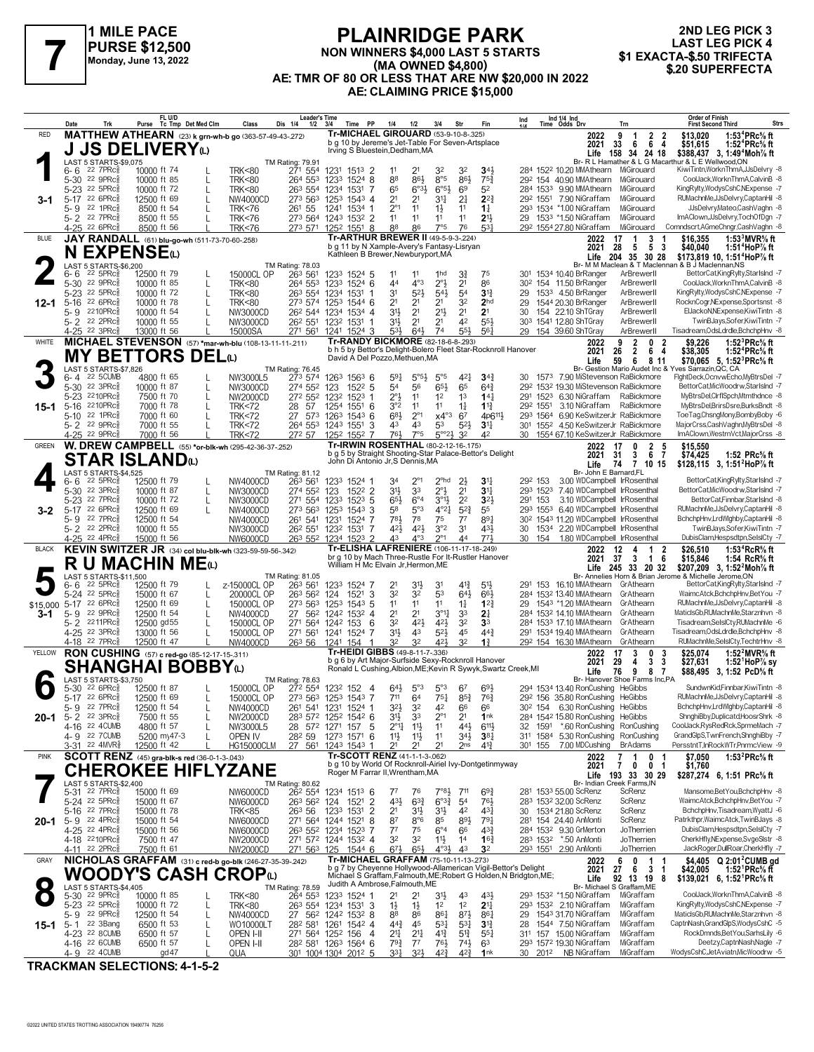# 7

**1 MILE PACE**
**PURSE $12,500**
**Monday, June 13, 2022**

## PLAINRIDGE PARK

**NON WINNERS $4,000 LAST 5 STARTS (MA OWNED $4,800)**
**AE: TMR OF 80 OR LESS THAT ARE NW $20,000 IN 2022**
**AE: CLAIMING PRICE $15,000**

**2ND LEG PICK 3**
**LAST LEG PICK 4**
**$1 EXACTA-$.50 TRIFECTA**
**$.20 SUPERFECTA**

---

### RED — 1 — 3-1
**MATTHEW ATHEARN** (23) k grn-wh-b go (363-57-49-43-.272)
**J JS DELIVERY(L)**
Tr-MICHAEL GIROUARD (53-9-10-8-.325)
b g 10 by Jereme's Jet-Table For Seven-Artsplace
Irving S Bluestein,Dedham,MA
2022: 9 1 2 2 $13,020 1:53⁴PRc⅝ ft
2021: 33 6 6 4 $51,615 1:52⁴PRc⅝ ft
Life: 158 34 24 18 $388,437 3, 1:49⁴Moh⅞ ft
Br- R L Hamather & L E Wellwood,ON
LAST 5 STARTS-$9,075 | TM Rating: 79.91

| Date | Trk | Purse | Class | 1/4 | 1/2 | 3/4 | Time | PP | 1/4 | 1/2 | 3/4 | Str | Fin | Ind | Odds | Drv | Trn | Order of Finish |
|---|---|---|---|---|---|---|---|---|---|---|---|---|---|---|---|---|---|---|
| 6-6 22 7PRc⅝ | | 10000 ft 74 | TRK<80 | 27¹ | 55⁴ | 123¹ | 151³ | 2 | 1¹ | 2¹ | 3² | 3² | 3⁴½ | 28⁴ 152² | 10.20 | MMAthearn | MiGirouard | KiwiTintn,WorknThmA,JJsDelvry -8 |
| 5-30 22 9PRc⅝ | | 10000 ft 85 | TRK<80 | 26⁴ | 55³ | 123³ | 152⁴ | 8 | 8⁸ | 8⁶½ | 8°⁵ | 8⁶½ | 7⁵¾ | 29² 154 | 40.90 | MMAthearn | MiGirouard | CoolJack,WorknThmA,CalvinB -8 |
| 5-23 22 5PRc⅝ | | 10000 ft 72 | TRK<80 | 26³ | 55⁴ | 123⁴ | 153¹ | 7 | 6⁵ | 6°³½ | 6°⁵½ | 6⁹ | 5² | 28⁴ 153³ | 9.90 | MMAthearn | MiGirouard | KingRylty,WodysCshC,NExpense -7 |
| 5-17 22 6PRc⅝ | | 12500 ft 69 | NW4000CD | 27³ | 56³ | 125³ | 154³ | 4 | 2¹ | 2¹ | 3¹½ | 2½ | 2²¾ | 29² 155¹ | 7.90 | NiGraffam | MiGirouard | RUMachnMe,JJsDelvry,CaptanHil -8 |
| 5-9 22 1PRc⅝ | | 8500 ft 54 | TRK<76 | 26¹ | 55 | 124¹ | 153⁴ | 1 | 2°¹ | 1¹ | 1½ | 1¹ | 1¾ | 29³ 153⁴ | *1.00 | NiGraffam | MiGirouard | JJsDelvry,Mateo,CashVaghn -8 |
| 5-2 22 7PRc⅝ | | 8500 ft 55 | TRK<76 | 27³ | 56⁴ | 124³ | 153² | 2 | 1¹ | 1¹ | 1¹ | 1¹ | 2¹½ | 29 153³ | *1.50 | NiGraffam | MiGirouard | ImAClown,JJsDelvry,TochOfDgn -7 |
| 4-25 22 6PRc⅝ | | 8500 ft 56 | TRK<76 | 27³ | 57¹ | 125² | 155¹ | 8 | 8⁸ | 8⁶ | 7°⁵ | 7⁶ | 5³¼ | 29² 155⁴ | 27.80 | NiGraffam | MiGirouard | Comndscrt,AGmeChngr,CashVaghn -8 |

### BLUE — 2 — 12-1
**JAY RANDALL** (61) blu-go-wh (511-73-70-60-.258)
**N EXPENSE(L)**
Tr-ARTHUR BREWER II (49-5-9-3-.224)
b g 11 by N Xample-Avery's Fantasy-Lisryan
Kathleen B Brewer,Newburyport,MA
2022: 17 1 3 1 $16,355 1:53³MVR⅝ ft
2021: 28 5 5 3 $40,040 1:51⁴HoP⅞ ft
Life: 204 35 30 28 $173,819 10, 1:51⁴HoP⅞ ft
Br- M M Maclean & T Maclennan & B J Maclennan,NS
LAST 5 STARTS-$6,200 | TM Rating: 78.03

| Date | Trk | Purse | Class | 1/4 | 1/2 | 3/4 | Time | PP | 1/4 | 1/2 | 3/4 | Str | Fin | Ind | Odds | Drv | Trn | Order of Finish |
|---|---|---|---|---|---|---|---|---|---|---|---|---|---|---|---|---|---|---|
| 6-6 22 5PRc⅝ | | 12500 ft 79 | 15000CL OP | 26³ | 56¹ | 123³ | 152⁴ | 5 | 1¹ | 1¹ | 1hd | 3¾ | 7⁵ | 30¹ 153⁴ | 10.40 | BrRanger | ArBrewerII | BettorCat,KingRylty,StarIsInd -7 |
| 5-30 22 9PRc⅝ | | 10000 ft 85 | TRK<80 | 26⁴ | 55³ | 123³ | 152⁴ | 6 | 4⁴ | 4°³ | 2°½ | 2¹ | 8⁶ | 30² 154 | 11.50 | BrRanger | ArBrewerII | CoolJack,WorknThmA,CalvinB -8 |
| 5-23 22 5PRc⅝ | | 10000 ft 72 | TRK<80 | 26³ | 55⁴ | 123⁴ | 153¹ | 1 | 3¹ | 5²½ | 5⁴½ | 5⁴ | 3¹¾ | 29 153³ | 4.50 | BrRanger | ArBrewerII | KingRylty,WodysCshC,NExpense -7 |
| 5-16 22 6PRc⅝ | | 10000 ft 78 | TRK<80 | 27³ | 57⁴ | 125³ | 154⁴ | 6 | 2¹ | 2¹ | 2¹ | 3² | 2hd | 29 154⁴ | 20.30 | BrRanger | ArBrewerII | RocknCogr,NExpense,Sportsnst -8 |
| 5-9 22 10PRc⅝ | | 10000 ft 54 | NW3000CD | 26² | 54⁴ | 123⁴ | 153⁴ | 4 | 3¹½ | 2¹ | 2¹½ | 2¹ | 2¹ | 30 154 | 22.10 | ShTGray | ArBrewerII | ElJackoN,NExpense,KiwiTintn -8 |
| 5-2 22 2PRc⅝ | | 10000 ft 55 | NW3000CD | 26² | 55¹ | 123² | 153¹ | 1 | 3¹½ | 2¹ | 2¹ | 4² | 5⁵½ | 30³ 154¹ | 12.80 | ShTGray | ArBrewerII | TwinBJays,Sofer,KiwiTintn -7 |
| 4-25 22 3PRc⅝ | | 13000 ft 56 | 15000SA | 27¹ | 56¹ | 124¹ | 152⁴ | 3 | 5³½ | 6⁴½ | 7⁴ | 5⁵½ | 5⁶¼ | 29 154 | 39.60 | ShTGray | ArBrewerII | Tisadream,OdsLdrdle,BchchpHnv -8 |

### WHITE — 3 — 15-1
**MICHAEL STEVENSON** (57) *mar-wh-blu (108-13-11-11-.211)
**MY BETTORS DEL(L)**
Tr-RANDY BICKMORE (82-18-6-8-.293)
b h 5 by Bettor's Delight-Bolero Fleet Star-Rocknroll Hanover
David A Del Pozzo,Methuen,MA
2022: 9 2 0 2 $9,226 1:52³PRc⅝ ft
2021: 26 2 6 4 $38,305 1:52⁴PRc⅝ ft
Life: 59 6 8 11 $70,065 5, 1:52³PRc⅝ ft
Br- Gestion Mario Audet Inc & Yves Sarrazin,QC, CA
LAST 5 STARTS-$7,826 | TM Rating: 76.45

| Date | Trk | Purse | Class | 1/4 | 1/2 | 3/4 | Time | PP | 1/4 | 1/2 | 3/4 | Str | Fin | Ind | Odds | Drv | Trn | Order of Finish |
|---|---|---|---|---|---|---|---|---|---|---|---|---|---|---|---|---|---|---|
| 6-4 22 5CUMB | | 4800 ft 65 | NW3000L5 | 27³ | 57⁴ | 126³ | 156³ | 6 | 5⁹½ | 5°⁵½ | 5°⁵ | 4²½ | 3⁴¾ | 30 157³ | 7.90 | MiStevenson | RaBickmore | FightDeck,OcnvwEcho,MyBtrsDel -7 |
| 5-30 22 3PRc⅝ | | 10000 ft 87 | NW3000CD | 27⁴ | 55² | 123 | 152² | 5 | 5⁴ | 5⁶ | 6⁵½ | 6⁵ | 6⁴¾ | 29² 153² | 10.90 | MiStevenson | RaBickmore | BettorCat,MicWoodrw,StarIsInd -7 |
| 5-23 22 10PRc⅝ | | 7500 ft 70 | NW2000CD | 27² | 55² | 123² | 152³ | 1 | 2°½ | 1¹ | 1² | 1³ | 1⁴¼ | 29¹ 152³ | 6.30 | NiGraffam | RaBickmore | MyBtrsDel,ClrflSpch,Mtmthdnce -8 |
| 5-16 22 10PRc⅝ | | 7000 ft 78 | TRK<72 | 28 | 57 | 125⁴ | 155¹ | 6 | 3°² | 1¹ | 1¹ | 1½ | 1¹¾ | 29² 155¹ | 3.10 | NiGraffam | RaBickmore | MyBtrsDel,BrirsDsre,BurksBndt -8 |
| 5-10 22 1PRc⅝ | | 7000 ft 60 | TRK<72 | 27 | 57³ | 126³ | 154³ | 6 | 6⁸½ | 2°¹ | x4°³ | 6⁷ | 4p6¹¹½ | 29 156⁴ | 6.90 | KeSwitzerJr | RaBickmore | ToeTag,ChsngMony,BombyBoby -6 |
| 5-2 22 9PRc⅝ | | 7000 ft 55 | TRK<72 | 26⁴ | 55³ | 124³ | 155¹ | 3 | 4³ | 4³ | 5³ | 5²½ | 3¹¼ | 30¹ 155² | 4.50 | KeSwitzerJr | RaBickmore | MajorCrss,CashVaghn,MyBtrsDel -8 |
| 4-25 22 9PRc⅝ | | 7000 ft 56 | TRK<72 | 27² | 57 | 125² | 155² | 7 | 7⁶½ | 7°⁵ | 5°°²½ | 3² | 4² | 30 155⁴ | 67.10 | KeSwitzerJr | RaBickmore | ImAClown,WestrnVct,MajorCrss -8 |

### GREEN — 4 — 3-2
**W. DREW CAMPBELL** (55) *or-blk-wh (295-42-36-37-.252)
**STAR ISLAND(L)**
Tr-IRWIN ROSENTHAL (80-2-12-16-.175)
b g 5 by Straight Shooting-Star Palace-Bettor's Delight
John Di Antonio Jr,S Dennis,MA
2022: 17 0 2 5 $15,550
2021: 31 3 6 7 $74,425 1:52 PRc⅝ ft
Life: 74 7 10 15 $128,115 3, 1:51²HoP⅞ ft
Br- John E Barnard,FL
LAST 5 STARTS-$4,525 | TM Rating: 81.12

| Date | Trk | Purse | Class | 1/4 | 1/2 | 3/4 | Time | PP | 1/4 | 1/2 | 3/4 | Str | Fin | Ind | Odds | Drv | Trn | Order of Finish |
|---|---|---|---|---|---|---|---|---|---|---|---|---|---|---|---|---|---|---|
| 6-6 22 5PRc⅝ | | 12500 ft 79 | NW4000CD | 26³ | 56¹ | 123³ | 152⁴ | 5 | 3⁴ | 2°¹ | 2°hd | 2½ | 3¹½ | 29² 153 | 3.00 | WDCampbell | IrRosenthal | BettorCat,KingRylty,StarIsInd -7 |
| 5-30 22 3PRc⅝ | | 10000 ft 87 | NW3000CD | 27⁴ | 55² | 123 | 152² | 2 | 3¹½ | 3³ | 2°½ | 2¹ | 3¹¼ | 29³ 152³ | 7.40 | WDCampbell | IrRosenthal | BettorCat,MicWoodrw,StarIsInd -7 |
| 5-23 22 7PRc⅝ | | 10000 ft 72 | NW3000CD | 27¹ | 55⁴ | 123³ | 152³ | 5 | 6⁵½ | 6°⁴ | 3°1½ | 2² | 3²½ | 29¹ 153 | 3.10 | WDCampbell | IrRosenthal | BettorCat,Finnbar,StarIsInd -8 |
| 5-17 22 6PRc⅝ | | 12500 ft 69 | NW4000CD | 27³ | 56³ | 125³ | 154³ | 3 | 5⁸ | 5°³ | 4°²½ | 5²¾ | 5⁵ | 29³ 155³ | 6.40 | WDCampbell | IrRosenthal | RUMachnMe,JJsDelvry,CaptanHil -8 |
| 5-9 22 7PRc⅝ | | 12500 ft 54 | NW4000CD | 26¹ | 54¹ | 123¹ | 152⁴ | 7 | 7⁸½ | 7⁸ | 7⁵ | 7⁷ | 8⁹¼ | 30² 154³ | 11.20 | WDCampbell | IrRosenthal | BchchpHnv,LrdWlghby,CaptanHil -8 |
| 5-2 22 2PRc⅝ | | 10000 ft 55 | NW3000CD | 26² | 55¹ | 123² | 153¹ | 7 | 4²½ | 4²½ | 3°² | 3¹ | 4³½ | 30 153⁴ | 2.20 | WDCampbell | IrRosenthal | TwinBJays,Sofer,KiwiTintn -7 |
| 4-25 22 4PRc⅝ | | 15000 ft 56 | NW6000CD | 26³ | 55² | 123⁴ | 152³ | 4 | 4³ | 4°³ | 2°¹ | 4⁴ | 7⁷½ | 30 154 | 1.80 | WDCampbell | IrRosenthal | DubisClam,Hespsdtpn,SelslCty -7 |

### BLACK — 5 — 3-1 — $15,000
**KEVIN SWITZER JR** (34) col blu-blk-wh (323-59-59-56-.342)
**R U MACHIN ME(L)**
Tr-ELISHA LAFRENIERE (106-11-17-18-.249)
br g 10 by Mach Three-Rustle Fr It-Rustler Hanover
William H Mc Elvain Jr,Hermon,ME
2022: 12 4 1 2 $26,510 1:53⁴RcR⅝ ft
2021: 37 3 1 6 $15,846 1:54 RcR⅝ ft
Life: 245 33 20 32 $207,209 3, 1:52²Moh⅞ ft
Br- Annelies Horn & Brian Jerome & Michelle Jerome,ON
LAST 5 STARTS-$11,500 | TM Rating: 81.05

| Date | Trk | Purse | Class | 1/4 | 1/2 | 3/4 | Time | PP | 1/4 | 1/2 | 3/4 | Str | Fin | Ind | Odds | Drv | Trn | Order of Finish |
|---|---|---|---|---|---|---|---|---|---|---|---|---|---|---|---|---|---|---|
| 6-6 22 5PRc⅝ | | 12500 ft 79 | z-15000CL OP | 26³ | 56¹ | 123³ | 152⁴ | 7 | 2¹ | 3¹½ | 3¹ | 4¹¾ | 5¹½ | 29¹ 153 | 16.10 | MMAthearn | GrAthearn | BettorCat,KingRylty,StarIsInd -7 |
| 5-24 22 5PRc⅝ | | 15000 ft 67 | 20000CL OP | 26³ | 56² | 124 | 152¹ | 3 | 3² | 3² | 5³ | 6⁴½ | 6⁶½ | 28⁴ 153² | 13.40 | MMAthearn | GrAthearn | WaimcAtck,BchchpHnv,BetYou -7 |
| 5-17 22 6PRc⅝ | | 12500 ft 69 | 15000CL OP | 27³ | 56³ | 125³ | 154³ | 5 | 1¹ | 1¹ | 1¹ | 1½ | 1²¾ | 29 154³ | *1.20 | MMAthearn | GrAthearn | RUMachnMe,JJsDelvry,CaptanHil -8 |
| 5-9 22 9PRc⅝ | | 12500 ft 54 | NW4000CD | 27 | 56² | 124² | 153² | 4 | 2¹ | 2¹ | 3°¹½ | 3³ | 2½ | 28⁴ 153² | 14.10 | MMAthearn | GrAthearn | MaticlsGb,RUMachnMe,Starznhvn -8 |
| 5-2 22 11PRc⅝ | | 12500 gd55 | 15000CL OP | 27¹ | 56⁴ | 124² | 153 | 6 | 3² | 4²½ | 4²½ | 3² | 3³ | 28⁴ 153³ | 17.10 | MMAthearn | GrAthearn | Tisadream,SelslCty,RUMachnMe -6 |
| 4-25 22 3PRc⅝ | | 13000 ft 56 | 15000CL OP | 27¹ | 56¹ | 124¹ | 152⁴ | 7 | 3¹½ | 4³ | 5²½ | 4⁵ | 4⁴¾ | 29¹ 153⁴ | 19.40 | MMAthearn | GrAthearn | Tisadream,OdsLdrdle,BchchpHnv -8 |
| 4-18 22 7PRc⅝ | | 12500 ft 47 | NW4000CD | 26³ | 56 | 124¹ | 154 | 1 | 3² | 3² | 4²½ | 3² | 1¾ | 29² 154 | 16.30 | MMAthearn | GrAthearn | RUMachnMe,SelslCty,TechtrHnv -8 |

### YELLOW — 6 — 20-1
**RON CUSHING** (57) c red-go (85-12-17-15-.311)
**SHANGHAI BOBBY(L)**
Tr-HEIDI GIBBS (49-8-11-7-.336)
b g 6 by Art Major-Surfside Sexy-Rocknroll Hanover
Ronald L Cushing,Albion,ME;Kevin R Sywyk,Swartz Creek,MI
2022: 17 3 0 3 $25,074 1:52²MVR⅝ ft
2021: 29 4 3 3 $27,631 1:52¹HoP⅞ sy
Life: 76 9 8 7 $88,495 3, 1:52 PcD⅝ ft
Br- Hanover Shoe Farms Inc,PA
LAST 5 STARTS-$3,750 | TM Rating: 78.63

| Date | Trk | Purse | Class | 1/4 | 1/2 | 3/4 | Time | PP | 1/4 | 1/2 | 3/4 | Str | Fin | Ind | Odds | Drv | Trn | Order of Finish |
|---|---|---|---|---|---|---|---|---|---|---|---|---|---|---|---|---|---|---|
| 5-30 22 6PRc⅝ | | 12500 ft 87 | 15000CL OP | 27² | 55⁴ | 123² | 152 | 4 | 6⁴½ | 5°³ | 5°³ | 6⁷ | 6⁹½ | 29⁴ 153⁴ | 13.40 | RonCushing | HeGibbs | SundwnKid,Finnbar,KiwiTintn -8 |
| 5-17 22 6PRc⅝ | | 12500 ft 69 | 15000CL OP | 27³ | 56³ | 125³ | 154³ | 7 | 7¹¹ | 6⁴ | 7⁵¼ | 8⁵¾ | 7⁶¾ | 29² 156 | 35.80 | RonCushing | HeGibbs | RUMachnMe,JJsDelvry,CaptanHil -8 |
| 5-9 22 7PRc⅝ | | 12500 ft 54 | NW4000CD | 26¹ | 54¹ | 123¹ | 152⁴ | 1 | 3²½ | 3² | 4² | 6⁶ | 6⁶ | 30² 154 | 6.30 | RonCushing | HeGibbs | BchchpHnv,LrdWlghby,CaptanHil -8 |
| 5-2 22 3PRc⅝ | | 7500 ft 55 | NW2000CD | 28³ | 57² | 125² | 154² | 6 | 3¹½ | 3³ | 2°¹ | 2¹ | 1nk | 28⁴ 154² | 15.80 | RonCushing | HeGibbs | ShnghiBby,Duplicatd,HoosrShrk -8 |
| 4-16 22 4CUMB | | 4800 ft 57 | NW3000L5 | 28 | 57² | 127¹ | 157 | 5 | 2°¹½ | 1¹½ | 1¹ | 4⁴½ | 6¹¹½ | 32 159¹ | *.60 | RonCushing | RonCushing | CoolJack,RysRedRck,SprmeMach -7 |
| 4-9 22 7CUMB | | 5200 my47-3 | OPEN IV | 28² | 59 | 127³ | 157¹ | 6 | 1¹½ | 1¹½ | 1¹ | 3⁴½ | 3⁸½ | 31¹ 158⁴ | 5.30 | RonCushing | RonCushing | GrandGlpS,TwnFrench,ShnghiBby -7 |
| 3-31 22 4MVR⅝ | | 12500 ft 42 | HG15000CLM | 27 | 56¹ | 124³ | 154³ | 1 | 2¹ | 2¹ | 2¹ | 2ns | 4¹¾ | 30¹ 155 | 7.00 | MDCushing | BrAdams | PersstntT,InRockWTr,PnrmcView -9 |

### PINK — 7 — 20-1
**SCOTT RENZ** (45) gra-blk-s red (36-0-1-3-.043)
**CHEROKEE HIFLYZANE**
Tr-SCOTT RENZ (41-1-1-3-.062)
b g 10 by World Of Rocknroll-Airiel Ivy-Dontgetinmyway
Roger M Farrar II,Wrentham,MA
2022: 7 1 0 1 $7,050 1:53²PRc⅝ ft
2021: 7 0 0 1 $1,760
Life: 193 33 30 29 $287,274 6, 1:51 PRc⅝ ft
Br- Indian Creek Farms,IN
LAST 5 STARTS-$2,400 | TM Rating: 80.62

| Date | Trk | Purse | Class | 1/4 | 1/2 | 3/4 | Time | PP | 1/4 | 1/2 | 3/4 | Str | Fin | Ind | Odds | Drv | Trn | Order of Finish |
|---|---|---|---|---|---|---|---|---|---|---|---|---|---|---|---|---|---|---|
| 5-31 22 7PRc⅝ | | 15000 ft 69 | NW6000CD | 26² | 55⁴ | 123⁴ | 151³ | 6 | 7⁷ | 7⁶ | 7°⁸½ | 7¹¹ | 6⁹¾ | 28¹ 153³ | 55.00 | ScRenz | ScRenz | Mansome,BetYou,BchchpHnv -8 |
| 5-24 22 5PRc⅝ | | 15000 ft 67 | NW6000CD | 26³ | 56² | 124 | 152¹ | 2 | 4³½ | 6³¾ | 6°³¾ | 5⁴ | 7⁶½ | 28³ 153² | 32.00 | ScRenz | ScRenz | WaimcAtck,BchchpHnv,BetYou -7 |
| 5-16 22 7PRc⅝ | | 15000 ft 78 | TRK<85 | 26³ | 56 | 123³ | 153¹ | 2 | 2¹ | 3¹½ | 3¹½ | 4² | 4³½ | 30 153⁴ | 21.80 | ScRenz | ScRenz | BchchpHnv,Tisadream,WyattJ -6 |
| 5-9 22 4PRc⅝ | | 15000 ft 54 | NW6000CD | 27¹ | 56⁴ | 124⁴ | 152¹ | 8 | 8⁷ | 8°⁶ | 8⁵ | 8⁹½ | 7⁹¼ | 28¹ 154 | 24.40 | AnMonti | ScRenz | Patrkthpr,WaimcAtck,TwinBJays -8 |
| 4-25 22 4PRc⅝ | | 15000 ft 56 | NW6000CD | 26³ | 55² | 123⁴ | 152³ | 7 | 7⁷ | 7⁵ | 6°⁴ | 6⁶ | 4³¾ | 28⁴ 153² | 9.30 | GrMerton | JoTherrien | DubisClam,Hespsdtpn,SelslCty -7 |
| 4-18 22 10PRc⅝ | | 7500 ft 47 | NW2000CD | 27¹ | 57² | 124⁴ | 153² | 4 | 3² | 3² | 1½ | 1⁴ | 1⁶¾ | 28³ 153² | *.50 | AnMonti | JoTherrien | CherkHfly,NExpense,SvgeSlstr -8 |
| 4-11 22 2PRc⅝ | | 7500 ft 61 | NW2000CD | 27¹ | 56³ | 125 | 154³ | 6 | 6⁷½ | 6⁵½ | 4°³½ | 4³ | 3² | 29³ 155¹ | 2.90 | AnMonti | JoTherrien | JackRoger,DullRoar,CherkHfly -7 |

### GRAY — 8 — 15-1
**NICHOLAS GRAFFAM** (31) c red-b go-blk (246-27-35-39-.242)
**WOODY'S CASH CROP(L)**
Tr-MICHAEL GRAFFAM (75-10-11-13-.273)
b g 7 by Cheyenne Hollywood-Allamerican Vigil-Bettor's Delight
Michael S Graffam,Falmouth,ME;Robert G Holden,N Bridgton,ME;
Judith A Ambrose,Falmouth,ME
2022: 6 0 1 1 $4,405 Q 2:01²CUMB gd
2021: 27 6 3 1 $42,005 1:52¹PRc⅝ ft
Life: 92 13 19 8 $139,021 6, 1:52¹PRc⅝ ft
Br- Michael S Graffam,ME
LAST 5 STARTS-$4,405 | TM Rating: 78.59

| Date | Trk | Purse | Class | 1/4 | 1/2 | 3/4 | Time | PP | 1/4 | 1/2 | 3/4 | Str | Fin | Ind | Odds | Drv | Trn | Order of Finish |
|---|---|---|---|---|---|---|---|---|---|---|---|---|---|---|---|---|---|---|
| 5-30 22 9PRc⅝ | | 10000 ft 85 | TRK<80 | 26⁴ | 55³ | 123³ | 152⁴ | 1 | 2¹ | 2¹ | 3¹½ | 4³ | 4³½ | 29³ 153² | *1.50 | NiGraffam | MiGraffam | CoolJack,WorknThmA,CalvinB -8 |
| 5-23 22 5PRc⅝ | | 10000 ft 72 | TRK<80 | 26³ | 55⁴ | 123⁴ | 153¹ | 3 | 1½ | 1½ | 1² | 1² | 2¹¼ | 29³ 153² | 2.10 | NiGraffam | MiGraffam | KingRylty,WodysCshC,NExpense -7 |
| 5-9 22 9PRc⅝ | | 12500 ft 54 | NW4000CD | 27 | 56² | 124² | 153² | 8 | 8⁸ | 8⁶ | 8⁶¼ | 8⁷½ | 8⁶¼ | 29 154³ | 31.70 | NiGraffam | MiGraffam | MaticlsGb,RUMachnMe,Starznhvn -8 |
| 5-1 22 3Bang | | 6500 ft 53 | WO10000LT | 28² | 58¹ | 126¹ | 154² | 4 | 4⁴½ | 4⁵ | 5³½ | 5³½ | 3¹¾ | 28 154⁴ | 7.50 | NiGraffam | MiGraffam | CaptnNash,GrandGlpS,WodysCshC -5 |
| 4-23 22 8CUMB | | 6500 ft 57 | OPEN I-II | 27¹ | 56⁴ | 125² | 156 | 4 | 2¹½ | 2¹½ | 4¹¾ | 5¹¾ | 5⁵¼ | 31¹ 157 | 15.00 | NiGraffam | MiGraffam | RockDmnds,BetYou,SarhsLily -6 |
| 4-16 22 6CUMB | | 6500 ft 57 | OPEN I-II | 28² | 58¹ | 126³ | 156⁴ | 6 | 7⁹½ | 7⁷ | 7⁶½ | 7⁴½ | 6³ | 29³ 157² | 19.30 | NiGraffam | MiGraffam | Deetzy,CaptnNash,Nagle -7 |
| 4-9 22 4CUMB | | gd47 | QUA | 30¹ | 100⁴ | 130⁴ | 201² | 5 | 3³½ | 3²½ | 4²½ | 4²¾ | 1nk | 30 201² | NB | NiGraffam | MiGraffam | WodysCshC,JetAviatn,MicWoodrw -5 |

**TRACKMAN SELECTIONS: 4-1-5-2**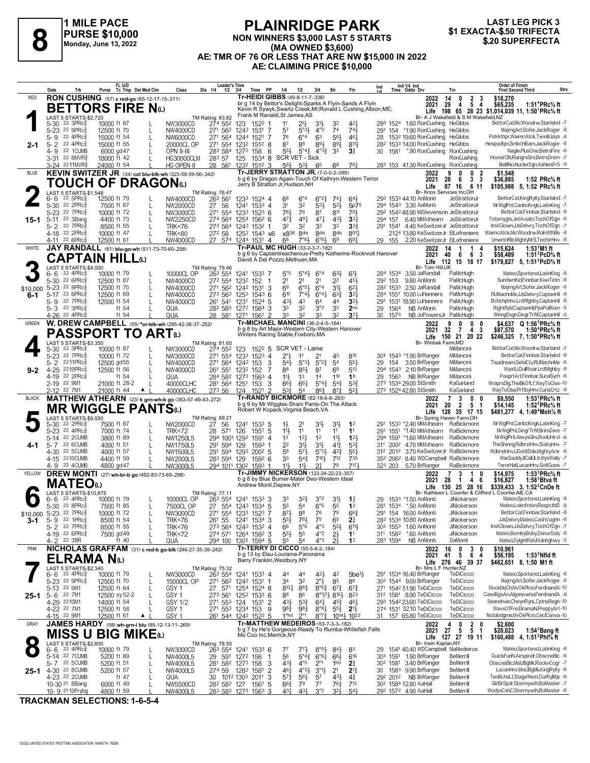# 8

**1 MILE PACE**
**PURSE $10,000**
**Monday, June 13, 2022**

## PLAINRIDGE PARK

**NON WINNERS $3,000 LAST 5 STARTS (MA OWNED $3,600)**
**AE: TMR OF 76 OR LESS THAT ARE NW $15,000 IN 2022**
**AE: CLAIMING PRICE $10,000**

**LAST LEG PICK 3**
**$1 EXACTA-$.50 TRIFECTA**
**$.20 SUPERFECTA**

---

### 1 — RED — BETTORS FIRE N(L) — 2-1

**RON CUSHING** (57) c red-go (85-12-17-15-.311)

Tr-HEIDI GIBBS (49-8-11-7-.336)
br g 14 by Bettor's Delight-Sparks A Flyin-Sands A Flyin
Kevin R Sywyk,Swartz Creek,MI;Ronald L Cushing,Albion,ME;
Frank M Ranaldi,St James,AS
Br- A J Wakefield & S M Wakefield,NZ

LAST 5 STARTS-$2,720 — TM Rating: 83.82

| | Starts | 1st | 2nd | 3rd | Earnings | Record |
|---|---|---|---|---|---|---|
| 2022 | 14 | 0 | 2 | 3 | $18,270 | |
| 2021 | 29 | 4 | 5 | 4 | $65,235 | 1:51⁴PRc⅝ ft |
| Life | 198 | 65 | 28 | 23 | $1,014,039 | 11, 1:50¹PRc⅝ ft |

| Date | Trk | Purse | Cond | Class | 1/4 | 1/2 | 3/4 | Time | PP | 1/4 | 1/2 | 3/4 | Str | Fin | Ind | Odds Drv | Trn | Order of Finish |
|---|---|---|---|---|---|---|---|---|---|---|---|---|---|---|---|---|---|---|
| 5-30 | 22 3PRc⅝ | 10000 | ft 87 | NW3000CD | 27⁴ | 55² | 123 | 152² 1 | | 1¹ | 2½ | 3½ | 3² | 4²½ | 29³ 152⁴ | 1.60 RonCushing | HeGibbs | BettorCat,MicWoodrw,StarIsInd -7 |
| 5-23 | 22 9PRc⅝ | 12500 | ft 70 | NW4000CD | 27¹ | 56² | 124² | 153¹ 7 | | 5⁷ | 5°³½ | 4°² | 7⁴ | 7⁴½ | 29¹ 154 | *1.90 RonCushing | HeGibbs | MajrngArt,Sofer,JackRoger -8 |
| 5-9 | 22 4PRc⅝ | 15000 | ft 54 | NW6000CD | 27¹ | 56⁴ | 124⁴ | 152¹ 7 | | 7⁶ | 6°⁴ | 6³ | 5⁶½ | 4⁶½ | 28 153² | 19.60 RonCushing | HeGibbs | Patrkthpr,WaimcAtck,TwinBJays -8 |
| 5-2 | 22 4PRc⅝ | 15000 | ft 55 | 20000CL OP | 27¹ | 55⁴ | 123² | 151² 8 | | 8⁷ | 8⁸ | 8⁹½ | 8⁹½ | 8¹¹½ | 28² 153³ | 14.00 RonCushing | HeGibbs | Hespsdtpn,SmbchBarn,JackRoger -8 |
| 4-9 | 22 1CUMB | 6000 | gd 47 | OPN II-III | 28³ | 58⁴ | 127² | 158 6 | | 5⁵½ | 5°⁴¾ | 4°³½ | 3³ | 3¾ | 30 158¹ | *.90 RonCushing | RonCushing | Nagle,PlusOne,BetrsFire -6 |
| 3-31 | 22 8MVR⅝ | 18000 | ft 42 | HG30000CLM | 28³ | 57 | 125 | 153⁴ 8 | | SCR VET - Sick | | | | | | | RonCushing | HoosirClb,RangrsSrs,BetrsDrem -7 |
| 3-24 | 22 11MVR⅝ | 24000 | ft 54 | HG OPEN II | 28 | 56¹ | 123² | 151² 3 | | 5⁶½ | 5³½ | 6⁵ | 6⁸ | 7⁸½ | 28³ 153 | 41.30 RonCushing | RonCushing | BellINo,NuclerDgn,AshlesFrS -9 |

### 2 — BLUE — TOUCH OF DRAGON(L) — 15-1

**KEVIN SWITZER JR** (34) col blu-blk-wh (323-59-59-56-.342)

Tr-JERRY STRATTON JR. (7-0-0-2-.095)
b g 6 by Dragon Again-Touch Of Kathryn-Western Terror
Jerry B Stratton Jr,Hudson,NH
Br- Knox Services Inc,OH

LAST 5 STARTS-$1,548 — TM Rating: 76.47

| | Starts | 1st | 2nd | 3rd | Earnings | Record |
|---|---|---|---|---|---|---|
| 2022 | 9 | 0 | 0 | 2 | $1,548 | |
| 2021 | 28 | 6 | 3 | 3 | $36,885 | 1:52 PRc⅝ ft |
| Life | 87 | 16 | 6 | 11 | $105,988 | 5, 1:52 PRc⅝ ft |

| Date | Trk | Purse | Cond | Class | 1/4 | 1/2 | 3/4 | Time | PP | 1/4 | 1/2 | 3/4 | Str | Fin | Ind | Odds Drv | Trn | Order of Finish |
|---|---|---|---|---|---|---|---|---|---|---|---|---|---|---|---|---|---|---|
| 6-6 | 22 5PRc⅝ | 12500 | ft 79 | NW4000CD | 26³ | 56¹ | 123³ | 152⁴ 4 | | 6⁸ | 6°⁴ | 6°²¾ | 7⁴½ | 6⁴½ | 29² 153³ | 44.10 AnMonti | JeStrattonJr | BettorCat,KingRylty,StarIsInd -8 |
| 5-30 | 22 2PRc⅝ | 7500 | ft 87 | NW2000CD | 27 | 56 | 124¹ | 153³ 4 | | 3¹ | 3² | 5³½ | 5²½ | 5p7⁵ | 29⁴ 154³ | 3.30 AnMonti | JeStrattonJr | MrWglPnt,CanbcKngk,LatinKing -7 |
| 5-23 | 22 7PRc⅝ | 10000 | ft 72 | NW3000CD | 27¹ | 55⁴ | 123³ | 152³ 6 | | 7⁶½ | 7⁶ | 8⁷ | 8¹¹ | 7⁹½ | 29² 154² | 48.90 MiStevenson | JeStrattonJr | BettorCat,Finnbar,StarIsInd -8 |
| 5-11 | 22 3Bang | 4400 | ft 73 | NW2250CD | 27⁴ | 56⁴ | 125⁴ | 156² x6 | | 4⁷½ | 4⁸½ | 4⁷½ | 4³½ | 3³½ | 29⁴ 157 | 6.40 MMAthearn | JeStrattonJr | Totsmygts,JetAviatn,TochOfDgn -6 |
| 5-2 | 22 7PRc⅝ | 8500 | ft 55 | TRK<76 | 27³ | 56⁴ | 124³ | 153² 1 | | 3² | 3² | 3² | 3³ | 3³¾ | 29¹ 154¹ | 4.40 KeSwitzerJr | JeStrattonJr | ImAClown,JJsDelvry,TochOfDgn -7 |
| 4-18 | 22 2PRc⅝ | 10000 | ft 47 | TRK<80 | 27² | 58 | 125² | 154³ x6 | | x8³⁶ | 8dis | 8dis | 8dis | 8⁹¹¾ | 212⁴ | 13.80 KeSwitzerJr | ElLafreniere | WaimcAtck,MicWoodrw,RolnWthBk -8 |
| 4-11 | 22 6PRc⅝ | 12500 | ft 61 | NW4000CD | 27 | 57⁴ | 124⁴ | 153¹ 4 | | 6⁶ | 7°⁶½ | 6°⁶½ | 6⁹ | 6⁹½ | 29 155 | 2.20 KeSwitzerJr | ElLafreniere | UnwrtnRle,MightyMrS,TechtrHnv -8 |

### 3 — WHITE — CAPTAIN HILL(L) — 6-1

**JAY RANDALL** (61) blu-go-wh (511-73-70-60-.258)

Tr-PAUL MC HUGH (33-2-3-7-.182)
b g 6 by Captaintreacherous-Pretty Katherine-Rocknroll Hanover
David A Del Pozzo,Methuen,MA
Br- Tom Hill,UK

LAST 5 STARTS-$4,000 — TM Rating: 79.46

| | Starts | 1st | 2nd | 3rd | Earnings | Record |
|---|---|---|---|---|---|---|
| 2022 | 14 | 1 | 1 | 4 | $15,624 | 1:53³M1 ft |
| 2021 | 40 | 6 | 6 | 3 | $58,489 | 1:51²PcD⅝ ft |
| Life | 112 | 15 | 18 | 17 | $179,827 | 5, 1:51²PcD⅝ ft |

| Date | Trk | Purse | Cond | Class | 1/4 | 1/2 | 3/4 | Time | PP | 1/4 | 1/2 | 3/4 | Str | Fin | Ind | Odds Drv | Trn | Order of Finish |
|---|---|---|---|---|---|---|---|---|---|---|---|---|---|---|---|---|---|---|
| 6-6 | 22 4PRc⅝ | 10000 | ft 79 | 10000CL OP | 26³ | 55⁴ | 124¹ | 153³ 7 | | 5°⁵ | 5°⁴½ | 6°⁴ | 6³½ | 6¹½ | 28⁴ 153⁴ | 3.50 JaRandall | PaMcHugh | Mateo,SportsnstLatinKing -8 |
| 5-30 | 22 6PRc⅝ | 12500 | ft 87 | NW4000CD | 27² | 55⁴ | 123² | 152 1 | | 2¹ | 2¹ | 2¹ | 2² | 4⁵½ | 29² 153 | 9.80 AnMonti | PaMcHugh | SundwnKid,Finnbar,KiwiTintn -8 |
| $10,000 5-23 | 22 9PRc⅝ | 12500 | ft 70 | NW4000CD | 27¹ | 56² | 124² | 153¹ 3 | | 6⁹ | 6°⁵½ | 6°⁴ | 3¹½ | 6²½ | 28² 153³ | 2.50 JaRandall | PaMcHugh | MajrngArt,Sofer,JackRoger -8 |
| 5-17 | 22 6PRc⅝ | 12500 | ft 69 | NW4000CD | 27³ | 56³ | 125³ | 154³ 6 | | 6¹⁰ | 7°⁴½ | 6°⁴½ | 6³½ | 3³½ | 28⁴ 155¹ | 10.00 LuHanners | PaMcHugh | RUMachnMe,JJsDelvry,CaptanHil -8 |
| 5-9 | 22 5PRc⅝ | 12500 | ft 54 | NW4000CD | 26¹ | 54¹ | 123¹ | 152⁴ 5 | | 4³½ | 4³ | 6⁴ | 4⁴ | 3²½ | 29¹ 153¹ | 18.90 LuHanners | PaMcHugh | BchchpHnv,LrdWlghby,CaptanHil -8 |
| 5-3 | 22 3PRc⅝ | | ft 54 | QUA | 28² | 58³ | 127² | 156⁴ 3 | | 3³ | 3² | 3°² | 3³ | 2ⁿˢ | 29 156⁴ | NB AnMonti | PaMcHugh | RightflyM,CaptanHil,PpsPolRom -5 |
| 4-26 | 22 4PRc⅝ | | ft 54 | QUA | 28 | 58¹ | 127¹ | 156¹ 2 | | 3³ | 3² | 3² | 3² | 3⁷½ | 30 157³ | NB JoPowersJr | PaMcHugh | WinngDsgn,GingrTrWl,CaptanHil -5 |

### 4 — GREEN — PASSPORT TO ART(L) — 9-2

**W. DREW CAMPBELL** (55) *or-blk-wh (295-42-36-37-.252)

Tr-MICHAEL MANCINI (36-2-4-5-.164)
b g 8 by Art Major-Western City-Western Hanover
Winters Racing Stable,Foxboro,MA
Br- Winbak Farm,MD

LAST 5 STARTS-$3,350 — TM Rating: 81.65

| | Starts | 1st | 2nd | 3rd | Earnings | Record |
|---|---|---|---|---|---|---|
| 2022 | 9 | 0 | 0 | 0 | $4,637 | Q 1:56³PRc⅝ ft |
| 2021 | 32 | 7 | 4 | 3 | $87,570 | 1:50⁴PRc⅝ ft |
| Life | 150 | 21 | 20 | 22 | $246,325 | 7, 1:50⁴PRc⅝ ft |

| Date | Trk | Purse | Cond | Class | 1/4 | 1/2 | 3/4 | Time | PP | 1/4 | 1/2 | 3/4 | Str | Fin | Ind | Odds Drv | Trn | Order of Finish |
|---|---|---|---|---|---|---|---|---|---|---|---|---|---|---|---|---|---|---|
| 5-30 | 22 3PRc⅝ | 10000 | ft 87 | NW3000CD | 27⁴ | 55² | 123 | 152² 5 | | SCR VET - Lame | | | | | | | MiMancini | BettorCat,MicWoodrw,StarIsInd -7 |
| 5-23 | 22 7PRc⅝ | 10000 | ft 72 | NW3000CD | 27¹ | 55⁴ | 123³ | 152³ 4 | | 2°½ | 1¹ | 2¹ | 4⁵ | 8¹⁰ | 30⁴ 154³ | *1.90 BrRanger | MiMancini | BettorCat,Finnbar,StarIsInd -8 |
| 5-2 | 22 11PRc⅝ | 12500 | gd 55 | NW4000CD | 27¹ | 56⁴ | 124² | 153 3 | | 5⁴½ | 5°³½ | 5°²¾ | 5⁴ | 5⁵½ | 29 154 | 3.50 BrRanger | MiMancini | Tisadream,SelslCty,RUMachnMe -6 |
| 4-25 | 22 10PRc⅝ | 12500 | ft 56 | NW4000CD | 26¹ | 55¹ | 123² | 152 7 | | 8⁸ | 8⁵½ | 8⁷ | 6⁹ | 5¹³ | 29⁴ 154³ | 2.10 BrRanger | MiMancini | WyattJ,DullRoar,LrdWlghby -8 |
| 4-19 | 22 2PRc⅝ | | ft 54 | QUA | 28⁴ | 58² | 127³ | 156³ 4 | | 1¹½ | 1³ | 1⁴ | 1¹⁰ | 1⁸ | 29 156³ | NB BrRanger | MiMancini | PasprtArt,Finnbar,SurelSyrh -6 |
| 2-19 | 22 9M1 | 21000 | ft 28-2 | 40000CLHC | 28¹ | 56⁴ | 125¹ | 153 3 | | 6⁶½ | 6⁶½ | 5°⁴¾ | 5⁴½ | 5³¾ | 27³ 153⁴ | 20.90 StSmith | KaGarland | WraprsDlg,TheBkOfLf,WayToClse-10 |
| 2-12 | 22 7M1 | 21000 | ft 44 ▲ | 40000CLHC | 27³ | 56 | 124 | 152¹ 2 | | 5³½ | 5⁴ | 8⁶½ | 8⁷½ | 5²¾ | 27² 152⁴ | 42.80 StSmith | KaGarland | WayToClse,PrftbyHnv,CurisCrtz -9 |

### 5 — BLACK — MR WIGGLE PANTS(L) — 4-1

**MATTHEW ATHEARN** (23) k grn-wh-b go (363-57-49-43-.272)

Tr-RANDY BICKMORE (82-18-6-8-.293)
b g 9 by Mr Wiggles-Shani Pants-On The Attack
Robert W Kopack,Virginia Beach,VA
Br- Spring Haven Farm,OH

LAST 5 STARTS-$9,550 — TM Rating: 69.21

| | Starts | 1st | 2nd | 3rd | Earnings | Record |
|---|---|---|---|---|---|---|
| 2022 | 7 | 3 | 0 | 0 | $9,550 | 1:53³PRc⅝ ft |
| 2021 | 20 | 2 | 5 | 1 | $14,145 | 1:52²PRc⅝ ft |
| Life | 128 | 35 | 17 | 15 | $481,277 | 4, 1:49⁴Moh⅞ ft |

| Date | Trk | Purse | Cond | Class | 1/4 | 1/2 | 3/4 | Time | PP | 1/4 | 1/2 | 3/4 | Str | Fin | Ind | Odds Drv | Trn | Order of Finish |
|---|---|---|---|---|---|---|---|---|---|---|---|---|---|---|---|---|---|---|
| 5-30 | 22 2PRc⅝ | 7500 | ft 87 | NW2000CD | 27 | 56 | 124¹ | 153³ 5 | | 1½ | 2¹ | 3¹½ | 3¹½ | 1² | 29¹ 153³ | *2.40 MMAthearn | RaBickmore | MrWglPnt,CanbcKngk,LatinKing -7 |
| 5-23 | 22 4PRc⅝ | 7000 | ft 74 | TRK<72 | 28 | 57¹ | 126 | 155¹ 5 | | 1¹½ | 1¹ | 1¹ | 1¹ | 1¹ | 29¹ 155¹ | *1.40 MMAthearn | RaBickmore | MrWglPnt,GingrTrWl,BrirsDsre -7 |
| 5-14 | 22 2CUMB | 3800 | ft 89 | NW1250L5 | 29⁴ | 100³ | 129² | 159¹ 4 | | 1³ | 1²½ | 1² | 1¹½ | 1²½ | 29⁴ 159¹ | *1.60 MMAthearn | RaBickmore | MrWglPnt,AlwysGlrs,RodUntrvl -6 |
| 5-7 | 22 6CUMB | 4000 | ft 51 | NW1750L5 | 29¹ | 59⁴ | 129 | 159³ 1 | | 2² | 3¹½ | 3¹½ | 4¹¾ | 5³¾ | 30² 200² | 4.70 MMAthearn | RaBickmore | TheShinng,RdbrstHnv,SixbyHnv -7 |
| 4-30 | 22 5CUMB | 4000 | ft 57 | NW1500L5 | 29¹ | 59⁴ | 129² | 200² 5 | | 5⁸ | 5⁷½ | 5°³½ | 4²¾ | 5⁵¼ | 31² 201² | 3.70 KeSwitzerJr | RaBickmore | RdbrstHnv,UGotItDde,MightyAmr -6 |
| 4-15 | 22 10CUMB | 4400 | ft 59 | NW2000L5 | 28³ | 59³ | 129 | 159² 6 | | 3³ | 5⁴¾ | 7¹⁰½ | 7¹² | 7³⁵ | 35² 206² | 8.40 WDCampbell | RaBickmore | WarDaddy,IlCalULtr,MysWally -7 |
| 4-9 | 22 4CUMB | 4800 | gd 47 | NW3000L5 | 29⁴ | 101¹ | 130² | 159³ 1 | | 1¹½ | 1¹½ | 2½ | 7⁹ | 7¹⁷½ | 32³ 203 | 5.70 BrRanger | RaBickmore | TerorHal,LucanHnv,SoltGoes -7 |

### 6 — YELLOW — MATEO(L) — 3-1

**DREW MONTI** (27) wh-br-b go (492-83-73-69-.298)

Tr-JIMMY NICKERSON (123-24-22-23-.357)
b g 8 by Blue Burner-Mater Deo-Western Ideal
Andrew Monti,Depew,NY
Br- Kathleen L Coonfer & Clifford L Coonfer,AB, CA

LAST 5 STARTS-$10,875 — TM Rating: 77.11

| | Starts | 1st | 2nd | 3rd | Earnings | Record |
|---|---|---|---|---|---|---|
| 2022 | 7 | 3 | 1 | 0 | $14,975 | 1:53³PRc⅝ ft |
| 2021 | 28 | 1 | 4 | 6 | $16,827 | 1:58³Btva ft |
| Life | 130 | 25 | 28 | 16 | $339,433 | 3, 1:52²CnDe ft |

| Date | Trk | Purse | Cond | Class | 1/4 | 1/2 | 3/4 | Time | PP | 1/4 | 1/2 | 3/4 | Str | Fin | Ind | Odds Drv | Trn | Order of Finish |
|---|---|---|---|---|---|---|---|---|---|---|---|---|---|---|---|---|---|---|
| 6-6 | 22 4PRc⅝ | 10000 | ft 79 | 10000CL OP | 26³ | 55⁴ | 124¹ | 153³ 3 | | 3³ | 3²½ | 3°² | 3¹½ | 1¾ | 29 153³ | *1.50 AnMonti | JiNickerson | Mateo,SportsnstLatinKing -8 |
| 5-30 | 22 8PRc⅝ | 7500 | ft 85 | 7500CL OP | 27 | 55⁴ | 124³ | 153⁴ 5 | | 5⁵ | 5⁴ | 6°⁵ | 5⁵ | 1² | 28¹ 153⁴ | *.50 AnMonti | JiNickerson | Mateo,Loknfrdvn,RespctblD -8 |
| $10,000 5-23 | 22 7PRc⅝ | 10000 | ft 72 | NW3000CD | 27¹ | 55⁴ | 123³ | 152³ 7 | | 8⁷½ | 8⁸ | 7⁶ | 7⁹ | 6⁶¾ | 29¹ 154 | 16.00 AnMonti | JiNickerson | BettorCat,Finnbar,StarIsInd -8 |
| 5-9 | 22 1PRc⅝ | 8500 | ft 54 | TRK<76 | 26¹ | 55 | 124¹ | 153⁴ 3 | | 5⁵½ | 7⁶½ | 7⁵ | 6⁵ | 2½ | 28³ 153⁴ | 10.80 AnMonti | JiNickerson | JJsDelvry,Mateo,CashVaghn -8 |
| 5-2 | 22 7PRc⅝ | 8500 | ft 55 | TRK<76 | 27³ | 56⁴ | 124³ | 153² 4 | | 6⁶ | 5°⁶ | 4°³ | 5⁵½ | 6¹¹½ | 30² 155³ | 1.60 AnMonti | JiNickerson | ImAClown,JJsDelvry,TochOfDgn -7 |
| 4-19 | 22 6PRc⅝ | 7500 | gd 49 | TRK<72 | 27⁴ | 57¹ | 126⁴ | 158² 3 | | 5⁵½ | 5⁵ | 4°² | 2½ | 1¹ | 31¹ 158² | *.60 AnMonti | JiNickerson | Mateo,BombyBoby,DenvrDoly -8 |
| 4-2 | 22 3BR | | ft 40 | QUA | 29⁴ | 100³ | 130³ | 159⁴ 5 | | 5⁵ | 5⁴ | 4°³ | 2½ | 1² | 28³ 159⁴ | NB AnMonti | DaMonti | Mateo,DylghtRsh,RolnHghwy -5 |

### 7 — PINK — ELRAMA N(L) — 25-1

**NICHOLAS GRAFFAM** (31) c red-b go-blk (246-27-35-39-.242)

Tr-TERRY DI CICCO (55-5-8-2-.184)
b g 13 by Elsu-Lourama-Panorama
Barry Franklin,Westbury,NY
Br- Mrs L F Hunter,NZ

LAST 5 STARTS-$2,340 — TM Rating: 75.32

| | Starts | 1st | 2nd | 3rd | Earnings | Record |
|---|---|---|---|---|---|---|
| 2022 | 16 | 0 | 3 | 0 | $10,961 | |
| 2021 | 41 | 5 | 6 | 4 | $56,195 | 1:53²Nfld ft |
| Life | 276 | 46 | 39 | 37 | $462,651 | 8, 1:50 M1 ft |

| Date | Trk | Purse | Cond | Class | 1/4 | 1/2 | 3/4 | Time | PP | 1/4 | 1/2 | 3/4 | Str | Fin | Ind | Odds Drv | Trn | Order of Finish |
|---|---|---|---|---|---|---|---|---|---|---|---|---|---|---|---|---|---|---|
| 6-6 | 22 4PRc⅝ | 10000 | ft 79 | NW3000CD | 26³ | 55⁴ | 124¹ | 153³ 5 | | 4⁴ | 4⁴ | 4²½ | 4² | 5be1½ | 29¹ 153⁴ | 16.40 BrRanger | TeDiCicco | Mateo,SportsnstLatinKing -8 |
| 5-23 | 22 9PRc⅝ | 12500 | ft 70 | 15000CL OP | 27¹ | 56² | 124² | 153¹ 1 | | 3⁴ | 3² | 2°½ | 8⁵ | 8⁸ | 30² 154⁴ | 9.00 BrRanger | TeDiCicco | MajrngArt,Sofer,JackRoger -8 |
| 5-13 | 22 9M1 | 12500 | ft 64 | GSY 1 | 27 | 57¹ | 125⁴ | 152⁴ 8 | | 8¹³½ | 8⁸¾ | 8°⁶¾ | 6⁷¾ | 6⁷¾ | 27¹ 154² | 51.90 TeDiCicco | TeDiCicco | RocklyCh,MvOkPlcio,FerdnandA-10 |
| 5-6 | 22 7M1 | 12500 | sy 52-2 | GSY 1 | 27³ | 56¹ | 125² | 153³ 6 | | 8⁸ | 8⁶ | 8°⁶[7½] | 8¹⁵½ | 8²³ | 31² 158¹ | 8.90 TeDiCicco | TeDiCicco | CasnBgsAn,Algonowha,FerdnandA -9 |
| 4-29 | 22 10M1 | 14000 | ft 54 | GSY 1/2 | 27¹ | 55³ | 124 | 153¹ 2 | | 4³½ | 5³¾ | 6⁴¼ | 4⁵½ | 4⁶½ | 29³ 154² | 23.60 TeDiCicco | TeDiCicco | Seenshvle,CheynRynL,CptnsRegn-10 |
| 4-22 | 22 7M1 | 12500 | ft 58 | GSY 1 | 27¹ | 55³ | 123⁴ | 153 9 | | 9⁸¾ | 9⁸¾ | 8°⁸½ | 5⁵¾ | 2¹½ | 27⁴ 153¹ | 32.10 TeDiCicco | TeDiCicco | WavsOfFre,ElramaN,PreppyArt-10 |
| 4-15 | 22 9M1 | 12500 | ft 61 ▲ | GSY 1 | 26¹ | 54⁴ | 124² | 152⁵ 2 | | 1°hd | 2°¹ | 8°⁷¾ | 10¹⁴½ | 10²³ | 31 157 | 65.80 TeDiCicco | TeDiCicco | Notabdgme,MvOkPlcio,CeclCsnva-10 |

### 8 — GRAY — MISS U BIG MIKE(L) — 25-1

**JAMES HARDY** (58) wh-grn-l blu (85-12-13-11-.269)

Tr-MATTHEW MEDEIROS (53-7-3-3-.182)
b g 7 by He's Gorgeous-Ready To Rumba-Whitefish Falls
Mo Coo Inc,Merrick,NY
Br- Irwin Kaplan,NY

LAST 5 STARTS-$2,600 — TM Rating: 78.50

| | Starts | 1st | 2nd | 3rd | Earnings | Record |
|---|---|---|---|---|---|---|
| 2022 | 4 | 0 | 2 | 0 | $2,600 | |
| 2021 | 27 | 5 | 5 | 1 | $20,023 | 1:54³Bang ft |
| Life | 127 | 27 | 19 | 11 | $160,488 | 4, 1:51²Phl⅝ ft |

| Date | Trk | Purse | Cond | Class | 1/4 | 1/2 | 3/4 | Time | PP | 1/4 | 1/2 | 3/4 | Str | Fin | Ind | Odds Drv | Trn | Order of Finish |
|---|---|---|---|---|---|---|---|---|---|---|---|---|---|---|---|---|---|---|
| 6-6 | 22 4PRc⅝ | 10000 | ft 79 | NW3000CD | 26³ | 55⁴ | 124¹ | 153³ 6 | | 7⁷ | 7⁷½ | 8°⁵½ | 8⁴¼ | 8³ | 29 154¹ | 40.40 WDCampbell | MaMedeiros | Mateo,SportsnstLatinKing -8 |
| 5-14 | 22 7CUMB | 5200 | ft 89 | NW4000L5 | 29 | 59¹ | 127² | 156 1 | | 5⁶ | 5°⁴¾ | 6°⁶½ | 6⁶½ | 6¹⁶ | 30³ 159³ | 1.90 BrRanger | BeMerrill | QuickFunN,Airspindr,ObscneBlc -6 |
| 5-7 | 22 5CUMB | 5200 | ft 51 | NW4000L5 | 28¹ | 58² | 127³ | 158 3 | | 4³¾ | 4°⁵ | 2°¹ | 1hd | 2¾ | 30² 158¹ | 3.40 BrRanger | BeMerrill | ObscneBlc,MisUBgMk,RocknCogr -7 |
| 4-30 | 22 8CUMB | 5200 | ft 57 | NW4000L5 | 27⁴ | 59 | 128² | 158¹ 2 | | 4⁶¾ | 4°³¾ | 3°¹½ | 2¹ | 2¹¾ | 30 158³ | 9.90 BrRanger | BeMerrill | LucanHnv,MisUBgMk,KingRylty -6 |
| 4-23 | 22 2CUMB | | ft 47 | QUA | 30 | 101² | 130³ | 201¹ 3 | | 5⁷½ | 5⁶½ | 5⁷ | 4³½ | 4¾ | 29² 201² | NB BrRanger | BeMerrill | TenBchsLt,StageWest,OurRylMjs -6 |
| 10-30 | 21 8Bang | 6000 | ft 49 | NW5500CD | 28² | 58² | 127 | 156¹ 5 | | 6⁶¾ | 7⁹ | 7⁷ | 7⁶¾ | 7¹³ | 30² 158⁴ | 12.80 AaHall | BeMerrill | GldSrSpdr,Stormywth,BoMaster -7 |
| 10-9 | 21 10Frybg | 4800 | ft 59 | NW4000L5 | 28³ | 58³ | 127³ | 156³ 3 | | 4³¾ | 4³½ | 3°² | 3²½ | 5⁴½ | 29² 157² | 4.90 AaHall | BeMerrill | WodysCshC,Stormywth,BoMaster -6 |

**TRACKMAN SELECTIONS: 1-6-5-4**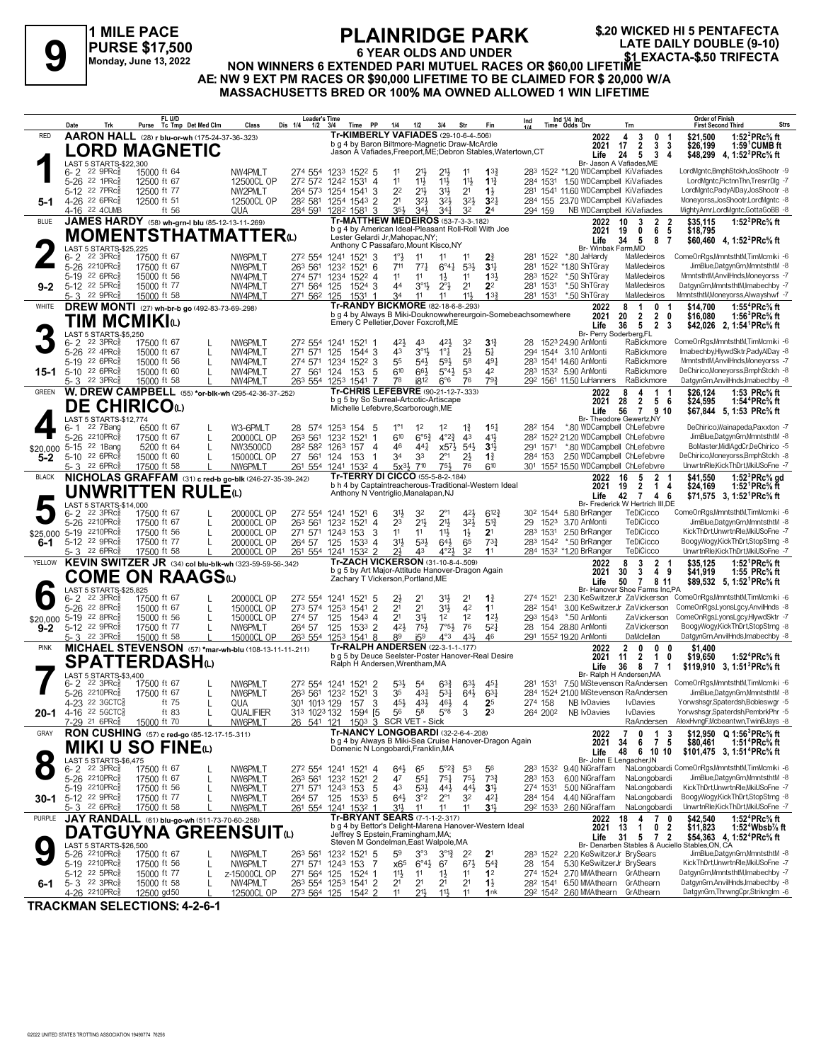# 9

**1 MILE PACE**
**PURSE $17,500**
**Monday, June 13, 2022**

# PLAINRIDGE PARK

**6 YEAR OLDS AND UNDER**

**NON WINNERS 6 EXTENDED PARI MUTUEL RACES OR $60,00 LIFETIME**
**AE: NW 9 EXT PM RACES OR $90,000 LIFETIME TO BE CLAIMED FOR $ 20,000 W/A**
**MASSACHUSETTS BRED OR 100% MA OWNED ALLOWED 1 WIN LIFETIME**

**$.20 WICKED HI 5 PENTAFECTA**
**LATE DAILY DOUBLE (9-10)**
**$1 EXACTA-$.50 TRIFECTA**

---

## 1 — RED — 5-1
**AARON HALL** (28) r blu-or-wh (175-24-37-36-.323)
**LORD MAGNETIC**
Tr-KIMBERLY VAFIADES (29-10-6-4-.506)
b g 4 by Baron Biltmore-Magnetic Draw-McArdle
Jason A Vafiades,Freeport,ME;Debron Stables,Watertown,CT
Br- Jason A Vafiades,ME
LAST 5 STARTS-$22,300

| | 2022 | 4 | 3 | 0 | 1 | $21,500 | 1:52²PRc⅝ ft |
|---|---|---|---|---|---|---|---|
| | 2021 | 17 | 2 | 3 | 3 | $26,199 | 1:59¹CUMB ft |
| | Life | 24 | 5 | 3 | 4 | $48,299 | 4, 1:52²PRc⅝ ft |

| Date | Trk | Purse | Class | Leader's Time | Time | PP | 1/4 | 1/2 | 3/4 | Str | Fin | Ind Time | Odds | Drv | Trn | Order of Finish |
|---|---|---|---|---|---|---|---|---|---|---|---|---|---|---|---|---|
| 6-2 22 9PRc⅝ | | 15000 ft 64 | NW4PMLT | 27⁴ 55⁴ 123³ | 152² | 5 | 1¹ | 2½ | 2½ | 1¹ | 1¾ | 28³ 152² | *1.20 | WDCampbell | KiVafiades | LordMgntc,BmphStckh,JosShootr -9 |
| 5-26 22 1PRc⅝ | | 12500 ft 67 | 12500CL OP | 27² 57² 124² | 153¹ | 4 | 1¹ | 1½ | 1½ | 1½ | 1¾ | 28⁴ 153¹ | 1.50 | WDCampbell | KiVafiades | LordMgntc,PictnnThn,TresrrDlg -7 |
| 5-12 22 7PRc⅝ | | 12500 ft 77 | NW2PMLT | 26⁴ 57³ 125⁴ | 154¹ | 3 | 2² | 2½ | 3½ | 2¹ | 1½ | 28¹ 154¹ | 11.60 | WDCampbell | KiVafiades | LordMgntc,PadyAlDay,JosShootr -8 |
| 4-26 22 6PRc⅝ | | 12500 ft 51 | 12500CL OP | 28² 58¹ 125⁴ | 154³ | 2 | 2¹ | 3²½ | 3²½ | 3²½ | 3²¼ | 28⁴ 155 | 23.70 | WDCampbell | KiVafiades | Moneyorss,JosShootr,LordMgntc -8 |
| 4-16 22 4CUMB | | ft 56 | QUA | 28⁴ 59¹ 128² | 158¹ | 3 | 3⁵½ | 3⁴½ | 3⁴¼ | 3² | 2⁴ | 29⁴ 159 | NB | WDCampbell | KiVafiades | MightyAmr,LordMgntc,GottaGoBB -8 |

## 2 — BLUE — 9-2
**JAMES HARDY** (58) wh-grn-l blu (85-12-13-11-.269)
**MOMENTSTHATMATTER(L)**
Tr-MATTHEW MEDEIROS (53-7-3-3-.182)
b g 4 by American Ideal-Pleasant Roll-Roll With Joe
Lester Gelardi Jr,Mahopac,NY;
Anthony C Passafaro,Mount Kisco,NY
Br- Winbak Farm,MD
LAST 5 STARTS-$25,225

| | 2022 | 10 | 3 | 2 | 2 | $35,115 | 1:52²PRc⅝ ft |
|---|---|---|---|---|---|---|---|
| | 2021 | 19 | 0 | 6 | 5 | $18,795 | |
| | Life | 34 | 5 | 8 | 7 | $60,460 | 4, 1:52²PRc⅝ ft |

| Date | Trk | Purse | Class | Leader's Time | Time | PP | 1/4 | 1/2 | 3/4 | Str | Fin | Ind Time | Odds | Drv | Trn | Order of Finish |
|---|---|---|---|---|---|---|---|---|---|---|---|---|---|---|---|---|
| 6-2 22 3PRc⅝ | | 17500 ft 67 | NW6PMLT | 27² 55⁴ 124¹ | 152¹ | 3 | 1°½ | 1¹ | 1¹ | 1¹ | 2¾ | 28¹ 152² | *.80 | JaHardy | MaMedeiros | ComeOnRgs,MmntsthtM,TimMcmiki -6 |
| 5-26 22 10PRc⅝ | | 17500 ft 67 | NW6PMLT | 26³ 56¹ 123² | 152¹ | 6 | 7¹¹ | 7⁷½ | 6°⁴½ | 5³½ | 3¹½ | 28¹ 152² | *1.80 | ShTGray | MaMedeiros | JimBlue,DatgynGrn,MmntsthtM -8 |
| 5-19 22 6PRc⅝ | | 15000 ft 56 | NW4PMLT | 27⁴ 57¹ 123⁴ | 152² | 4 | 1¹ | 1¹ | 1½ | 1¹ | 1³½ | 28³ 152² | *.50 | ShTGray | MaMedeiros | MmntsthtM,AnvilHnds,Moneyorss -7 |
| 5-12 22 5PRc⅝ | | 15000 ft 77 | NW4PMLT | 27¹ 56⁴ 125 | 152⁴ | 3 | 4⁴ | 3°½ | 2°½ | 2¹ | 2² | 28¹ 153¹ | *.50 | ShTGray | MaMedeiros | DatgynGrn,MmntsthtM,Imabechby -7 |
| 5-3 22 9PRc⅝ | | 15000 ft 58 | NW4PMLT | 27¹ 56² 125 | 153¹ | 1 | 3⁴ | 1¹ | 1¹ | 1½ | 1³¾ | 28¹ 153¹ | *.50 | ShTGray | MaMedeiros | MmntsthtM,Moneyorss,Alwayshwf -7 |

## 3 — WHITE — 15-1
**DREW MONTI** (27) wh-br-b go (492-83-73-69-.298)
**TIM MCMIKI(L)**
Tr-RANDY BICKMORE (82-18-6-8-.293)
b g 4 by Always B Miki-Douknowwhereurgoin-Somebeachsomewhere
Emery C Pelletier,Dover Foxcroft,ME
Br- Perry Soderberg,FL
LAST 5 STARTS-$5,250

| | 2022 | 8 | 1 | 0 | 1 | $14,700 | 1:55⁴PRc⅝ ft |
|---|---|---|---|---|---|---|---|
| | 2021 | 20 | 2 | 2 | 0 | $16,080 | 1:56³PRc⅝ ft |
| | Life | 36 | 5 | 2 | 3 | $42,026 | 2, 1:54¹PRc⅝ ft |

| Date | Trk | Purse | | Class | Leader's Time | Time | PP | 1/4 | 1/2 | 3/4 | Str | Fin | Ind Time | Odds | Drv | Trn | Order of Finish |
|---|---|---|---|---|---|---|---|---|---|---|---|---|---|---|---|---|---|
| 6-2 22 3PRc⅝ | | 17500 ft 67 | L | NW6PMLT | 27² 55⁴ 124¹ | 152¹ | 1 | 4²½ | 4³ | 4²½ | 3² | 3¹¾ | 28 152³ | 24.90 | AnMonti | RaBickmore | ComeOnRgs,MmntsthtM,TimMcmiki -6 |
| 5-26 22 4PRc⅝ | | 15000 ft 67 | L | NW4PMLT | 27¹ 57¹ 125 | 154⁴ | 3 | 4³ | 3°½ | 1°¾ | 2½ | 5¼ | 29⁴ 154⁴ | 3.10 | AnMonti | RaBickmore | Imabechby,HlywdSktr,PadyAlDay -8 |
| 5-19 22 6PRc⅝ | | 15000 ft 56 | L | NW4PMLT | 27⁴ 57¹ 123⁴ | 152² | 3 | 5⁵ | 5⁴½ | 5⁹½ | 5⁸ | 4⁹½ | 28³ 154¹ | 14.60 | AnMonti | RaBickmore | MmntsthtM,AnvilHnds,Moneyorss -7 |
| 5-10 22 6PRc⅝ | | 15000 ft 60 | L | NW4PMLT | 27 56¹ 124 | 153 | 5 | 6¹⁰ | 6⁶½ | 5°⁴¼ | 5³ | 4² | 28³ 153² | 5.90 | AnMonti | RaBickmore | DeChirico,Moneyorss,BmphStckh -8 |
| 5-3 22 3PRc⅝ | | 15000 ft 58 | L | NW4PMLT | 26³ 55⁴ 125³ | 154¹ | 7 | 7⁸ | i8¹² | 6°⁶ | 7⁶ | 7⁹¾ | 29² 156¹ | 11.50 | LuHanners | RaBickmore | DatgynGrn,AnvilHnds,Imabechby -8 |

## 4 — GREEN — 5-2 — $20,000
**W. DREW CAMPBELL** (55) *or-blk-wh (295-42-36-37-.252)
**DE CHIRICO(L)**
Tr-CHRIS LEFEBVRE (90-21-12-7-.333)
b g 5 by So Surreal-Artcotic-Artiscape
Michelle Lefebvre,Scarborough,ME
Br- Theodore Gewertz,NY
LAST 5 STARTS-$12,774

| | 2022 | 8 | 4 | 1 | 1 | $26,124 | 1:53 PRc⅝ ft |
|---|---|---|---|---|---|---|---|
| | 2021 | 28 | 2 | 5 | 6 | $24,595 | 1:54⁴PRc⅝ ft |
| | Life | 56 | 7 | 9 | 10 | $67,844 | 5, 1:53 PRc⅝ ft |

| Date | Trk | Purse | | Class | Leader's Time | Time | PP | 1/4 | 1/2 | 3/4 | Str | Fin | Ind Time | Odds | Drv | Trn | Order of Finish |
|---|---|---|---|---|---|---|---|---|---|---|---|---|---|---|---|---|---|
| 6-1 22 7Bang | | 6500 ft 67 | L | W3-6PMLT | 28 57⁴ 125³ | 154 | 5 | 1°¹ | 1² | 1² | 1¾ | 1⁵¼ | 28² 154 | *.80 | WDCampbell | ChLefebvre | DeChirico,Wainapeda,Paxxton -7 |
| 5-26 22 10PRc⅝ | | 17500 ft 67 | L | 20000CL OP | 26³ 56¹ 123² | 152¹ | 1 | 6¹⁰ | 6°⁵¾ | 4°²¾ | 4³ | 4¹½ | 28² 152² | 21.20 | WDCampbell | ChLefebvre | JimBlue,DatgynGrn,MmntsthtM -8 |
| 5-15 22 1Bang | | 5200 ft 64 | L | NW3500CD | 28² 58² 126³ | 157 | 4 | 4⁶ | 4⁴¼ | x5⁷½ | 5⁴½ | 3¹½ | 29¹ 157¹ | *.80 | WDCampbell | ChLefebvre | BoMaster,MidlAgdCr,DeChirico -5 |
| 5-10 22 6PRc⅝ | | 15000 ft 60 | L | 15000CL OP | 27 56¹ 124 | 153 | 1 | 3⁴ | 3³ | 2°¹ | 2½ | 1¾ | 28⁴ 153 | 2.50 | WDCampbell | ChLefebvre | DeChirico,Moneyorss,BmphStckh -8 |
| 5-3 22 6PRc⅝ | | 17500 ft 58 | L | NW6PMLT | 26¹ 55⁴ 124¹ | 153² | 4 | 5x3½ | 7¹⁰ | 7⁵½ | 7⁶ | 6¹⁰ | 30¹ 155² | 15.50 | WDCampbell | ChLefebvre | UnwrtnRle,KickThDrt,MkiUSoFne -7 |

## 5 — BLACK — 6-1 — $25,000
**NICHOLAS GRAFFAM** (31) c red-b go-blk (246-27-35-39-.242)
**UNWRITTEN RULE(L)**
Tr-TERRY DI CICCO (55-5-8-2-.184)
b h 4 by Captaintreacherous-Traditional-Western Ideal
Anthony N Ventriglio,Manalapan,NJ
Br- Frederick W Hertrich III,DE
LAST 5 STARTS-$14,000

| | 2022 | 16 | 5 | 2 | 1 | $41,550 | 1:52³PRc⅝ gd |
|---|---|---|---|---|---|---|---|
| | 2021 | 19 | 2 | 1 | 4 | $24,169 | 1:52¹PRc⅝ ft |
| | Life | 42 | 7 | 4 | 6 | $71,575 | 3, 1:52¹PRc⅝ ft |

| Date | Trk | Purse | | Class | Leader's Time | Time | PP | 1/4 | 1/2 | 3/4 | Str | Fin | Ind Time | Odds | Drv | Trn | Order of Finish |
|---|---|---|---|---|---|---|---|---|---|---|---|---|---|---|---|---|---|
| 6-2 22 3PRc⅝ | | 17500 ft 67 | L | 20000CL OP | 27² 55⁴ 124¹ | 152¹ | 6 | 3¹½ | 3² | 2°¹ | 4²½ | 6¹²¾ | 30² 154⁴ | 5.80 | BrRanger | TeDiCicco | ComeOnRgs,MmntsthtM,TimMcmiki -6 |
| 5-26 22 10PRc⅝ | | 17500 ft 67 | L | 20000CL OP | 26³ 56¹ 123² | 152¹ | 4 | 2³ | 2¹½ | 2¹½ | 3²½ | 5¹¾ | 29 152³ | 3.70 | AnMonti | TeDiCicco | JimBlue,DatgynGrn,MmntsthtM -8 |
| 5-19 22 10PRc⅝ | | 17500 ft 56 | L | 20000CL OP | 27¹ 57¹ 124³ | 153 | 3 | 1¹ | 1¹ | 1½ | 1½ | 2¹ | 28³ 153¹ | 2.50 | BrRanger | TeDiCicco | KickThDrt,UnwrtnRle,MkiUSoFne -7 |
| 5-12 22 9PRc⅝ | | 17500 ft 77 | L | 20000CL OP | 26⁴ 57 | 125 153³ | 4 | 3¹½ | 5³½ | 6⁴½ | 6⁵ | 7³¾ | 28³ 154² | *.50 | BrRanger | TeDiCicco | BoogyWogy,KickThDrt,StopStrng -8 |
| 5-3 22 6PRc⅝ | | 17500 ft 58 | L | 20000CL OP | 26¹ 55⁴ 124¹ | 153² | 2 | 2½ | 4³ | 4°²½ | 3² | 1¹ | 28⁴ 153² | *1.20 | BrRanger | TeDiCicco | UnwrtnRle,KickThDrt,MkiUSoFne -7 |

## 6 — YELLOW — 9-2 — $20,000
**KEVIN SWITZER JR** (34) col blu-blk-wh (323-59-59-56-.342)
**COME ON RAAGS(L)**
Tr-ZACH VICKERSON (31-10-8-4-.509)
b g 5 by Art Major-Attitude Hanover-Dragon Again
Zachary T Vickerson,Portland,ME
Br- Hanover Shoe Farms Inc,PA
LAST 5 STARTS-$25,825

| | 2022 | 8 | 3 | 2 | 1 | $35,125 | 1:52¹PRc⅝ ft |
|---|---|---|---|---|---|---|---|
| | 2021 | 30 | 3 | 4 | 9 | $41,919 | 1:55 PRc⅝ ft |
| | Life | 50 | 7 | 8 | 11 | $89,532 | 5, 1:52¹PRc⅝ ft |

| Date | Trk | Purse | | Class | Leader's Time | Time | PP | 1/4 | 1/2 | 3/4 | Str | Fin | Ind Time | Odds | Drv | Trn | Order of Finish |
|---|---|---|---|---|---|---|---|---|---|---|---|---|---|---|---|---|---|
| 6-2 22 3PRc⅝ | | 17500 ft 67 | L | 20000CL OP | 27² 55⁴ 124¹ | 152¹ | 5 | 2½ | 2¹ | 3¹½ | 2¹ | 1¾ | 27⁴ 152¹ | 2.30 | KeSwitzerJr | ZaVickerson | ComeOnRgs,MmntsthtM,TimMcmiki -6 |
| 5-26 22 8PRc⅝ | | 15000 ft 67 | L | 15000CL OP | 27³ 57⁴ 125³ | 154¹ | 2 | 2¹ | 2¹ | 3¹½ | 4² | 1¹ | 28² 154¹ | 3.00 | KeSwitzerJr | ZaVickerson | ComeOnRgs,LyonsLgcy,AnvilHnds -8 |
| 5-19 22 8PRc⅝ | | 15000 ft 56 | L | 15000CL OP | 27⁴ 57 | 125 154³ | 4 | 2¹ | 3¹½ | 1² | 1² | 1²½ | 29³ 154³ | *.50 | AnMonti | ZaVickerson | ComeOnRgs,LyonsLgcy,HlywdSktr -7 |
| 5-12 22 9PRc⅝ | | 17500 ft 77 | L | NW6PMLT | 26⁴ 57 | 125 153³ | 2 | 4²½ | 7⁵½ | 7°⁵½ | 7⁶ | 5²¼ | 28 154 | 28.80 | AnMonti | ZaVickerson | BoogyWogy,KickThDrt,StopStrng -8 |
| 5-3 22 3PRc⅝ | | 15000 ft 58 | L | 15000CL OP | 26³ 55⁴ 125³ | 154¹ | 8 | 8⁹ | i5⁹ | 4°³ | 4³½ | 4⁶ | 29¹ 155² | 19.20 | AnMonti | DaMclellan | DatgynGrn,AnvilHnds,Imabechby -8 |

## 7 — PINK — 20-1
**MICHAEL STEVENSON** (57) *mar-wh-blu (108-13-11-11-.211)
**SPATTERDASH(L)**
Tr-RALPH ANDERSEN (22-3-1-1-.177)
b g 5 by Deuce Seelster-Poster Hanover-Real Desire
Ralph H Andersen,Wrentham,MA
Br- Ralph H Andersen,MA
LAST 5 STARTS-$3,400

| | 2022 | 2 | 0 | 0 | 0 | $1,400 | |
|---|---|---|---|---|---|---|---|
| | 2021 | 11 | 2 | 1 | 0 | $19,650 | 1:52⁴PRc⅝ ft |
| | Life | 36 | 8 | 7 | 1 | $119,910 | 3, 1:51²PRc⅝ ft |

| Date | Trk | Purse | | Class | Leader's Time | Time | PP | 1/4 | 1/2 | 3/4 | Str | Fin | Ind Time | Odds | Drv | Trn | Order of Finish |
|---|---|---|---|---|---|---|---|---|---|---|---|---|---|---|---|---|---|
| 6-2 22 3PRc⅝ | | 17500 ft 67 | L | NW6PMLT | 27² 55⁴ 124¹ | 152¹ | 2 | 5³½ | 5⁴ | 6³¾ | 6³½ | 4⁵¼ | 28¹ 153¹ | 7.50 | MiStevenson | RaAndersen | ComeOnRgs,MmntsthtM,TimMcmiki -6 |
| 5-26 22 10PRc⅝ | | 17500 ft 67 | L | NW6PMLT | 26³ 56¹ 123² | 152¹ | 3 | 3⁵ | 4³½ | 5³¼ | 6⁴½ | 6³½ | 28⁴ 152⁴ | 21.00 | MiStevenson | RaAndersen | JimBlue,DatgynGrn,MmntsthtM -8 |
| 4-23 22 3GCTC⅝ | | ft 75 | L | QUA | 30¹ 101³ 129 | 157 | 3 | 4⁵½ | 4³½ | 4⁶½ | 4 | 2⁵ | 27⁴ 158 | NB | IvDavies | IvDavies | Yorwshsgr,Spaterdsh,Bobleswgr -5 |
| 4-16 22 5GCTC⅝ | | ft 83 | L | QUALIFIER | 31³ 102³ 132 | 159⁴ | [5 | 5⁶ | 5⁸ | 5°⁸ | 3 | 2³ | 26⁴ 200² | NB | IvDavies | IvDavies | Yorwshsgr,Spaterdsh,PembrkPhr -5 |
| 7-29 21 6PRc⅝ | | 15000 ft 70 | | NW6PMLT | 26 54¹ 121 | 150³ | 3 | SCR VET - Sick | | | | | | | | RaAndersen | AlexHvngF,Mcbeantwn,TwinBJays -8 |

## 8 — GRAY — 30-1
**RON CUSHING** (57) c red-go (85-12-17-15-.311)
**MIKI U SO FINE(L)**
Tr-NANCY LONGOBARDI (32-2-6-4-.208)
b g 4 by Always B Miki-Sea Cruise Hanover-Dragon Again
Domenic N Longobardi,Franklin,MA
Br- John E Lengacher,IN
LAST 5 STARTS-$6,475

| | 2022 | 7 | 0 | 1 | 3 | $12,950 | Q 1:56³PRc⅝ ft |
|---|---|---|---|---|---|---|---|
| | 2021 | 34 | 6 | 7 | 5 | $80,461 | 1:51⁴PRc⅝ ft |
| | Life | 48 | 6 | 10 | 10 | $101,475 | 3, 1:51⁴PRc⅝ ft |

| Date | Trk | Purse | | Class | Leader's Time | Time | PP | 1/4 | 1/2 | 3/4 | Str | Fin | Ind Time | Odds | Drv | Trn | Order of Finish |
|---|---|---|---|---|---|---|---|---|---|---|---|---|---|---|---|---|---|
| 6-2 22 3PRc⅝ | | 17500 ft 67 | L | NW6PMLT | 27² 55⁴ 124¹ | 152¹ | 4 | 6⁴½ | 6⁵ | 5°²¾ | 5³ | 5⁶ | 28³ 153² | 9.40 | NiGraffam | NaLongobardi | ComeOnRgs,MmntsthtM,TimMcmiki -6 |
| 5-26 22 10PRc⅝ | | 17500 ft 67 | L | NW6PMLT | 26³ 56¹ 123² | 152¹ | 2 | 4⁷ | 5⁵½ | 7⁵¾ | 7⁵½ | 7³¾ | 28³ 153 | 6.00 | NiGraffam | NaLongobardi | JimBlue,DatgynGrn,MmntsthtM -8 |
| 5-19 22 10PRc⅝ | | 17500 ft 56 | L | NW6PMLT | 27¹ 57¹ 124³ | 153 | 5 | 4³ | 5³½ | 4⁴½ | 4⁴½ | 3¹½ | 27⁴ 153¹ | 5.00 | NiGraffam | NaLongobardi | KickThDrt,UnwrtnRle,MkiUSoFne -7 |
| 5-12 22 9PRc⅝ | | 17500 ft 77 | L | NW6PMLT | 26⁴ 57 | 125 153³ | 5 | 6⁴½ | 3°² | 2°¹ | 3² | 4²½ | 28⁴ 154 | 4.40 | NiGraffam | NaLongobardi | BoogyWogy,KickThDrt,StopStrng -8 |
| 5-3 22 6PRc⅝ | | 17500 ft 58 | L | NW6PMLT | 26¹ 55⁴ 124¹ | 153² | 1 | 3¹½ | 1¹ | 1¹ | 1¹ | 3¹½ | 29² 153³ | 2.60 | NiGraffam | NaLongobardi | UnwrtnRle,KickThDrt,MkiUSoFne -7 |

## 9 — PURPLE — 6-1
**JAY RANDALL** (61) blu-go-wh (511-73-70-60-.258)
**DATGUYNA GREENSUIT(L)**
Tr-BRYANT SEARS (7-1-1-2-.317)
b g 4 by Bettor's Delight-Marena Hanover-Western Ideal
Jeffrey S Epstein,Framingham,MA;
Steven M Gondelman,East Walpole,MA
Br- Denarben Stables & Auciello Stables,ON, CA
LAST 5 STARTS-$26,500

| | 2022 | 18 | 4 | 7 | 0 | $42,540 | 1:52⁴PRc⅝ ft |
|---|---|---|---|---|---|---|---|
| | 2021 | 13 | 1 | 0 | 2 | $11,823 | 1:52⁴Wbsb⅞ ft |
| | Life | 31 | 5 | 7 | 2 | $54,363 | 4, 1:52⁴PRc⅝ ft |

| Date | Trk | Purse | | Class | Leader's Time | Time | PP | 1/4 | 1/2 | 3/4 | Str | Fin | Ind Time | Odds | Drv | Trn | Order of Finish |
|---|---|---|---|---|---|---|---|---|---|---|---|---|---|---|---|---|---|
| 5-26 22 10PRc⅝ | | 17500 ft 67 | L | NW6PMLT | 26³ 56¹ 123² | 152¹ | 5 | 5⁹ | 3°³ | 3°¹¾ | 2² | 2¹ | 28³ 152² | 2.20 | KeSwitzerJr | BrySears | JimBlue,DatgynGrn,MmntsthtM -8 |
| 5-19 22 10PRc⅝ | | 17500 ft 56 | L | NW6PMLT | 27¹ 57¹ 124³ | 153 | 7 | x6⁵ | 6°⁴½ | 6⁷ | 6⁷½ | 5⁴¾ | 28 154 | 5.30 | KeSwitzerJr | BrySears | KickThDrt,UnwrtnRle,MkiUSoFne -7 |
| 5-12 22 5PRc⅝ | | 15000 ft 77 | L | z-15000CL OP | 27¹ 56⁴ 125 | 152⁴ | 1 | 1¹½ | 1¹ | 1½ | 1¹ | 1² | 27⁴ 152⁴ | 2.70 | MMAthearn | GrAthearn | DatgynGrn,MmntsthtM,Imabechby -7 |
| 5-3 22 3PRc⅝ | | 15000 ft 58 | L | NW4PMLT | 26³ 55⁴ 125³ | 154¹ | 2 | 2¹ | 2¹ | 2¹ | 2¹ | 1½ | 28² 154¹ | 6.50 | MMAthearn | GrAthearn | DatgynGrn,AnvilHnds,Imabechby -8 |
| 4-26 22 10PRc⅝ | | 12500 gd50 | L | 12500CL OP | 27³ 56⁴ 125 | 154² | 2 | 1¹ | 2¹½ | 1½ | 1¹ | 1nk | 29² 154² | 2.60 | MMAthearn | GrAthearn | DatgynGrn,ThrwngCpr,Strikngim -6 |

**TRACKMAN SELECTIONS: 4-2-6-1**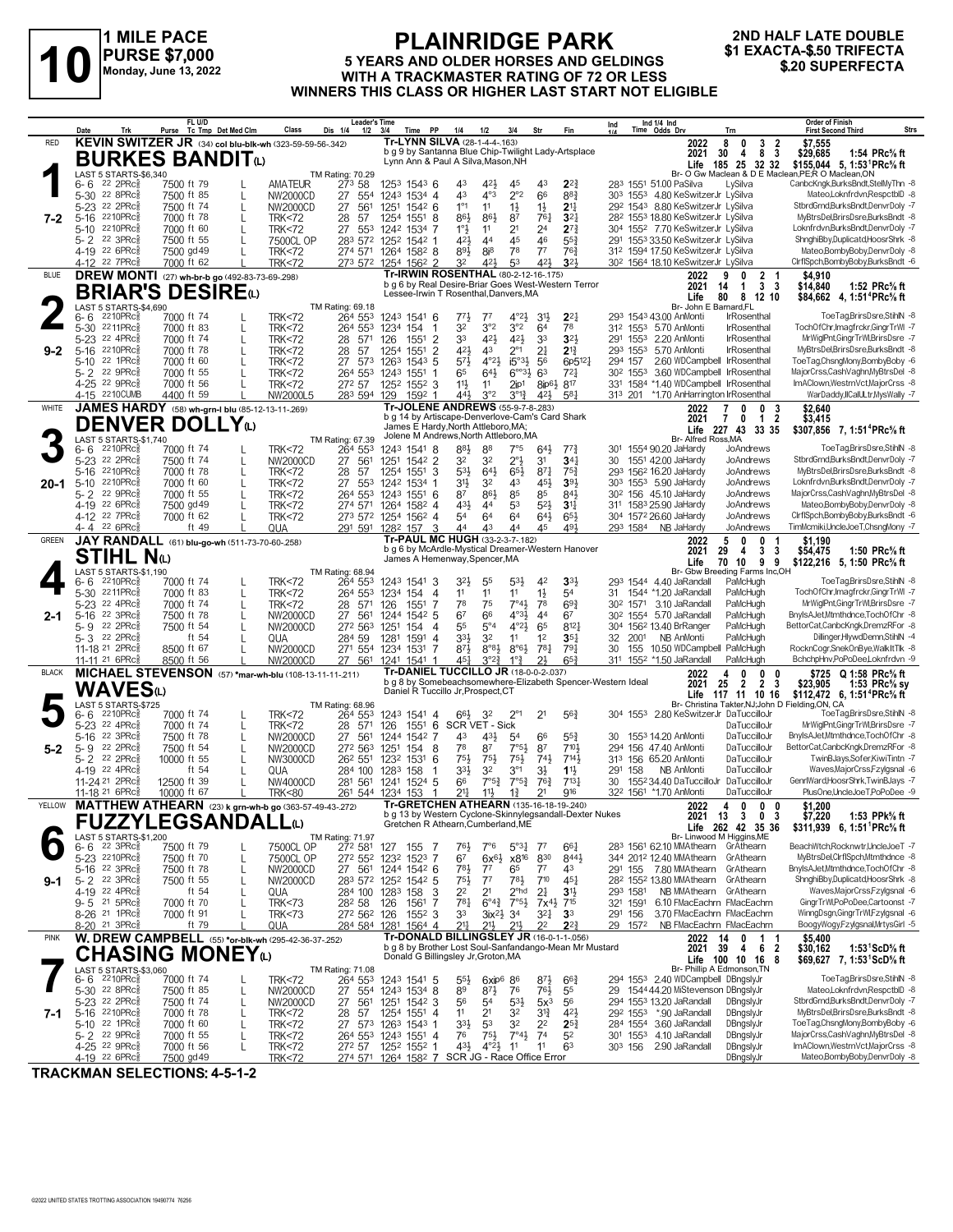# 10

**1 MILE PACE**
**PURSE $7,000**
**Monday, June 13, 2022**

## PLAINRIDGE PARK

**5 YEARS AND OLDER HORSES AND GELDINGS WITH A TRACKMASTER RATING OF 72 OR LESS WINNERS THIS CLASS OR HIGHER LAST START NOT ELIGIBLE**

**2ND HALF LATE DOUBLE**
**$1 EXACTA-$.50 TRIFECTA**
**$.20 SUPERFECTA**

---

### 1 — RED — 7-2
**KEVIN SWITZER JR** (34) col blu-blk-wh (323-59-59-56-.342)
**BURKES BANDIT(L)**
Tr-LYNN SILVA (28-1-4-4-.163)
b g 9 by Santanna Blue Chip-Twilight Lady-Artsplace
Lynn Ann & Paul A Silva,Mason,NH
LAST 5 STARTS-$6,340 — TM Rating: 70.29
2022: 8 0 3 2 $7,555
2021: 30 4 8 3 $29,685 1:54 PRc⅝ ft
Life: 185 25 32 32 $155,044 5, 1:53¹PRc⅝ ft
Br- O Gw Maclean & D E Maclean,PE;R O Maclean,ON

| Date | Trk | Purse | Tc Tmp | Class | Leader's Time | PP | 1/4 | 1/2 | 3/4 | Str | Fin | Ind Time Odds Drv | Trn | Order of Finish |
|---|---|---|---|---|---|---|---|---|---|---|---|---|---|---|
| 6-6 22 2PRc⅝ | | 7500 ft 79 | L | AMATEUR | 27³ 58 125³ 154³ | 6 | 4³ | 4²½ | 4⁵ | 4³ | 2²¾ | 28³ 155¹ 51.00 PaSilva | LySilva | CanbcKngk,BurksBndt,StellMyThn -8 |
| 5-30 22 8PRc⅝ | | 7500 ft 85 | L | NW2000CD | 27 55⁴ 124³ 153⁴ | 4 | 4³ | 4°³ | 2°² | 6⁶ | 8⁸¾ | 30³ 155³ 4.80 KeSwitzerJr | LySilva | Mateo,Loknfrdvn,RespctblD -8 |
| 5-23 22 2PRc⅝ | | 7500 ft 74 | L | NW2000CD | 27 56¹ 125¹ 154² | 6 | 1°¹ | 1¹ | 1½ | 1½ | 2¹¼ | 29² 154³ 8.80 KeSwitzerJr | LySilva | StbrdGrnd,BurksBndt,DenvrDoly -7 |
| 5-16 22 10PRc⅝ | | 7000 ft 78 | L | TRK<72 | 28 57 125⁴ 155¹ | 8 | 8⁶½ | 8⁶½ | 8⁷ | 7⁶¼ | 3²¼ | 28² 155³ 18.80 KeSwitzerJr | LySilva | MyBrtsDel,BrirsDsre,BurksBndt -8 |
| 5-10 22 10PRc⅝ | | 7000 ft 60 | L | TRK<72 | 27 55³ 124² 153⁴ | 7 | 1°½ | 1¹ | 2¹ | 2⁴ | 2⁷¾ | 30⁴ 155² 7.70 KeSwitzerJr | LySilva | Loknfrdvn,BurksBndt,DenvrDoly -7 |
| 5-2 22 3PRc⅝ | | 7500 ft 55 | L | 7500CL OP | 28³ 57² 125² 154² | 1 | 4²½ | 4⁴ | 4⁵ | 4⁶ | 5⁵¾ | 29¹ 155³ 33.50 KeSwitzerJr | LySilva | ShnghiBby,Duplicatd,HoosrShrk -8 |
| 4-19 22 6PRc⅝ | | 7500 gd49 | L | TRK<72 | 27⁴ 57¹ 126⁴ 158² | 8 | 8⁹½ | 8⁸ | 7⁸ | 7⁷ | 7⁶¾ | 31² 159⁴ 17.50 KeSwitzerJr | LySilva | Mateo,BombyBoby,DenvrDoly -8 |
| 4-12 22 7PRc⅝ | | 7000 ft 62 | L | TRK<72 | 27³ 57² 125⁴ 156² | 2 | 3² | 4²½ | 5³ | 4²½ | 3²½ | 30² 156⁴ 18.10 KeSwitzerJr | LySilva | ClrflSpch,BombyBoby,BurksBndt -6 |

### 2 — BLUE — 9-2
**DREW MONTI** (27) wh-br-b go (492-83-73-69-.298)
**BRIAR'S DESIRE(L)**
Tr-IRWIN ROSENTHAL (80-2-12-16-.175)
b g 6 by Real Desire-Briar Goes West-Western Terror
Lessee-Irwin T Rosenthal,Danvers,MA
LAST 5 STARTS-$4,690 — TM Rating: 69.18
2022: 9 0 2 1 $4,910
2021: 14 1 3 3 $14,840 1:52 PRc⅝ ft
Life: 80 8 12 10 $84,662 4, 1:51⁴PRc⅝ ft
Br- John E Barnard,FL

| Date | Trk | Purse | Tc Tmp | Class | Leader's Time | PP | 1/4 | 1/2 | 3/4 | Str | Fin | Ind Time Odds Drv | Trn | Order of Finish |
|---|---|---|---|---|---|---|---|---|---|---|---|---|---|---|
| 6-6 22 10PRc⅝ | | 7000 ft 74 | L | TRK<72 | 26⁴ 55³ 124³ 154¹ | 6 | 7⁷½ | 7⁷ | 4°²½ | 3¹½ | 2²¼ | 29³ 154³ 43.00 AnMonti | IrRosenthal | ToeTag,BrirsDsre,StihlN -8 |
| 5-30 22 11PRc⅝ | | 7000 ft 83 | L | TRK<72 | 26⁴ 55³ 123⁴ 154 | 1 | 3² | 3°² | 3°² | 6⁴ | 7⁸ | 31² 155³ 5.70 AnMonti | IrRosenthal | TochOfChr,Imagfrckr,GingrTrWl -7 |
| 5-23 22 4PRc⅝ | | 7000 ft 74 | L | TRK<72 | 28 57¹ 126 155¹ | 2 | 3³ | 4²½ | 4²½ | 3³ | 3²½ | 29¹ 155³ 2.20 AnMonti | IrRosenthal | MrWiglPnt,GingrTrWl,BrirsDsre -7 |
| 5-16 22 10PRc⅝ | | 7000 ft 78 | L | TRK<72 | 28 57 125⁴ 155¹ | 2 | 4²½ | 4³ | 2°¹ | 2½ | 2¹¾ | 29³ 155³ 5.70 AnMonti | IrRosenthal | MyBrtsDel,BrirsDsre,BurksBndt -8 |
| 5-10 22 1PRc⅝ | | 7000 ft 60 | L | TRK<72 | 27 57³ 126³ 154³ | 5 | 5⁷½ | 4°²½ | i5°³½ | 5⁶ | 6p5¹²¼ | 29⁴ 157 2.60 WDCampbell | IrRosenthal | ToeTag,ChsngMony,BombyBoby -6 |
| 5-2 22 9PRc⅝ | | 7000 ft 55 | L | TRK<72 | 26⁴ 55³ 124³ 155¹ | 1 | 6⁵ | 6⁴½ | 6°°³½ | 6³ | 7²¾ | 30² 155³ 3.60 WDCampbell | IrRosenthal | MajorCrss,CashVaghn,MyBtrsDel -8 |
| 4-25 22 9PRc⅝ | | 7000 ft 56 | L | TRK<72 | 27² 57 125² 155² | 3 | 1½ | 1¹ | 2ip¹ | 8ip6½ | 8¹⁷ | 33¹ 158⁴ *1.40 WDCampbell | IrRosenthal | ImAClown,WestrnVct,MajorCrss -8 |
| 4-15 22 10CUMB | | 4400 ft 59 | L | NW2000L5 | 28³ 59⁴ 129 159² | 1 | 4⁴½ | 3°² | 3°¹¾ | 4²½ | 5⁸¼ | 31³ 201 *1.70 AnHarrington | IrRosenthal | WarDaddy,IlCallLtr,MysWally -7 |

### 3 — WHITE — 20-1
**JAMES HARDY** (58) wh-grn-l blu (85-12-13-11-.269)
**DENVER DOLLY(L)**
Tr-JOLENE ANDREWS (55-9-7-8-.283)
b g 14 by Artiscape-Denverlove-Cam's Card Shark
James E Hardy,North Attleboro,MA;
Jolene M Andrews,North Attleboro,MA
LAST 5 STARTS-$1,740 — TM Rating: 67.39
2022: 7 0 0 3 $2,640
2021: 7 0 1 2 $3,415
Life: 227 43 33 35 $307,856 7, 1:51⁴PRc⅝ ft
Br- Alfred Ross,MA

| Date | Trk | Purse | Tc Tmp | Class | Leader's Time | PP | 1/4 | 1/2 | 3/4 | Str | Fin | Ind Time Odds Drv | Trn | Order of Finish |
|---|---|---|---|---|---|---|---|---|---|---|---|---|---|---|
| 6-6 22 10PRc⅝ | | 7000 ft 74 | L | TRK<72 | 26⁴ 55³ 124³ 154¹ | 8 | 8⁸½ | 8⁸ | 7°⁵ | 6⁴½ | 7⁷¾ | 30¹ 155⁴ 90.20 JaHardy | JoAndrews | ToeTag,BrirsDsre,StihlN -8 |
| 5-23 22 2PRc⅝ | | 7500 ft 74 | L | NW2000CD | 27 56¹ 125¹ 154² | 2 | 3² | 3² | 2°½ | 3¹ | 3⁴¼ | 30 155¹ 42.00 JaHardy | JoAndrews | StbrdGrnd,BurksBndt,DenvrDoly -7 |
| 5-16 22 10PRc⅝ | | 7000 ft 78 | L | TRK<72 | 28 57 125⁴ 155¹ | 3 | 5³½ | 6⁴½ | 6⁵½ | 8⁷¼ | 7⁵¾ | 29³ 156² 16.20 JaHardy | JoAndrews | MyBrtsDel,BrirsDsre,BurksBndt -8 |
| 5-10 22 10PRc⅝ | | 7000 ft 60 | L | TRK<72 | 27 55³ 124² 153⁴ | 2 | 3¹½ | 3² | 4³ | 4⁵½ | 3⁹½ | 30³ 155³ 5.90 JaHardy | JoAndrews | Loknfrdvn,BurksBndt,DenvrDoly -7 |
| 5-2 22 9PRc⅝ | | 7000 ft 55 | L | TRK<72 | 26⁴ 55³ 124³ 155¹ | 6 | 8⁷ | 8⁶½ | 8⁵ | 8⁵ | 8⁴½ | 30² 156 45.10 JaHardy | JoAndrews | MajorCrss,CashVaghn,MyBtrsDel -8 |
| 4-19 22 6PRc⅝ | | 7500 gd49 | L | TRK<72 | 27⁴ 57¹ 126⁴ 158² | 4 | 4³½ | 4⁴ | 5³ | 5²½ | 3¹¼ | 31¹ 158³ 25.90 JaHardy | JoAndrews | Mateo,BombyBoby,DenvrDoly -8 |
| 4-12 22 7PRc⅝ | | 7000 ft 62 | L | TRK<72 | 27³ 57² 125⁴ 156² | 4 | 5⁴ | 6⁴ | 6⁴ | 6⁴½ | 6⁵½ | 30⁴ 157² 26.60 JaHardy | JoAndrews | ClrflSpch,BombyBoby,BurksBndt -6 |
| 4-4 22 6PRc⅝ | | ft 49 | L | QUA | 29¹ 59¹ 128² 157 | 3 | 4⁴ | 4³ | 4⁴ | 4⁵ | 4⁹½ | 29³ 158⁴ NB JaHardy | JoAndrews | TimMcmiki,UncleJoeT,ChsngMony -7 |

### 4 — GREEN — 2-1
**JAY RANDALL** (61) blu-go-wh (511-73-70-60-.258)
**STIHL N(L)**
Tr-PAUL MC HUGH (33-2-3-7-.182)
b g 6 by McArdle-Mystical Dreamer-Western Hanover
James A Hemenway,Spencer,MA
LAST 5 STARTS-$1,190 — TM Rating: 68.94
2022: 5 0 0 1 $1,190
2021: 29 4 3 3 $54,475 1:50 PRc⅝ ft
Life: 70 10 9 9 $122,216 5, 1:50 PRc⅝ ft
Br- Gbw Breeding Farms Inc,OH

| Date | Trk | Purse | Tc Tmp | Class | Leader's Time | PP | 1/4 | 1/2 | 3/4 | Str | Fin | Ind Time Odds Drv | Trn | Order of Finish |
|---|---|---|---|---|---|---|---|---|---|---|---|---|---|---|
| 6-6 22 10PRc⅝ | | 7000 ft 74 | L | TRK<72 | 26⁴ 55³ 124³ 154¹ | 3 | 3²½ | 5⁵ | 5³½ | 4² | 3³½ | 29³ 154⁴ 4.40 JaRandall | PaMcHugh | ToeTag,BrirsDsre,StihlN -8 |
| 5-30 22 11PRc⅝ | | 7000 ft 83 | L | TRK<72 | 26⁴ 55³ 123⁴ 154 | 4 | 1¹ | 1¹ | 1¹ | 1½ | 5⁴ | 31 154⁴ *1.20 JaRandall | PaMcHugh | TochOfChr,Imagfrckr,GingrTrWl -7 |
| 5-23 22 4PRc⅝ | | 7000 ft 74 | L | TRK<72 | 28 57¹ 126 155¹ | 7 | 7⁸ | 7⁵ | 7°⁴½ | 7⁸ | 6⁹¾ | 30² 157¹ 3.10 JaRandall | PaMcHugh | MrWiglPnt,GingrTrWl,BrirsDsre -7 |
| 5-16 22 3PRc⅝ | | 7500 ft 78 | L | NW2000CD | 27 56¹ 124⁴ 154² | 5 | 6⁷ | 6⁶ | 4°³½ | 4⁴ | 6⁷ | 30² 155⁴ 5.70 JaRandall | PaMcHugh | BnylsAJet,Mtmthdnce,TochOfChr -8 |
| 5-9 22 2PRc⅝ | | 7500 ft 54 | L | NW2000CD | 27² 56³ 125¹ 154 | 4 | 5⁵ | 5°⁴ | 4°²½ | 6⁵ | 8¹²¼ | 30⁴ 156² 13.40 BrRanger | PaMcHugh | BettorCat,CanbcKngk,DremzRFor -8 |
| 5-3 22 2PRc⅝ | | ft 54 | L | QUA | 28⁴ 59 128¹ 159¹ | 4 | 3³½ | 3² | 1¹ | 1² | 3⁵¼ | 32 200¹ NB AnMonti | PaMcHugh | Dillinger,HlywdDemn,StihlN -4 |
| 11-18 21 2PRc⅝ | | 8500 ft 67 | L | NW2000CD | 27¹ 55⁴ 123⁴ 153¹ | 7 | 8⁷½ | 8°⁸½ | 8°⁶½ | 7⁸¼ | 7⁹¼ | 30 155 10.50 WDCampbell | PaMcHugh | RocknCogr,SnekOnBye,WalkItTlk -8 |
| 11-11 21 6PRc⅝ | | 8500 ft 56 | L | NW2000CD | 27 56¹ 124¹ 154¹ | 1 | 4⁵½ | 3°²¾ | 1°¾ | 2½ | 6⁵¾ | 31¹ 155² *1.50 JaRandall | PaMcHugh | BchchpHnv,PoPoDee,Loknfrdvn -9 |

### 5 — BLACK — 5-2
**MICHAEL STEVENSON** (57) *mar-wh-blu (108-13-11-11-.211)
**WAVES(L)**
Tr-DANIEL TUCCILLO JR (18-0-0-2-.037)
b g 8 by Somebeachsomewhere-Elizabeth Spencer-Western Ideal
Daniel R Tuccillo Jr,Prospect,CT
LAST 5 STARTS-$725 — TM Rating: 68.96
2022: 4 0 0 0 $725 Q 1:58 PRc⅝ ft
2021: 25 2 2 3 $23,905 1:53 PRc⅝ sy
Life: 117 11 10 16 $112,472 6, 1:51⁴PRc⅝ ft
Br- Christina Takter,NJ;John D Fielding,ON, CA

| Date | Trk | Purse | Tc Tmp | Class | Leader's Time | PP | 1/4 | 1/2 | 3/4 | Str | Fin | Ind Time Odds Drv | Trn | Order of Finish |
|---|---|---|---|---|---|---|---|---|---|---|---|---|---|---|
| 6-6 22 10PRc⅝ | | 7000 ft 74 | L | TRK<72 | 26⁴ 55³ 124³ 154¹ | 4 | 6⁶½ | 3² | 2°¹ | 2¹ | 5⁶¾ | 30⁴ 155³ 2.80 KeSwitzerJr | DaTuccilloJr | ToeTag,BrirsDsre,StihlN -8 |
| 5-23 22 4PRc⅝ | | 7000 ft 74 | L | TRK<72 | 28 57¹ 126 155¹ | 6 | SCR VET - Sick | | | | | | DaTuccilloJr | MrWiglPnt,GingrTrWl,BrirsDsre -7 |
| 5-16 22 3PRc⅝ | | 7500 ft 78 | L | NW2000CD | 27 56¹ 124⁴ 154² | 7 | 4³ | 4³½ | 5⁴ | 6⁶ | 5⁵¾ | 30 155³ 14.20 AnMonti | DaTuccilloJr | BnylsAJet,Mtmthdnce,TochOfChr -8 |
| 5-9 22 2PRc⅝ | | 7500 ft 54 | L | NW2000CD | 27² 56³ 125¹ 154 | 8 | 7⁸ | 8⁷ | 7°⁵½ | 8⁷ | 7¹⁰½ | 29⁴ 156 47.40 AnMonti | DaTuccilloJr | BettorCat,CanbcKngk,DremzRFor -8 |
| 5-2 22 2PRc⅝ | | 10000 ft 55 | L | NW3000CD | 26² 55¹ 123² 153¹ | 6 | 7⁵½ | 7⁵½ | 7⁵½ | 7⁴½ | 7¹⁴½ | 31³ 156 65.20 AnMonti | DaTuccilloJr | TwinBJays,Sofer,KiwiTintn -7 |
| 4-19 22 4PRc⅝ | | ft 54 | L | QUA | 28⁴ 100 128³ 158 | 1 | 3³½ | 3² | 3°¹ | 3½ | 1¹½ | 29¹ 158 NB AnMonti | DaTuccilloJr | Waves,MajorCrss,Fzylgsnal -6 |
| 11-24 21 2PRc⅝ | | 12500 ft 39 | L | NW4000CD | 28¹ 56¹ 124¹ 152⁴ | 5 | 6⁶ | 7°⁶¾ | 7°⁵¾ | 7⁶¾ | 7¹³¼ | 30 155² 34.40 DaTuccilloJr | DaTuccilloJr | GenrlWard,HoosrShrk,TwinBJays -7 |
| 11-18 21 6PRc⅝ | | 10000 ft 67 | L | TRK<80 | 26¹ 54⁴ 123⁴ 153 | 1 | 2¹½ | 1¹½ | 1¾ | 2¹ | 9¹⁶ | 32² 156¹ *1.70 AnMonti | DaTuccilloJr | PlusOne,UncleJoeT,PoPoDee -9 |

### 6 — YELLOW — 9-1
**MATTHEW ATHEARN** (23) k grn-wh-b go (363-57-49-43-.272)
**FUZZYLEGSANDALL(L)**
Tr-GRETCHEN ATHEARN (135-16-18-19-.240)
b g 13 by Western Cyclone-Skinnylegsandall-Dexter Nukes
Gretchen R Athearn,Cumberland,ME
LAST 5 STARTS-$1,200 — TM Rating: 71.97
2022: 4 0 0 0 $1,200
2021: 13 3 0 3 $7,220 1:53 PPk⅝ ft
Life: 262 42 35 36 $311,939 6, 1:51¹PRc⅝ ft
Br- Linwood M Higgins,ME

| Date | Trk | Purse | Tc Tmp | Class | Leader's Time | PP | 1/4 | 1/2 | 3/4 | Str | Fin | Ind Time Odds Drv | Trn | Order of Finish |
|---|---|---|---|---|---|---|---|---|---|---|---|---|---|---|
| 6-6 22 3PRc⅝ | | 7500 ft 79 | | 7500CL OP | 27² 58¹ 127 155 | 7 | 7⁶½ | 7°⁶ | 5°³¼ | 7⁷ | 6⁶¼ | 28³ 156¹ 62.10 MMAthearn | GrAthearn | BeachWtch,Rocknwtr,UncleJoeT -7 |
| 5-23 22 10PRc⅝ | | 7500 ft 70 | L | 7500CL OP | 27² 55² 123² 152³ | 6 | 6⁷ | 6x⁶½ | x8¹⁶ | 8³⁰ | 8⁴⁴¼ | 34⁴ 201² 12.40 MMAthearn | GrAthearn | MyBrtsDel,ClrflSpch,Mtmthdnce -8 |
| 5-16 22 3PRc⅝ | | 7500 ft 78 | L | NW2000CD | 27 56¹ 124⁴ 154² | 6 | 7⁸½ | 7⁷ | 6⁵ | 7⁷ | 4³ | 29¹ 155 7.80 MMAthearn | GrAthearn | BnylsAJet,Mtmthdnce,TochOfChr -8 |
| 5-2 22 3PRc⅝ | | 7500 ft 55 | L | 7500CL OP | 28³ 57² 125² 154² | 5 | 7⁵½ | 7⁷ | 7⁸½ | 7¹⁰ | 4⁵¼ | 28² 155² 13.80 MMAthearn | GrAthearn | ShnghiBby,Duplicatd,HoosrShrk -8 |
| 4-19 22 4PRc⅝ | | ft 54 | L | QUA | 28⁴ 100 128³ 158 | 3 | 2² | 2¹ | 2°hd | 2¼ | 3¹½ | 29³ 158¹ NB MMAthearn | GrAthearn | Waves,MajorCrss,Fzylgsnal -6 |
| 9-5 21 5PRc⅝ | | 7000 ft 70 | L | TRK<73 | 28² 58 126 156¹ | 7 | 7⁸¼ | 6°⁴¾ | 7°⁵½ | 7x4½ | 7¹⁵ | 32¹ 159¹ 6.10 FMacEachrn | FMacEachrn | GingrTrWl,PoPoDee,Cartoonst -7 |
| 8-26 21 1PRc⅝ | | 7000 ft 91 | L | TRK<73 | 27² 56² 126 155² | 3 | 3³ | 3ix²½ | 3⁴ | 3²¼ | 3³ | 29¹ 156 3.70 FMacEachrn | FMacEachrn | WinngDsgn,GingrTrWl,Fzylgsnal -6 |
| 8-20 21 3PRc⅝ | | ft 79 | L | QUA | 28⁴ 58⁴ 128¹ 156⁴ | 4 | 2¹½ | 2¹½ | 2¹½ | 2² | 2²¾ | 29 157² NB FMacEachrn | FMacEachrn | BoogyWogy,Fzylgsnal,MrtysGirl -5 |

### 7 — PINK — 7-1
**W. DREW CAMPBELL** (55) *or-blk-wh (295-42-36-37-.252)
**CHASING MONEY(L)**
Tr-DONALD BILLINGSLEY JR (16-0-1-1-.056)
b g 8 by Brother Lost Soul-Sanfandango-Mean Mr Mustard
Donald G Billingsley Jr,Groton,MA
LAST 5 STARTS-$3,060 — TM Rating: 71.08
2022: 14 0 1 1 $5,400
2021: 39 4 6 2 $30,162 1:53¹ScD⅝ ft
Life: 100 10 16 8 $69,627 7, 1:53¹ScD⅝ ft
Br- Phillip A Edmonson,TN

| Date | Trk | Purse | Tc Tmp | Class | Leader's Time | PP | 1/4 | 1/2 | 3/4 | Str | Fin | Ind Time Odds Drv | Trn | Order of Finish |
|---|---|---|---|---|---|---|---|---|---|---|---|---|---|---|
| 6-6 22 10PRc⅝ | | 7000 ft 74 | L | TRK<72 | 26⁴ 55³ 124³ 154¹ | 5 | 5⁵½ | 6xip⁶ | 8⁶ | 8⁷½ | 6⁶¾ | 29⁴ 155³ 2.40 WDCampbell | DBngslyJr | ToeTag,BrirsDsre,StihlN -8 |
| 5-30 22 8PRc⅝ | | 7500 ft 85 | L | NW2000CD | 27 55⁴ 124³ 153⁴ | 8 | 8⁹ | 8⁷½ | 7⁶ | 7⁶½ | 7⁵ | 29 154⁴ 44.20 MiStevenson | DBngslyJr | Mateo,Loknfrdvn,RespctblD -8 |
| 5-23 22 2PRc⅝ | | 7500 ft 74 | L | NW2000CD | 27 56¹ 125¹ 154² | 3 | 5⁶ | 5⁴ | 5³½ | 5x³ | 5⁶ | 29⁴ 155³ 13.20 JaRandall | DBngslyJr | StbrdGrnd,BurksBndt,DenvrDoly -7 |
| 5-16 22 10PRc⅝ | | 7000 ft 78 | L | TRK<72 | 28 57 125⁴ 155¹ | 1 | 1¹ | 2¹ | 3² | 3¹¾ | 4²½ | 29² 155³ *.90 JaRandall | DBngslyJr | MyBrtsDel,BrirsDsre,BurksBndt -8 |
| 5-10 22 1PRc⅝ | | 7000 ft 60 | L | TRK<72 | 27 57³ 126³ 154³ | 1 | 3³½ | 5³ | 3² | 2² | 2⁵¾ | 28⁴ 155⁴ 3.60 JaRandall | DBngslyJr | ToeTag,ChsngMony,BombyBoby -6 |
| 5-2 22 9PRc⅝ | | 7000 ft 55 | L | TRK<72 | 26⁴ 55³ 124³ 155¹ | 7 | 7⁶ | 7⁵½ | 7°⁴¼ | 7⁴ | 5² | 30¹ 155³ 4.10 JaRandall | DBngslyJr | MajorCrss,CashVaghn,MyBtrsDel -8 |
| 4-25 22 9PRc⅝ | | 7000 ft 56 | L | TRK<72 | 27² 57 125² 155² | 1 | 4³½ | 4°²½ | 1¹ | 1¹ | 6³ | 30³ 156 2.90 JaRandall | DBngslyJr | ImAClown,WestrnVct,MajorCrss -8 |
| 4-19 22 6PRc⅝ | | 7500 gd49 | | TRK<72 | 27⁴ 57¹ 126⁴ 158² | 7 | SCR JG - Race Office Error | | | | | | DBngslyJr | Mateo,BombyBoby,DenvrDoly -8 |

**TRACKMAN SELECTIONS: 4-5-1-2**